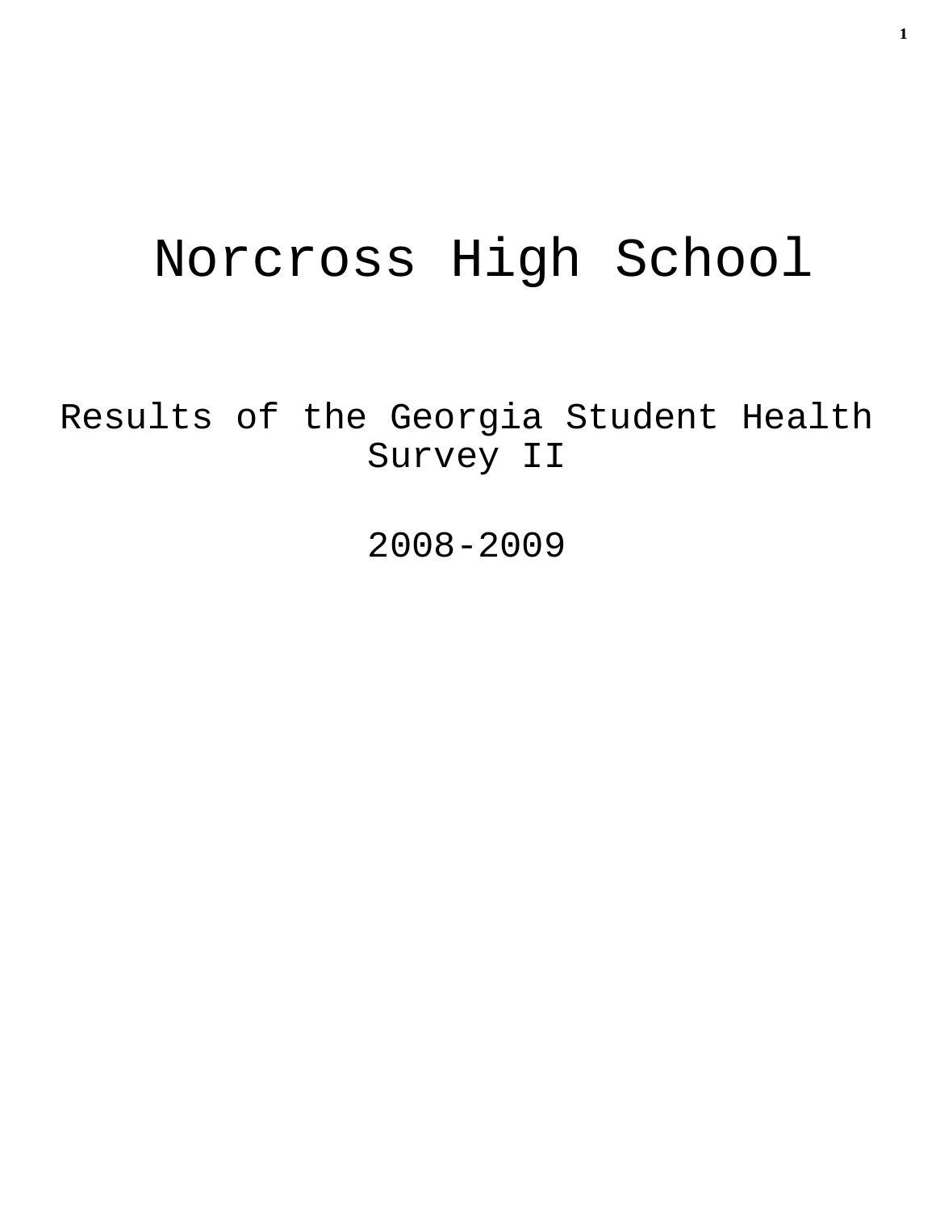# Norcross High School

## Results of the Georgia Student Health Survey II

## 2008-2009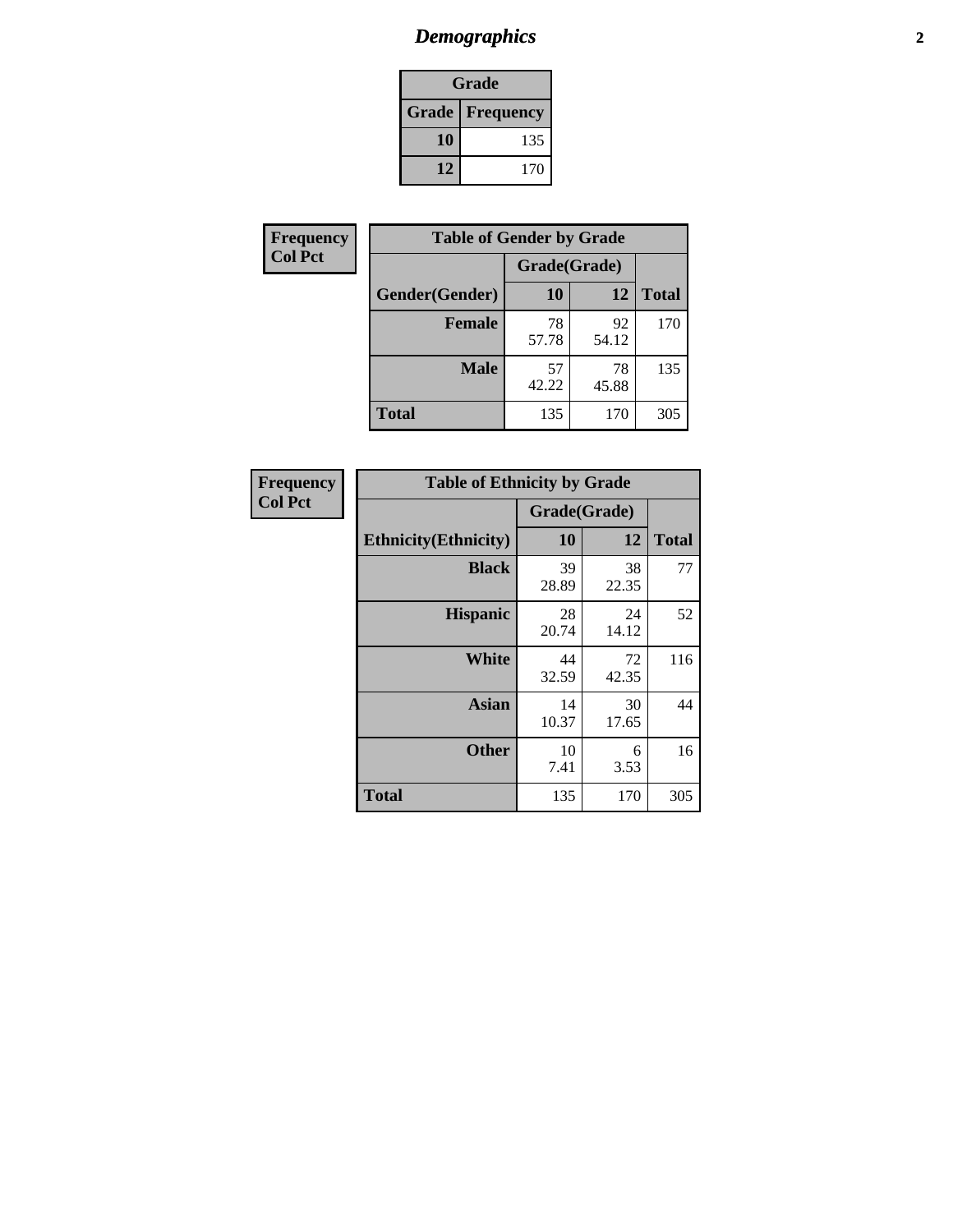# *Demographics*

| Grade | |
|---|---|
| **Grade** | **Frequency** |
| **10** | 135 |
| **12** | 170 |

**Frequency**
**Col Pct**

| Table of Gender by Grade | | | |
|---|---|---|---|
| | Grade(Grade) | | |
| **Gender(Gender)** | **10** | **12** | **Total** |
| **Female** | 78<br>57.78 | 92<br>54.12 | 170 |
| **Male** | 57<br>42.22 | 78<br>45.88 | 135 |
| **Total** | 135 | 170 | 305 |

**Frequency**
**Col Pct**

| Table of Ethnicity by Grade | | | |
|---|---|---|---|
| | Grade(Grade) | | |
| **Ethnicity(Ethnicity)** | **10** | **12** | **Total** |
| **Black** | 39<br>28.89 | 38<br>22.35 | 77 |
| **Hispanic** | 28<br>20.74 | 24<br>14.12 | 52 |
| **White** | 44<br>32.59 | 72<br>42.35 | 116 |
| **Asian** | 14<br>10.37 | 30<br>17.65 | 44 |
| **Other** | 10<br>7.41 | 6<br>3.53 | 16 |
| **Total** | 135 | 170 | 305 |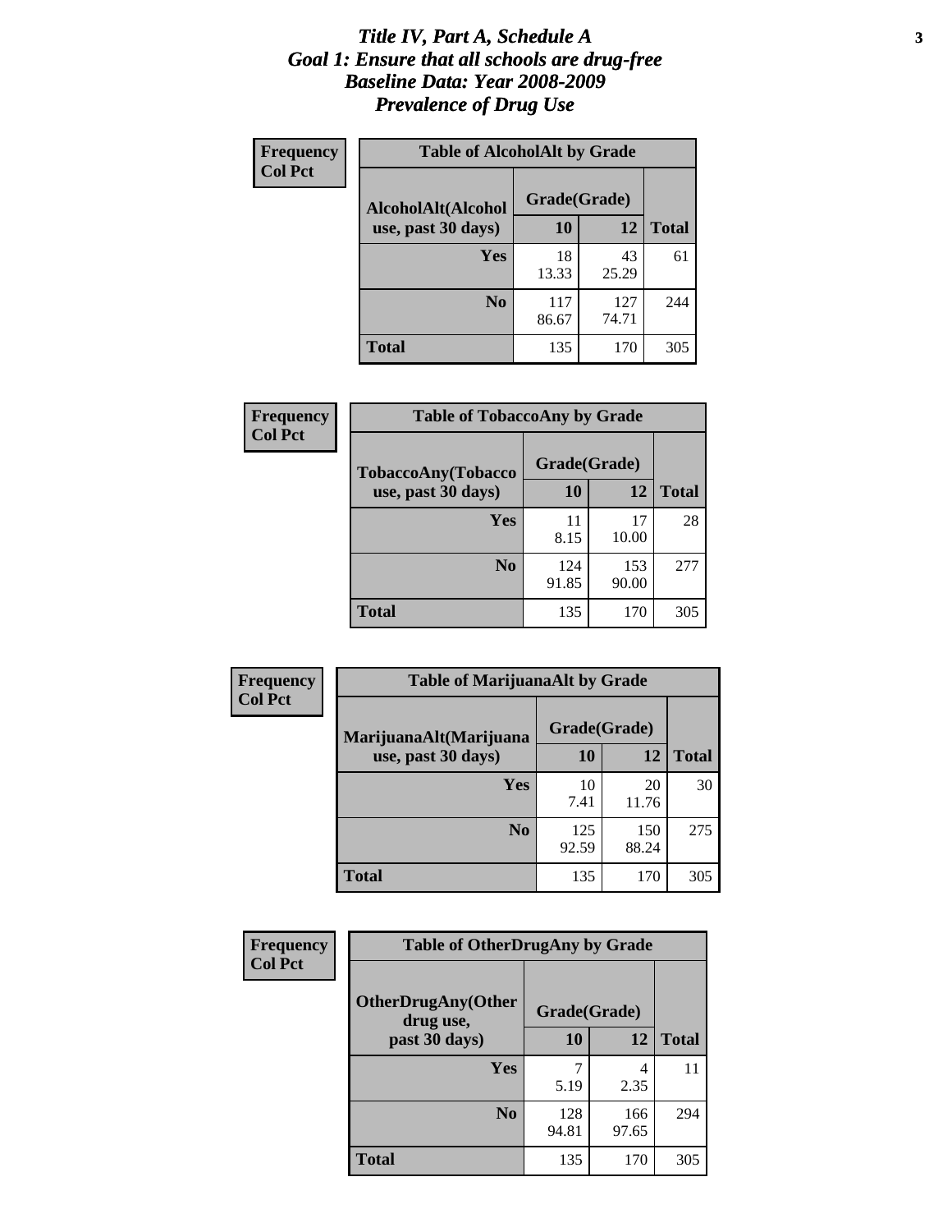# Title IV, Part A, Schedule A
## Goal 1: Ensure that all schools are drug-free
## Baseline Data: Year 2008-2009
## Prevalence of Drug Use

**Frequency**
**Col Pct**

**Table of AlcoholAlt by Grade**

| AlcoholAlt(Alcohol use, past 30 days) | Grade(Grade) 10 | 12 | Total |
|---|---|---|---|
| Yes | 18<br>13.33 | 43<br>25.29 | 61 |
| No | 117<br>86.67 | 127<br>74.71 | 244 |
| Total | 135 | 170 | 305 |

**Frequency**
**Col Pct**

**Table of TobaccoAny by Grade**

| TobaccoAny(Tobacco use, past 30 days) | Grade(Grade) 10 | 12 | Total |
|---|---|---|---|
| Yes | 11<br>8.15 | 17<br>10.00 | 28 |
| No | 124<br>91.85 | 153<br>90.00 | 277 |
| Total | 135 | 170 | 305 |

**Frequency**
**Col Pct**

**Table of MarijuanaAlt by Grade**

| MarijuanaAlt(Marijuana use, past 30 days) | Grade(Grade) 10 | 12 | Total |
|---|---|---|---|
| Yes | 10<br>7.41 | 20<br>11.76 | 30 |
| No | 125<br>92.59 | 150<br>88.24 | 275 |
| Total | 135 | 170 | 305 |

**Frequency**
**Col Pct**

**Table of OtherDrugAny by Grade**

| OtherDrugAny(Other drug use, past 30 days) | Grade(Grade) 10 | 12 | Total |
|---|---|---|---|
| Yes | 7<br>5.19 | 4<br>2.35 | 11 |
| No | 128<br>94.81 | 166<br>97.65 | 294 |
| Total | 135 | 170 | 305 |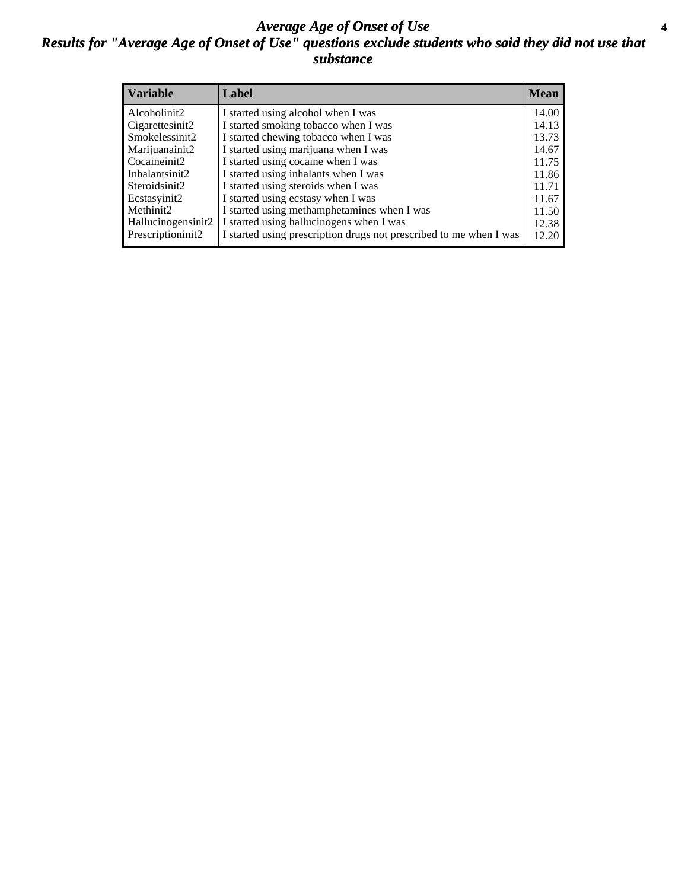# *Average Age of Onset of Use*

## *Results for "Average Age of Onset of Use" questions exclude students who said they did not use that substance*

| Variable | Label | Mean |
|---|---|---|
| Alcoholinit2 | I started using alcohol when I was | 14.00 |
| Cigarettesinit2 | I started smoking tobacco when I was | 14.13 |
| Smokelessinit2 | I started chewing tobacco when I was | 13.73 |
| Marijuanainit2 | I started using marijuana when I was | 14.67 |
| Cocaineinit2 | I started using cocaine when I was | 11.75 |
| Inhalantsinit2 | I started using inhalants when I was | 11.86 |
| Steroidsinit2 | I started using steroids when I was | 11.71 |
| Ecstasyinit2 | I started using ecstasy when I was | 11.67 |
| Methinit2 | I started using methamphetamines when I was | 11.50 |
| Hallucinogensinit2 | I started using hallucinogens when I was | 12.38 |
| Prescriptioninit2 | I started using prescription drugs not prescribed to me when I was | 12.20 |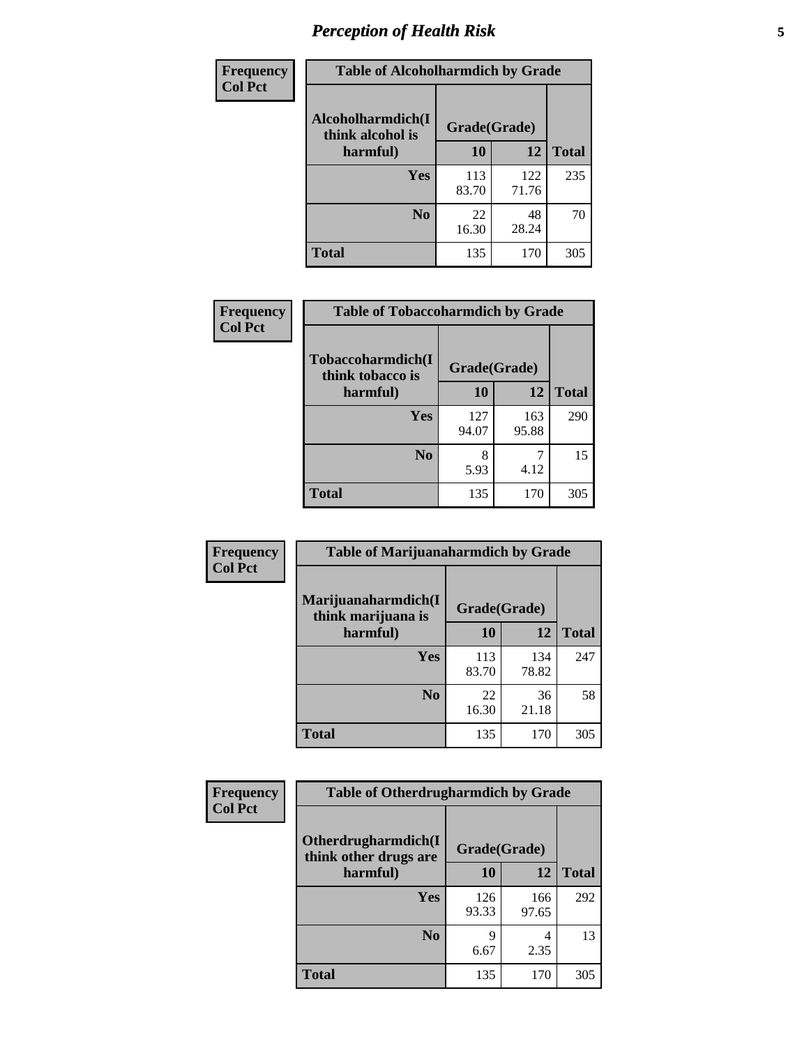# *Perception of Health Risk*

| Frequency<br>Col Pct | Table of Alcoholharmdich by Grade | | |
|---|---|---|---|
| Alcoholharmdich(I think alcohol is harmful) | Grade(Grade) | | |
| | 10 | 12 | Total |
| Yes | 113<br>83.70 | 122<br>71.76 | 235 |
| No | 22<br>16.30 | 48<br>28.24 | 70 |
| Total | 135 | 170 | 305 |

| Frequency<br>Col Pct | Table of Tobaccoharmdich by Grade | | |
|---|---|---|---|
| Tobaccoharmdich(I think tobacco is harmful) | Grade(Grade) | | |
| | 10 | 12 | Total |
| Yes | 127<br>94.07 | 163<br>95.88 | 290 |
| No | 8<br>5.93 | 7<br>4.12 | 15 |
| Total | 135 | 170 | 305 |

| Frequency<br>Col Pct | Table of Marijuanaharmdich by Grade | | |
|---|---|---|---|
| Marijuanaharmdich(I think marijuana is harmful) | Grade(Grade) | | |
| | 10 | 12 | Total |
| Yes | 113<br>83.70 | 134<br>78.82 | 247 |
| No | 22<br>16.30 | 36<br>21.18 | 58 |
| Total | 135 | 170 | 305 |

| Frequency<br>Col Pct | Table of Otherdrugharmdich by Grade | | |
|---|---|---|---|
| Otherdrugharmdich(I think other drugs are harmful) | Grade(Grade) | | |
| | 10 | 12 | Total |
| Yes | 126<br>93.33 | 166<br>97.65 | 292 |
| No | 9<br>6.67 | 4<br>2.35 | 13 |
| Total | 135 | 170 | 305 |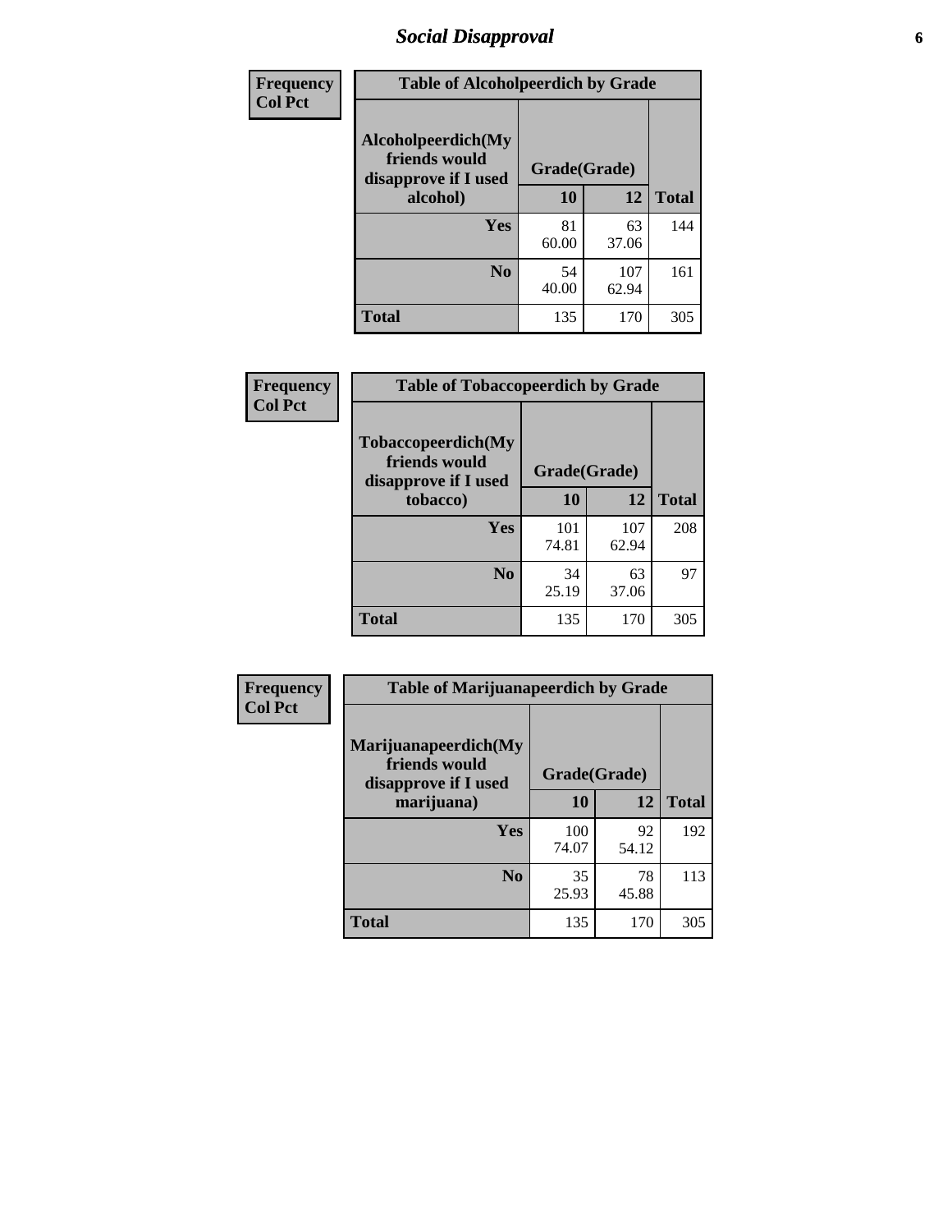# Social Disapproval

| Frequency Col Pct |
|---|

**Table of Alcoholpeerdich by Grade**

| Alcoholpeerdich(My friends would disapprove if I used alcohol) | Grade(Grade) 10 | 12 | Total |
|---|---|---|---|
| Yes | 81<br>60.00 | 63<br>37.06 | 144 |
| No | 54<br>40.00 | 107<br>62.94 | 161 |
| Total | 135 | 170 | 305 |

| Frequency Col Pct |
|---|

**Table of Tobaccopeerdich by Grade**

| Tobaccopeerdich(My friends would disapprove if I used tobacco) | Grade(Grade) 10 | 12 | Total |
|---|---|---|---|
| Yes | 101<br>74.81 | 107<br>62.94 | 208 |
| No | 34<br>25.19 | 63<br>37.06 | 97 |
| Total | 135 | 170 | 305 |

| Frequency Col Pct |
|---|

**Table of Marijuanapeerdich by Grade**

| Marijuanapeerdich(My friends would disapprove if I used marijuana) | Grade(Grade) 10 | 12 | Total |
|---|---|---|---|
| Yes | 100<br>74.07 | 92<br>54.12 | 192 |
| No | 35<br>25.93 | 78<br>45.88 | 113 |
| Total | 135 | 170 | 305 |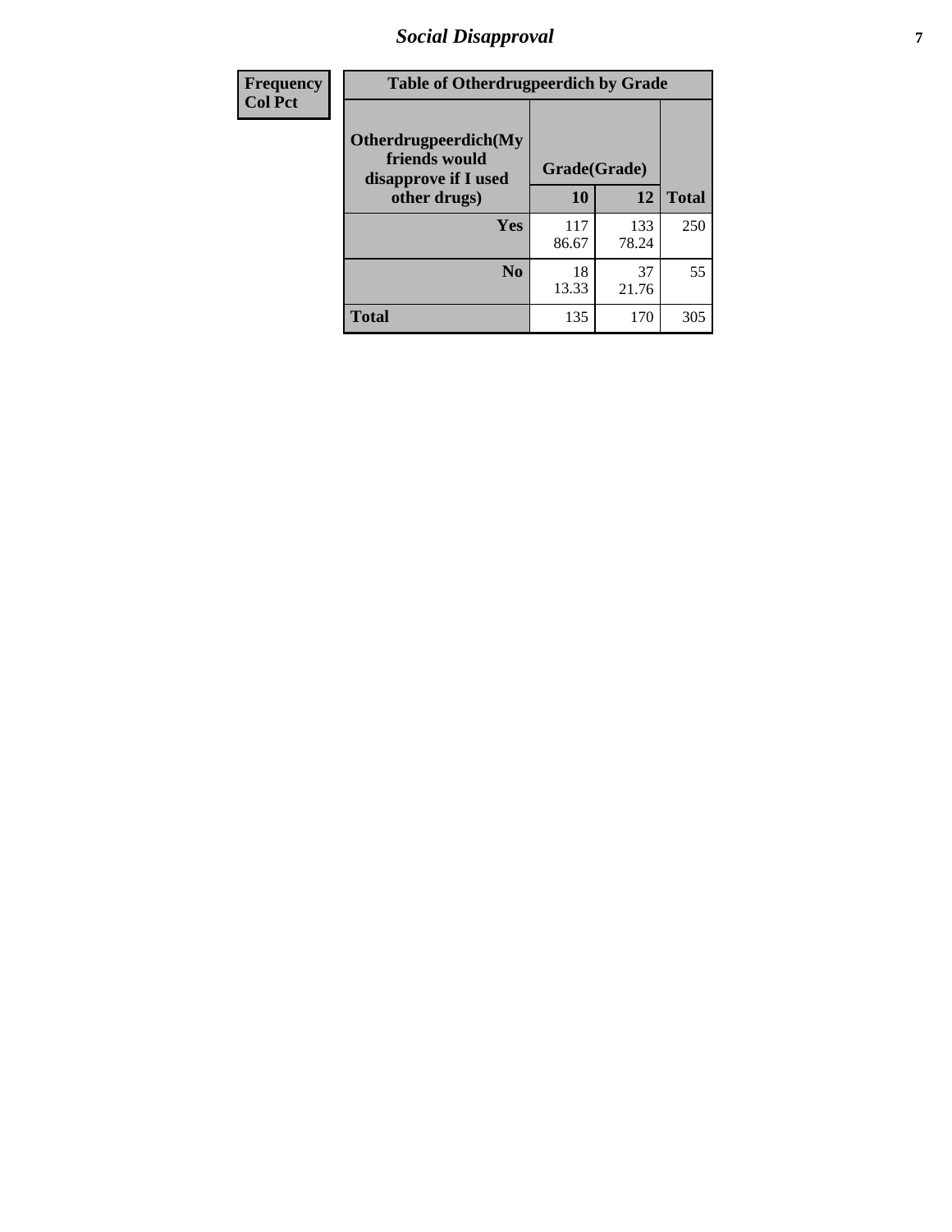| Frequency<br>Col Pct | Table of Otherdrugpeerdich by Grade | | | |
|---|---|---|---|---|
| | Otherdrugpeerdich(My friends would disapprove if I used other drugs) | Grade(Grade) | | Total |
| | | 10 | 12 | |
| | **Yes** | 117<br>86.67 | 133<br>78.24 | 250 |
| | **No** | 18<br>13.33 | 37<br>21.76 | 55 |
| | **Total** | 135 | 170 | 305 |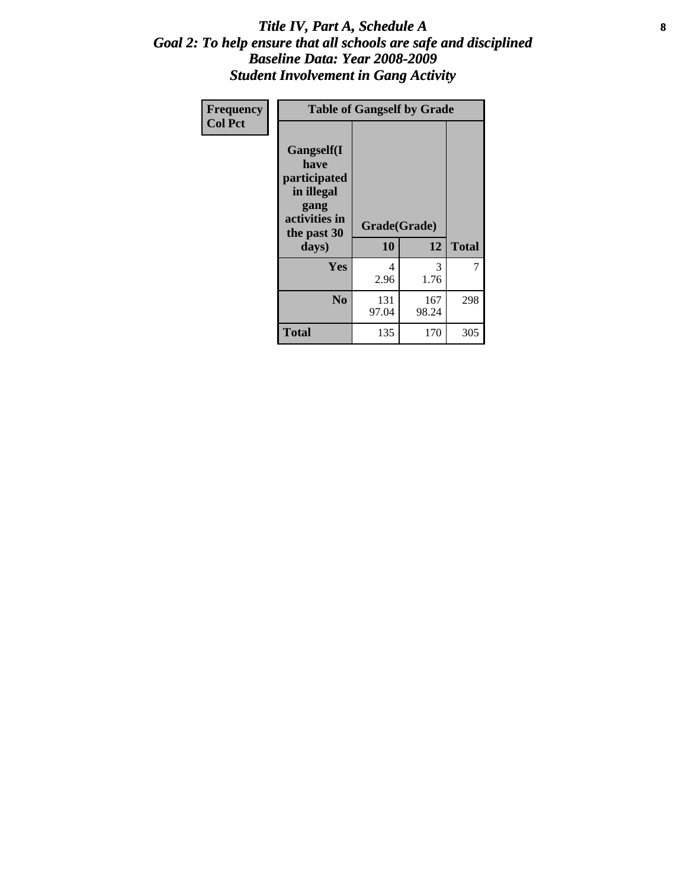# *Title IV, Part A, Schedule A*
## *Goal 2: To help ensure that all schools are safe and disciplined*
## *Baseline Data: Year 2008-2009*
## *Student Involvement in Gang Activity*

| Frequency<br>Col Pct | Table of Gangself by Grade | | |
|---|---|---|---|
| **Gangself(I have participated in illegal gang activities in the past 30 days)** | **Grade(Grade)** | | |
| | **10** | **12** | **Total** |
| **Yes** | 4<br>2.96 | 3<br>1.76 | 7 |
| **No** | 131<br>97.04 | 167<br>98.24 | 298 |
| **Total** | 135 | 170 | 305 |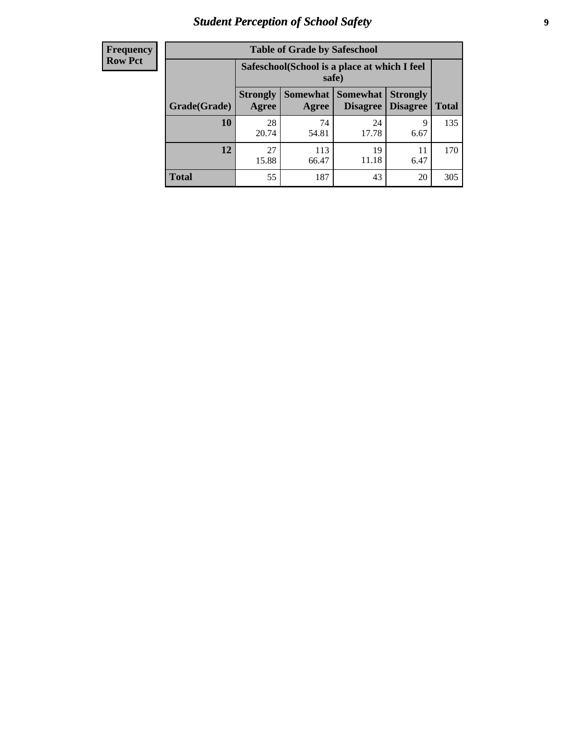| Frequency Row Pct |
|---|

| Table of Grade by Safeschool | | | | | |
|---|---|---|---|---|---|
| | Safeschool(School is a place at which I feel safe) | | | | |
| Grade(Grade) | Strongly Agree | Somewhat Agree | Somewhat Disagree | Strongly Disagree | Total |
| 10 | 28<br>20.74 | 74<br>54.81 | 24<br>17.78 | 9<br>6.67 | 135 |
| 12 | 27<br>15.88 | 113<br>66.47 | 19<br>11.18 | 11<br>6.47 | 170 |
| Total | 55 | 187 | 43 | 20 | 305 |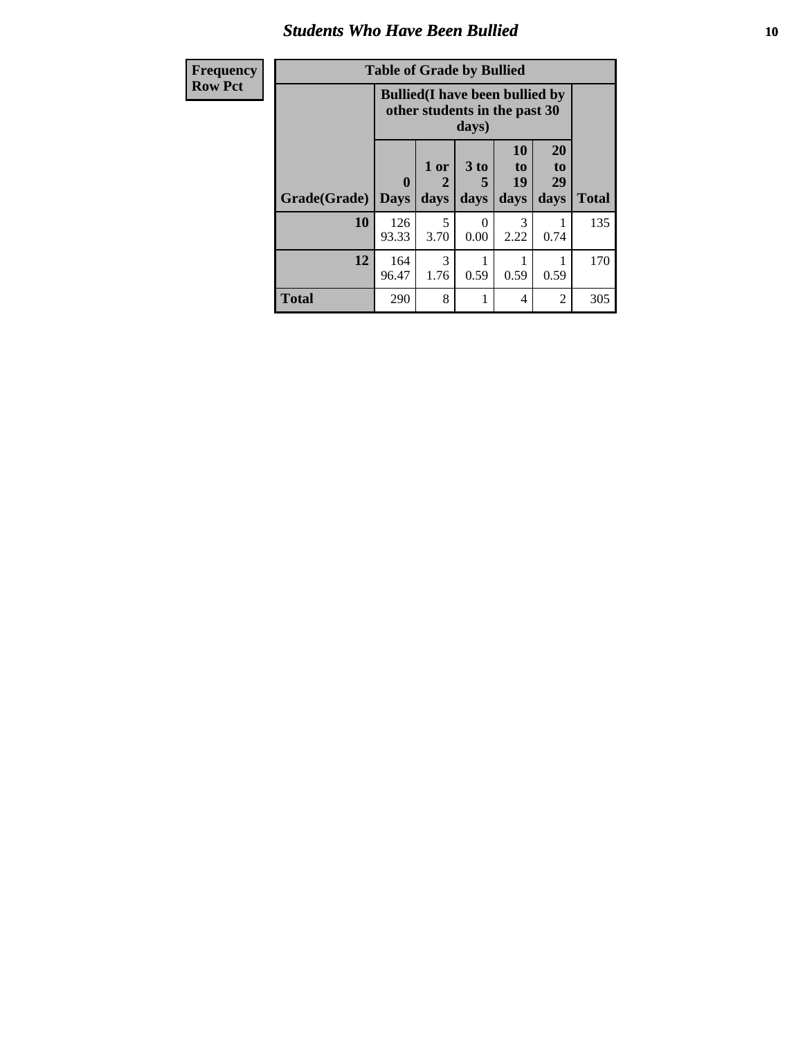| Frequency Row Pct |
|---|

| Table of Grade by Bullied | | | | | | |
|---|---|---|---|---|---|---|
| | Bullied(I have been bullied by other students in the past 30 days) | | | | | |
| Grade(Grade) | 0 Days | 1 or 2 days | 3 to 5 days | 10 to 19 days | 20 to 29 days | Total |
| 10 | 126<br>93.33 | 5<br>3.70 | 0<br>0.00 | 3<br>2.22 | 1<br>0.74 | 135 |
| 12 | 164<br>96.47 | 3<br>1.76 | 1<br>0.59 | 1<br>0.59 | 1<br>0.59 | 170 |
| Total | 290 | 8 | 1 | 4 | 2 | 305 |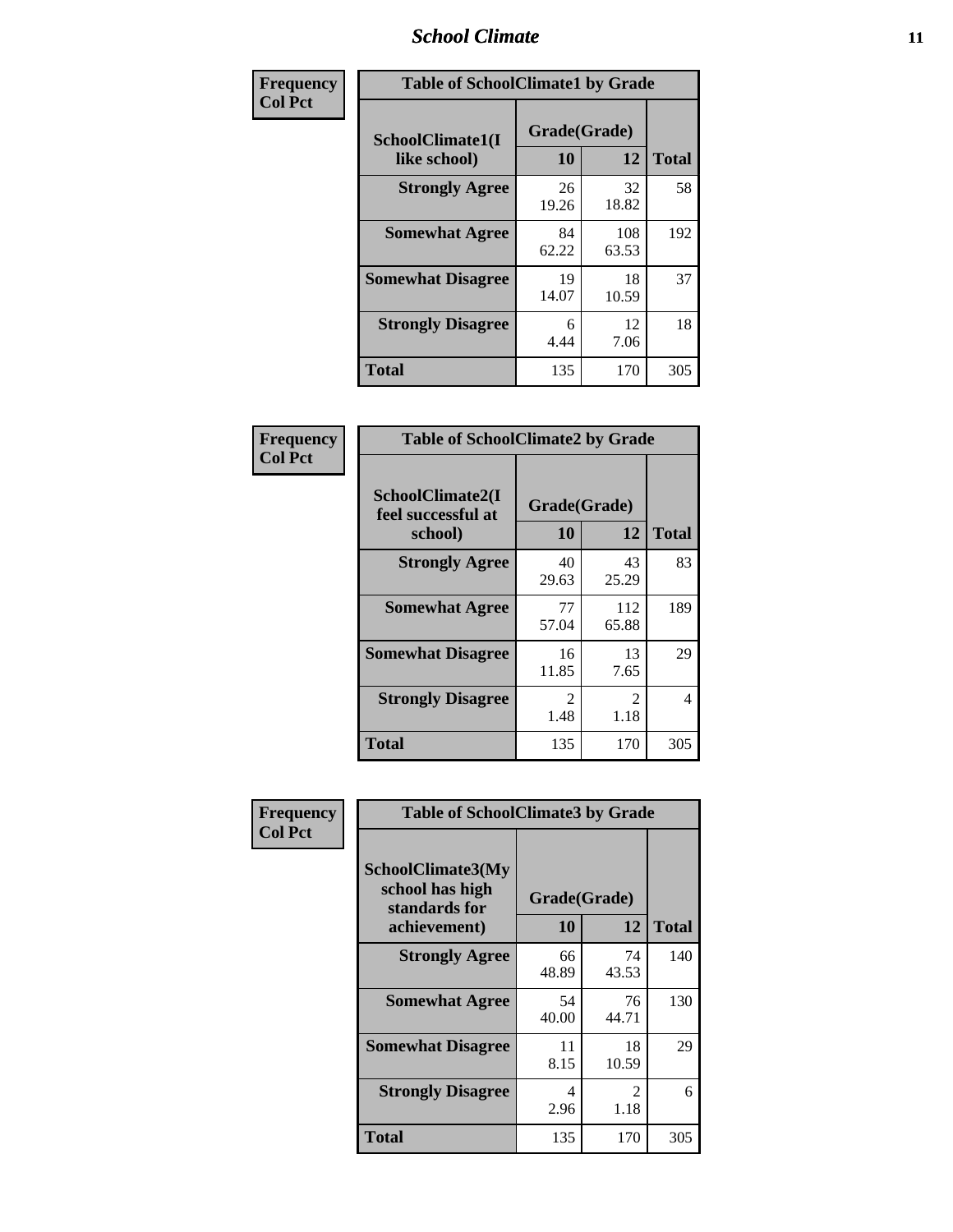| Frequency Col Pct | Table of SchoolClimate1 by Grade | | |
|---|---|---|---|
| SchoolClimate1(I like school) | Grade(Grade) | | |
| | 10 | 12 | Total |
| Strongly Agree | 26<br>19.26 | 32<br>18.82 | 58 |
| Somewhat Agree | 84<br>62.22 | 108<br>63.53 | 192 |
| Somewhat Disagree | 19<br>14.07 | 18<br>10.59 | 37 |
| Strongly Disagree | 6<br>4.44 | 12<br>7.06 | 18 |
| Total | 135 | 170 | 305 |

| Frequency Col Pct | Table of SchoolClimate2 by Grade | | |
|---|---|---|---|
| SchoolClimate2(I feel successful at school) | Grade(Grade) | | |
| | 10 | 12 | Total |
| Strongly Agree | 40<br>29.63 | 43<br>25.29 | 83 |
| Somewhat Agree | 77<br>57.04 | 112<br>65.88 | 189 |
| Somewhat Disagree | 16<br>11.85 | 13<br>7.65 | 29 |
| Strongly Disagree | 2<br>1.48 | 2<br>1.18 | 4 |
| Total | 135 | 170 | 305 |

| Frequency Col Pct | Table of SchoolClimate3 by Grade | | |
|---|---|---|---|
| SchoolClimate3(My school has high standards for achievement) | Grade(Grade) | | |
| | 10 | 12 | Total |
| Strongly Agree | 66<br>48.89 | 74<br>43.53 | 140 |
| Somewhat Agree | 54<br>40.00 | 76<br>44.71 | 130 |
| Somewhat Disagree | 11<br>8.15 | 18<br>10.59 | 29 |
| Strongly Disagree | 4<br>2.96 | 2<br>1.18 | 6 |
| Total | 135 | 170 | 305 |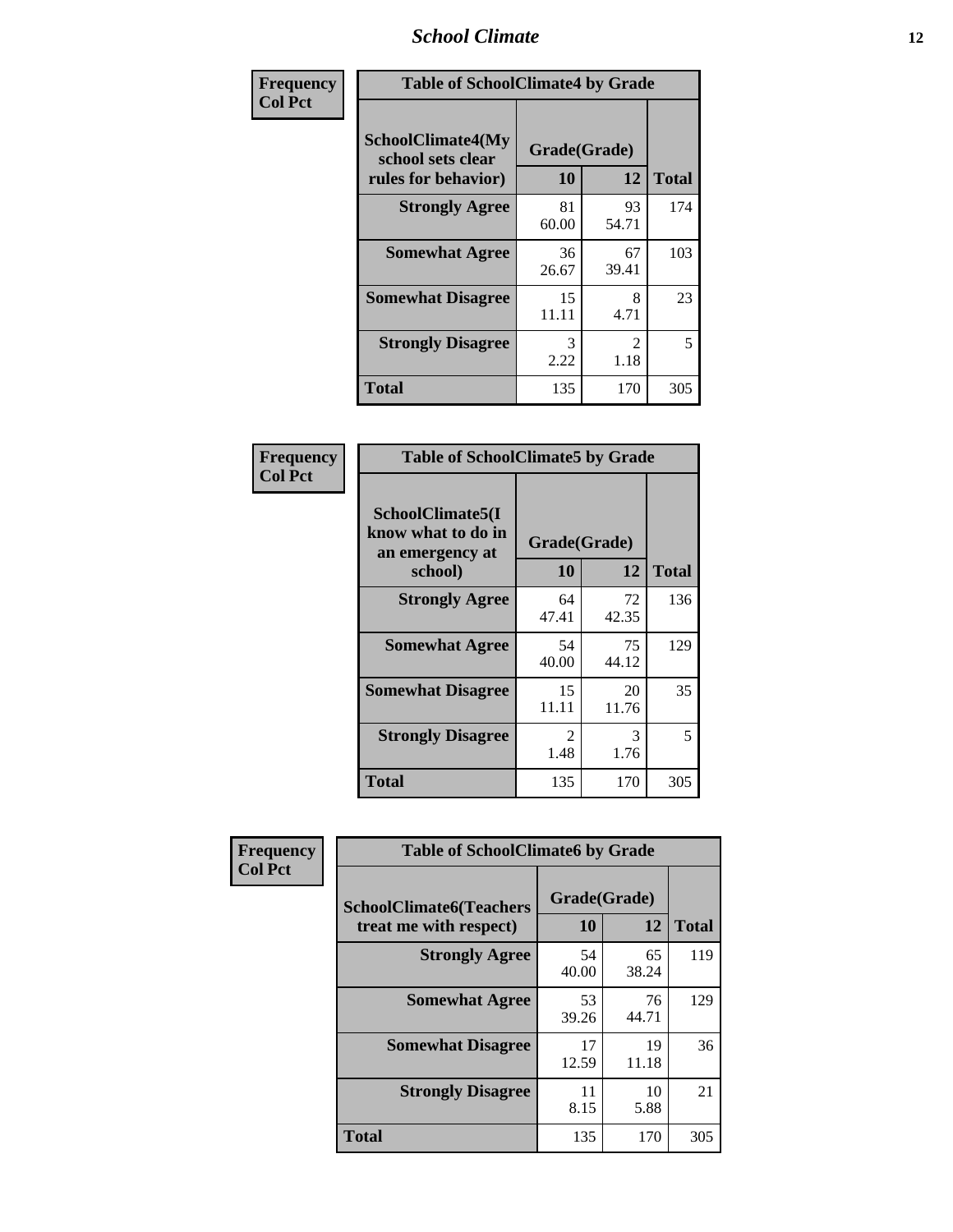| Frequency Col Pct | Table of SchoolClimate4 by Grade | | |
|---|---|---|---|
| SchoolClimate4(My school sets clear rules for behavior) | Grade(Grade) | | |
| | 10 | 12 | Total |
| Strongly Agree | 81<br>60.00 | 93<br>54.71 | 174 |
| Somewhat Agree | 36<br>26.67 | 67<br>39.41 | 103 |
| Somewhat Disagree | 15<br>11.11 | 8<br>4.71 | 23 |
| Strongly Disagree | 3<br>2.22 | 2<br>1.18 | 5 |
| Total | 135 | 170 | 305 |

| Frequency Col Pct | Table of SchoolClimate5 by Grade | | |
|---|---|---|---|
| SchoolClimate5(I know what to do in an emergency at school) | Grade(Grade) | | |
| | 10 | 12 | Total |
| Strongly Agree | 64<br>47.41 | 72<br>42.35 | 136 |
| Somewhat Agree | 54<br>40.00 | 75<br>44.12 | 129 |
| Somewhat Disagree | 15<br>11.11 | 20<br>11.76 | 35 |
| Strongly Disagree | 2<br>1.48 | 3<br>1.76 | 5 |
| Total | 135 | 170 | 305 |

| Frequency Col Pct | Table of SchoolClimate6 by Grade | | |
|---|---|---|---|
| SchoolClimate6(Teachers treat me with respect) | Grade(Grade) | | |
| | 10 | 12 | Total |
| Strongly Agree | 54<br>40.00 | 65<br>38.24 | 119 |
| Somewhat Agree | 53<br>39.26 | 76<br>44.71 | 129 |
| Somewhat Disagree | 17<br>12.59 | 19<br>11.18 | 36 |
| Strongly Disagree | 11<br>8.15 | 10<br>5.88 | 21 |
| Total | 135 | 170 | 305 |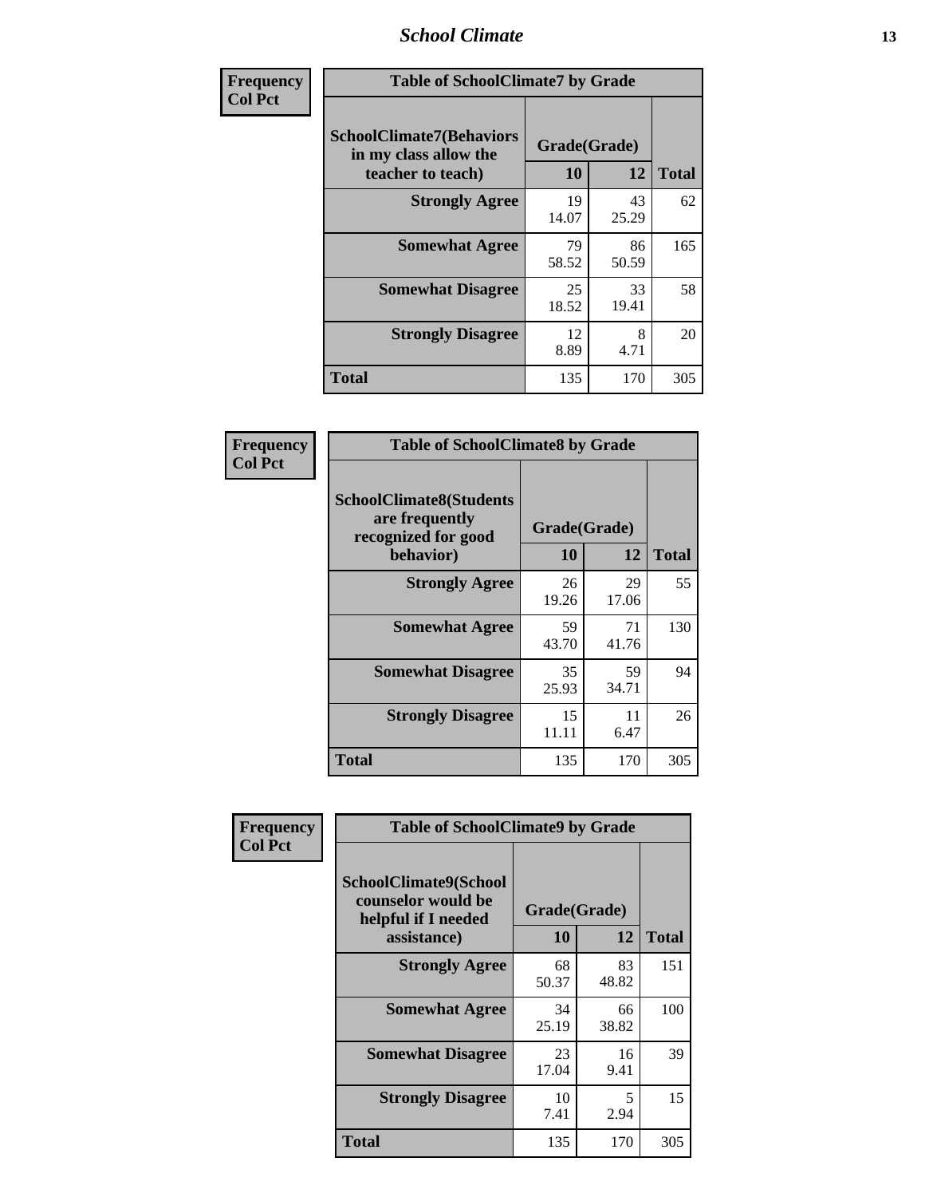| Frequency Col Pct |
|---|

**Table of SchoolClimate7 by Grade**

| SchoolClimate7(Behaviors in my class allow the teacher to teach) | Grade(Grade) 10 | 12 | Total |
|---|---|---|---|
| Strongly Agree | 19<br>14.07 | 43<br>25.29 | 62 |
| Somewhat Agree | 79<br>58.52 | 86<br>50.59 | 165 |
| Somewhat Disagree | 25<br>18.52 | 33<br>19.41 | 58 |
| Strongly Disagree | 12<br>8.89 | 8<br>4.71 | 20 |
| Total | 135 | 170 | 305 |

| Frequency Col Pct |
|---|

**Table of SchoolClimate8 by Grade**

| SchoolClimate8(Students are frequently recognized for good behavior) | Grade(Grade) 10 | 12 | Total |
|---|---|---|---|
| Strongly Agree | 26<br>19.26 | 29<br>17.06 | 55 |
| Somewhat Agree | 59<br>43.70 | 71<br>41.76 | 130 |
| Somewhat Disagree | 35<br>25.93 | 59<br>34.71 | 94 |
| Strongly Disagree | 15<br>11.11 | 11<br>6.47 | 26 |
| Total | 135 | 170 | 305 |

| Frequency Col Pct |
|---|

**Table of SchoolClimate9 by Grade**

| SchoolClimate9(School counselor would be helpful if I needed assistance) | Grade(Grade) 10 | 12 | Total |
|---|---|---|---|
| Strongly Agree | 68<br>50.37 | 83<br>48.82 | 151 |
| Somewhat Agree | 34<br>25.19 | 66<br>38.82 | 100 |
| Somewhat Disagree | 23<br>17.04 | 16<br>9.41 | 39 |
| Strongly Disagree | 10<br>7.41 | 5<br>2.94 | 15 |
| Total | 135 | 170 | 305 |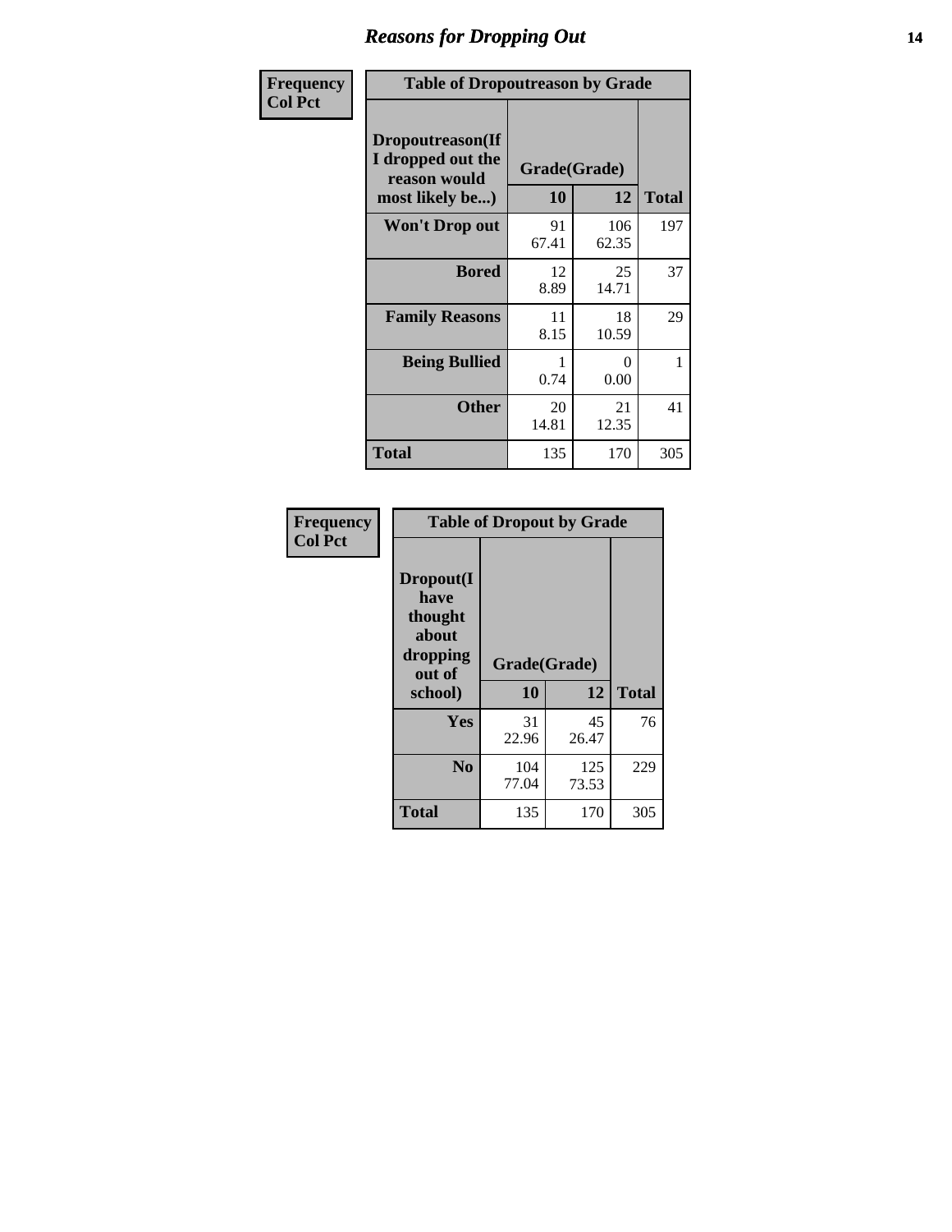| Frequency<br>Col Pct | Table of Dropoutreason by Grade | | |
|---|---|---|---|
| **Dropoutreason(If I dropped out the reason would most likely be...)** | **Grade(Grade)** | | |
| | **10** | **12** | **Total** |
| **Won't Drop out** | 91<br>67.41 | 106<br>62.35 | 197 |
| **Bored** | 12<br>8.89 | 25<br>14.71 | 37 |
| **Family Reasons** | 11<br>8.15 | 18<br>10.59 | 29 |
| **Being Bullied** | 1<br>0.74 | 0<br>0.00 | 1 |
| **Other** | 20<br>14.81 | 21<br>12.35 | 41 |
| **Total** | 135 | 170 | 305 |

| Frequency<br>Col Pct | Table of Dropout by Grade | | |
|---|---|---|---|
| **Dropout(I have thought about dropping out of school)** | **Grade(Grade)** | | |
| | **10** | **12** | **Total** |
| **Yes** | 31<br>22.96 | 45<br>26.47 | 76 |
| **No** | 104<br>77.04 | 125<br>73.53 | 229 |
| **Total** | 135 | 170 | 305 |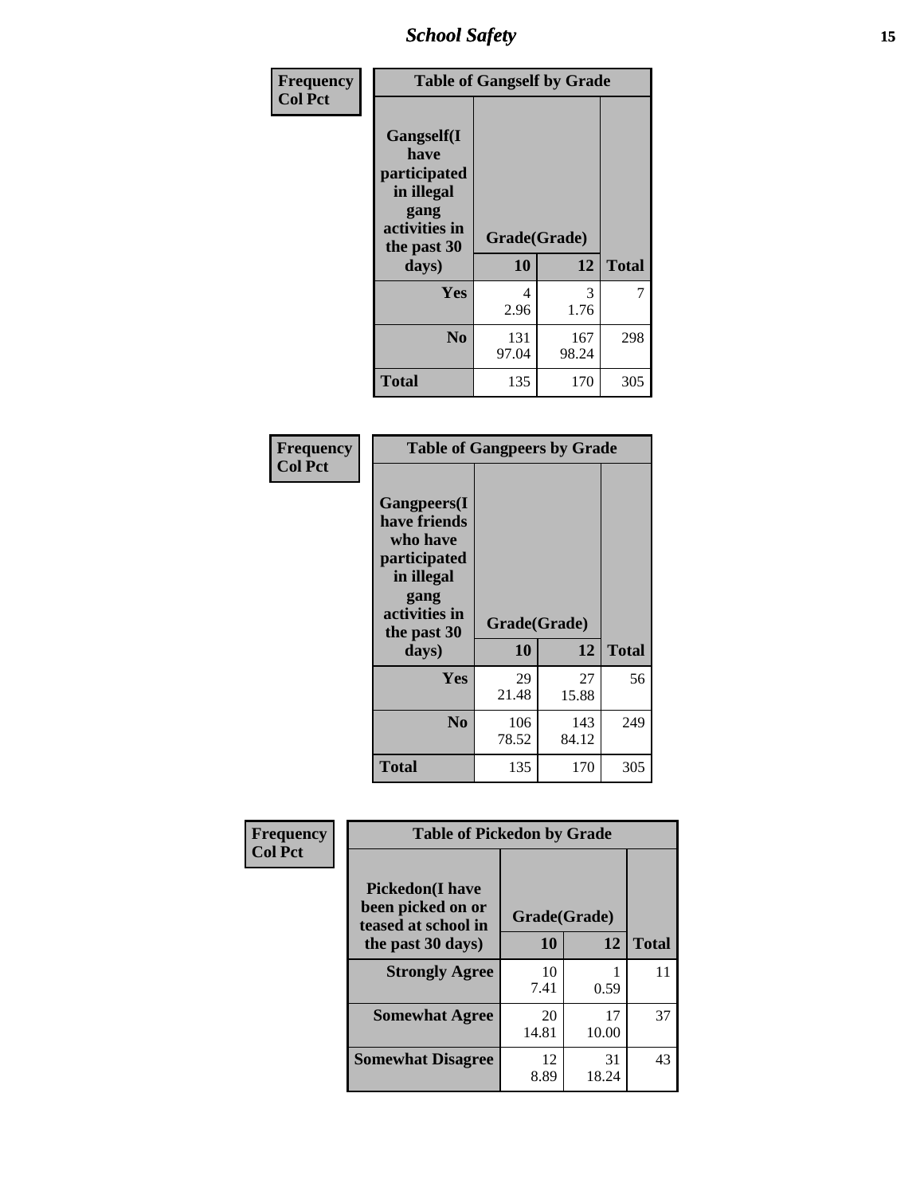Frequency
Col Pct

| Table of Gangself by Grade | | | |
|---|---|---|---|
| Gangself(I have participated in illegal gang activities in the past 30 days) | Grade(Grade) | | |
| | 10 | 12 | Total |
| Yes | 4<br>2.96 | 3<br>1.76 | 7 |
| No | 131<br>97.04 | 167<br>98.24 | 298 |
| Total | 135 | 170 | 305 |

Frequency
Col Pct

| Table of Gangpeers by Grade | | | |
|---|---|---|---|
| Gangpeers(I have friends who have participated in illegal gang activities in the past 30 days) | Grade(Grade) | | |
| | 10 | 12 | Total |
| Yes | 29<br>21.48 | 27<br>15.88 | 56 |
| No | 106<br>78.52 | 143<br>84.12 | 249 |
| Total | 135 | 170 | 305 |

Frequency
Col Pct

| Table of Pickedon by Grade | | | |
|---|---|---|---|
| Pickedon(I have been picked on or teased at school in the past 30 days) | Grade(Grade) | | |
| | 10 | 12 | Total |
| Strongly Agree | 10<br>7.41 | 1<br>0.59 | 11 |
| Somewhat Agree | 20<br>14.81 | 17<br>10.00 | 37 |
| Somewhat Disagree | 12<br>8.89 | 31<br>18.24 | 43 |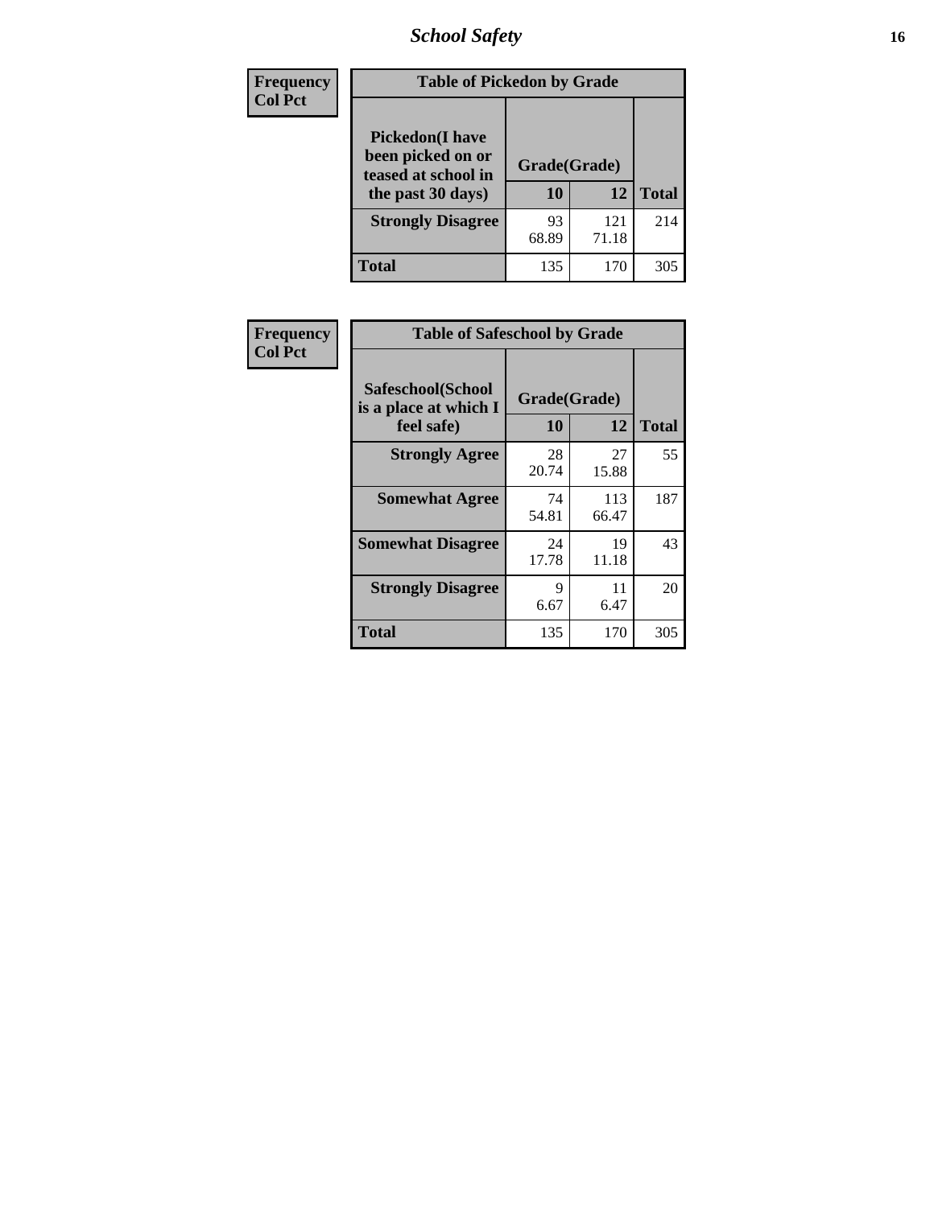# School Safety

**Frequency**
**Col Pct**

| Table of Pickedon by Grade | | | |
|---|---|---|---|
| **Pickedon(I have been picked on or teased at school in the past 30 days)** | **Grade(Grade)** | | |
| | **10** | **12** | **Total** |
| **Strongly Disagree** | 93<br>68.89 | 121<br>71.18 | 214 |
| **Total** | 135 | 170 | 305 |

**Frequency**
**Col Pct**

| Table of Safeschool by Grade | | | |
|---|---|---|---|
| **Safeschool(School is a place at which I feel safe)** | **Grade(Grade)** | | |
| | **10** | **12** | **Total** |
| **Strongly Agree** | 28<br>20.74 | 27<br>15.88 | 55 |
| **Somewhat Agree** | 74<br>54.81 | 113<br>66.47 | 187 |
| **Somewhat Disagree** | 24<br>17.78 | 19<br>11.18 | 43 |
| **Strongly Disagree** | 9<br>6.67 | 11<br>6.47 | 20 |
| **Total** | 135 | 170 | 305 |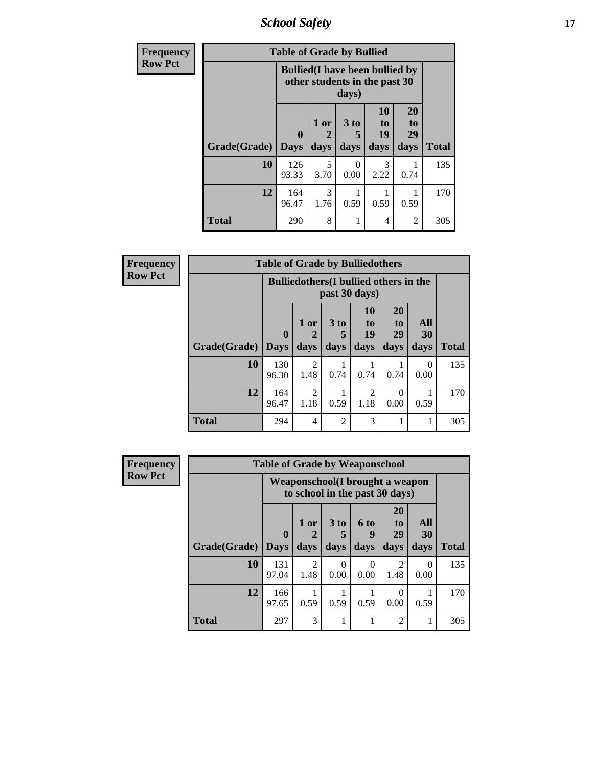| Frequency<br>Row Pct | Table of Grade by Bullied | | | | | |
|---|---|---|---|---|---|---|
| | Bullied(I have been bullied by other students in the past 30 days) | | | | | |
| Grade(Grade) | 0 Days | 1 or 2 days | 3 to 5 days | 10 to 19 days | 20 to 29 days | Total |
| 10 | 126<br>93.33 | 5<br>3.70 | 0<br>0.00 | 3<br>2.22 | 1<br>0.74 | 135 |
| 12 | 164<br>96.47 | 3<br>1.76 | 1<br>0.59 | 1<br>0.59 | 1<br>0.59 | 170 |
| Total | 290 | 8 | 1 | 4 | 2 | 305 |

| Frequency<br>Row Pct | Table of Grade by Bulliedothers | | | | | | |
|---|---|---|---|---|---|---|---|
| | Bulliedothers(I bullied others in the past 30 days) | | | | | | |
| Grade(Grade) | 0 Days | 1 or 2 days | 3 to 5 days | 10 to 19 days | 20 to 29 days | All 30 days | Total |
| 10 | 130<br>96.30 | 2<br>1.48 | 1<br>0.74 | 1<br>0.74 | 1<br>0.74 | 0<br>0.00 | 135 |
| 12 | 164<br>96.47 | 2<br>1.18 | 1<br>0.59 | 2<br>1.18 | 0<br>0.00 | 1<br>0.59 | 170 |
| Total | 294 | 4 | 2 | 3 | 1 | 1 | 305 |

| Frequency<br>Row Pct | Table of Grade by Weaponschool | | | | | | |
|---|---|---|---|---|---|---|---|
| | Weaponschool(I brought a weapon to school in the past 30 days) | | | | | | |
| Grade(Grade) | 0 Days | 1 or 2 days | 3 to 5 days | 6 to 9 days | 20 to 29 days | All 30 days | Total |
| 10 | 131<br>97.04 | 2<br>1.48 | 0<br>0.00 | 0<br>0.00 | 2<br>1.48 | 0<br>0.00 | 135 |
| 12 | 166<br>97.65 | 1<br>0.59 | 1<br>0.59 | 1<br>0.59 | 0<br>0.00 | 1<br>0.59 | 170 |
| Total | 297 | 3 | 1 | 1 | 2 | 1 | 305 |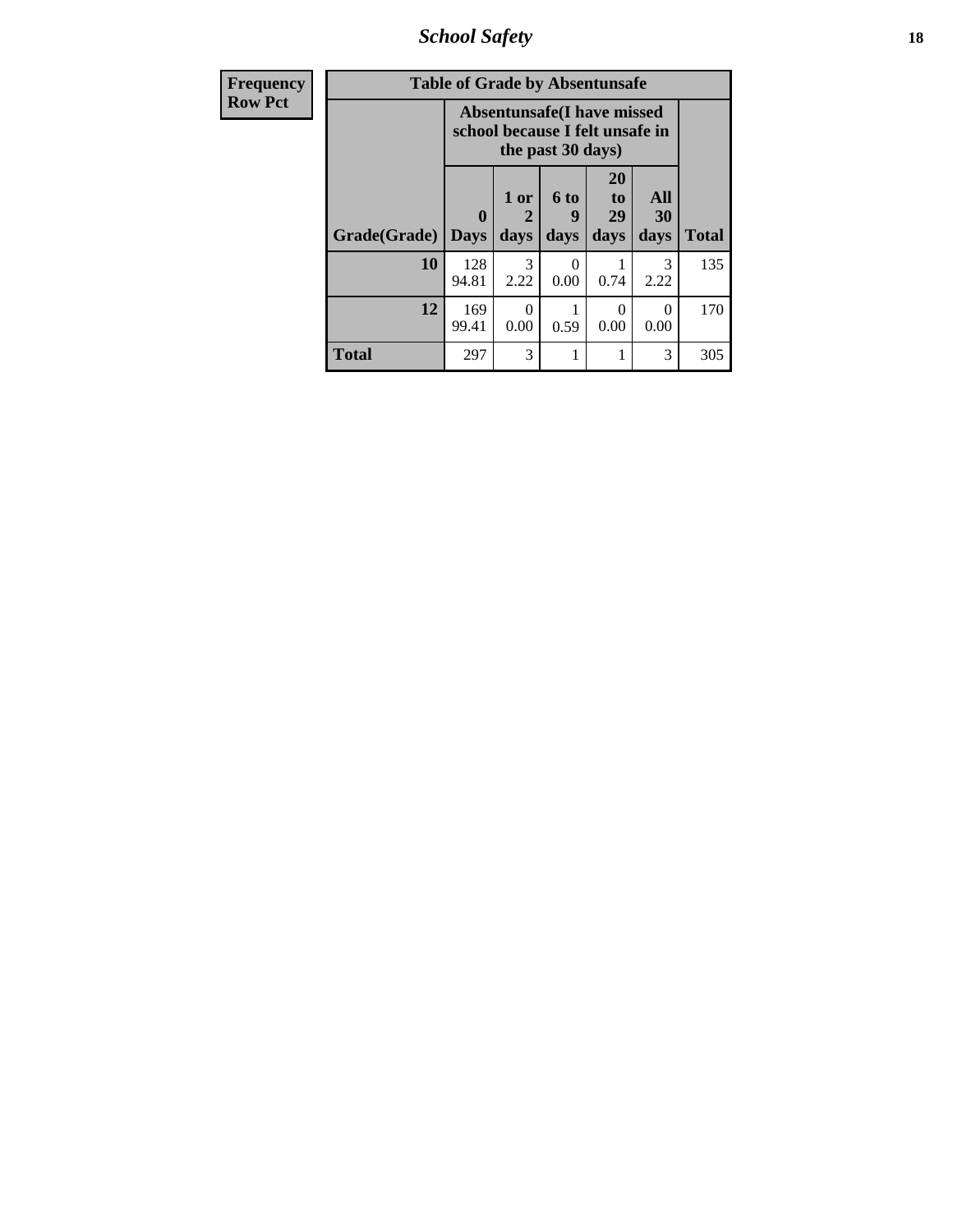| Frequency Row Pct |
|---|

**Table of Grade by Absentunsafe**

| Grade(Grade) | Absentunsafe(I have missed school because I felt unsafe in the past 30 days) | | | | | Total |
|---|---|---|---|---|---|---|
| | 0 Days | 1 or 2 days | 6 to 9 days | 20 to 29 days | All 30 days | |
| 10 | 128 94.81 | 3 2.22 | 0 0.00 | 1 0.74 | 3 2.22 | 135 |
| 12 | 169 99.41 | 0 0.00 | 1 0.59 | 0 0.00 | 0 0.00 | 170 |
| Total | 297 | 3 | 1 | 1 | 3 | 305 |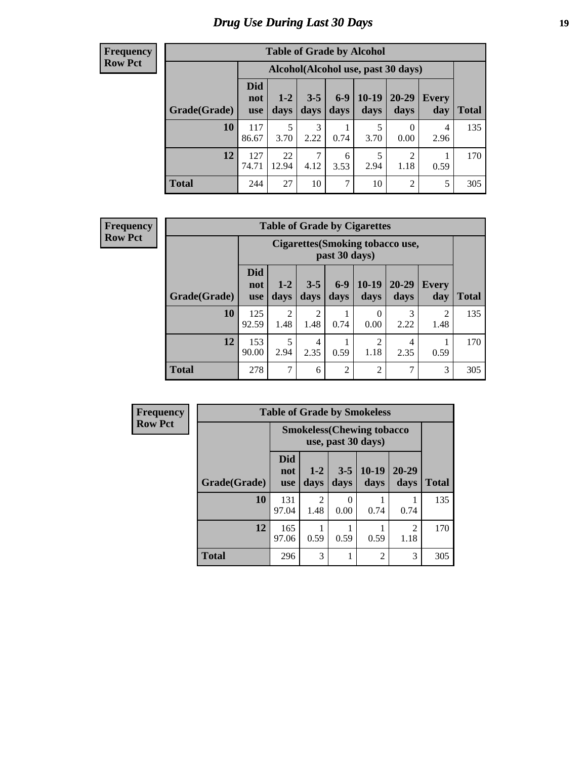# Drug Use During Last 30 Days

**Frequency**
**Row Pct**

| Table of Grade by Alcohol | | | | | | | | |
|---|---|---|---|---|---|---|---|---|
| | Alcohol(Alcohol use, past 30 days) | | | | | | | |
| Grade(Grade) | Did not use | 1-2 days | 3-5 days | 6-9 days | 10-19 days | 20-29 days | Every day | Total |
| 10 | 117<br>86.67 | 5<br>3.70 | 3<br>2.22 | 1<br>0.74 | 5<br>3.70 | 0<br>0.00 | 4<br>2.96 | 135 |
| 12 | 127<br>74.71 | 22<br>12.94 | 7<br>4.12 | 6<br>3.53 | 5<br>2.94 | 2<br>1.18 | 1<br>0.59 | 170 |
| Total | 244 | 27 | 10 | 7 | 10 | 2 | 5 | 305 |

**Frequency**
**Row Pct**

| Table of Grade by Cigarettes | | | | | | | | |
|---|---|---|---|---|---|---|---|---|
| | Cigarettes(Smoking tobacco use, past 30 days) | | | | | | | |
| Grade(Grade) | Did not use | 1-2 days | 3-5 days | 6-9 days | 10-19 days | 20-29 days | Every day | Total |
| 10 | 125<br>92.59 | 2<br>1.48 | 2<br>1.48 | 1<br>0.74 | 0<br>0.00 | 3<br>2.22 | 2<br>1.48 | 135 |
| 12 | 153<br>90.00 | 5<br>2.94 | 4<br>2.35 | 1<br>0.59 | 2<br>1.18 | 4<br>2.35 | 1<br>0.59 | 170 |
| Total | 278 | 7 | 6 | 2 | 2 | 7 | 3 | 305 |

**Frequency**
**Row Pct**

| Table of Grade by Smokeless | | | | | | |
|---|---|---|---|---|---|---|
| | Smokeless(Chewing tobacco use, past 30 days) | | | | | |
| Grade(Grade) | Did not use | 1-2 days | 3-5 days | 10-19 days | 20-29 days | Total |
| 10 | 131<br>97.04 | 2<br>1.48 | 0<br>0.00 | 1<br>0.74 | 1<br>0.74 | 135 |
| 12 | 165<br>97.06 | 1<br>0.59 | 1<br>0.59 | 1<br>0.59 | 2<br>1.18 | 170 |
| Total | 296 | 3 | 1 | 2 | 3 | 305 |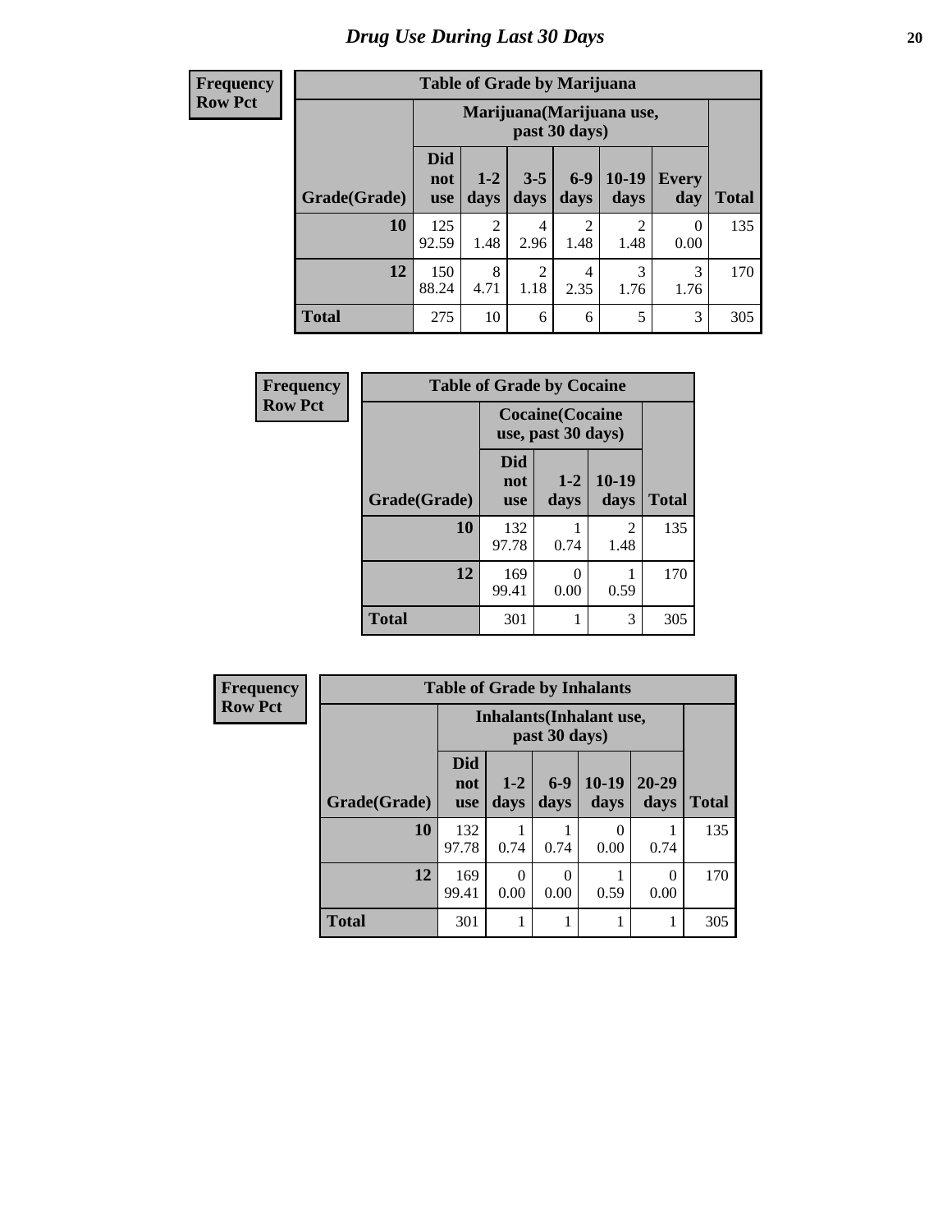# Drug Use During Last 30 Days

| Frequency<br>Row Pct | | | | | | | |
|---|---|---|---|---|---|---|---|

**Table of Grade by Marijuana**

| Grade(Grade) | Marijuana(Marijuana use, past 30 days) | | | | | | Total |
|---|---|---|---|---|---|---|---|
| | Did not use | 1-2 days | 3-5 days | 6-9 days | 10-19 days | Every day | |
| 10 | 125<br>92.59 | 2<br>1.48 | 4<br>2.96 | 2<br>1.48 | 2<br>1.48 | 0<br>0.00 | 135 |
| 12 | 150<br>88.24 | 8<br>4.71 | 2<br>1.18 | 4<br>2.35 | 3<br>1.76 | 3<br>1.76 | 170 |
| Total | 275 | 10 | 6 | 6 | 5 | 3 | 305 |

| Frequency<br>Row Pct | | | | |
|---|---|---|---|---|

**Table of Grade by Cocaine**

| Grade(Grade) | Cocaine(Cocaine use, past 30 days) | | | Total |
|---|---|---|---|---|
| | Did not use | 1-2 days | 10-19 days | |
| 10 | 132<br>97.78 | 1<br>0.74 | 2<br>1.48 | 135 |
| 12 | 169<br>99.41 | 0<br>0.00 | 1<br>0.59 | 170 |
| Total | 301 | 1 | 3 | 305 |

| Frequency<br>Row Pct | | | | | | |
|---|---|---|---|---|---|---|

**Table of Grade by Inhalants**

| Grade(Grade) | Inhalants(Inhalant use, past 30 days) | | | | | Total |
|---|---|---|---|---|---|---|
| | Did not use | 1-2 days | 6-9 days | 10-19 days | 20-29 days | |
| 10 | 132<br>97.78 | 1<br>0.74 | 1<br>0.74 | 0<br>0.00 | 1<br>0.74 | 135 |
| 12 | 169<br>99.41 | 0<br>0.00 | 0<br>0.00 | 1<br>0.59 | 0<br>0.00 | 170 |
| Total | 301 | 1 | 1 | 1 | 1 | 305 |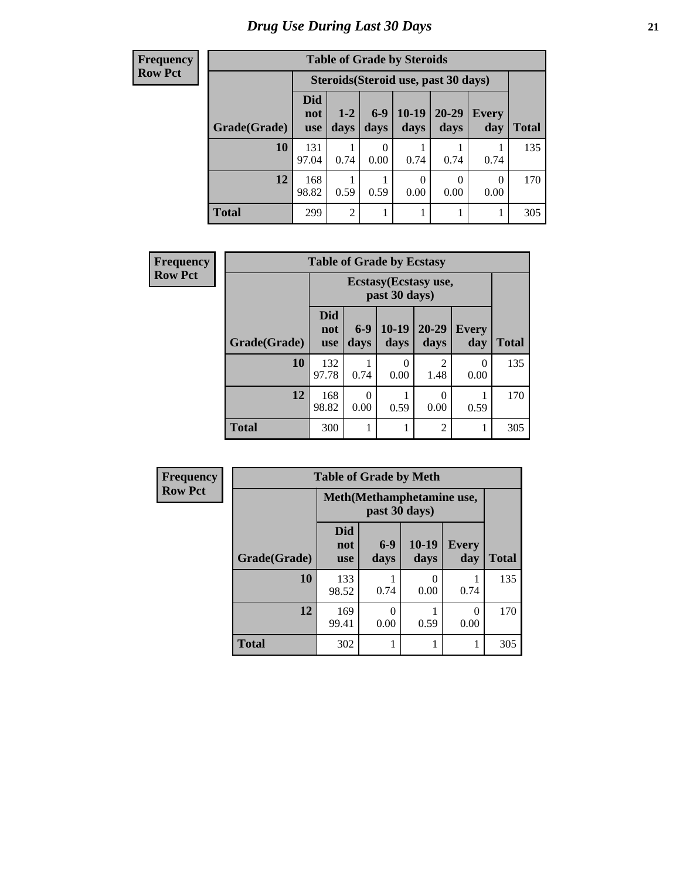# Drug Use During Last 30 Days

| Frequency<br>Row Pct | | | | | | | |
|---|---|---|---|---|---|---|---|
| **Table of Grade by Steroids** | | | | | | | |
| | **Steroids(Steroid use, past 30 days)** | | | | | | |
| **Grade(Grade)** | **Did not use** | **1-2 days** | **6-9 days** | **10-19 days** | **20-29 days** | **Every day** | **Total** |
| **10** | 131<br>97.04 | 1<br>0.74 | 0<br>0.00 | 1<br>0.74 | 1<br>0.74 | 1<br>0.74 | 135 |
| **12** | 168<br>98.82 | 1<br>0.59 | 1<br>0.59 | 0<br>0.00 | 0<br>0.00 | 0<br>0.00 | 170 |
| **Total** | 299 | 2 | 1 | 1 | 1 | 1 | 305 |

| Frequency<br>Row Pct | | | | | | |
|---|---|---|---|---|---|---|
| **Table of Grade by Ecstasy** | | | | | | |
| | **Ecstasy(Ecstasy use, past 30 days)** | | | | | |
| **Grade(Grade)** | **Did not use** | **6-9 days** | **10-19 days** | **20-29 days** | **Every day** | **Total** |
| **10** | 132<br>97.78 | 1<br>0.74 | 0<br>0.00 | 2<br>1.48 | 0<br>0.00 | 135 |
| **12** | 168<br>98.82 | 0<br>0.00 | 1<br>0.59 | 0<br>0.00 | 1<br>0.59 | 170 |
| **Total** | 300 | 1 | 1 | 2 | 1 | 305 |

| Frequency<br>Row Pct | | | | | |
|---|---|---|---|---|---|
| **Table of Grade by Meth** | | | | | |
| | **Meth(Methamphetamine use, past 30 days)** | | | | |
| **Grade(Grade)** | **Did not use** | **6-9 days** | **10-19 days** | **Every day** | **Total** |
| **10** | 133<br>98.52 | 1<br>0.74 | 0<br>0.00 | 1<br>0.74 | 135 |
| **12** | 169<br>99.41 | 0<br>0.00 | 1<br>0.59 | 0<br>0.00 | 170 |
| **Total** | 302 | 1 | 1 | 1 | 305 |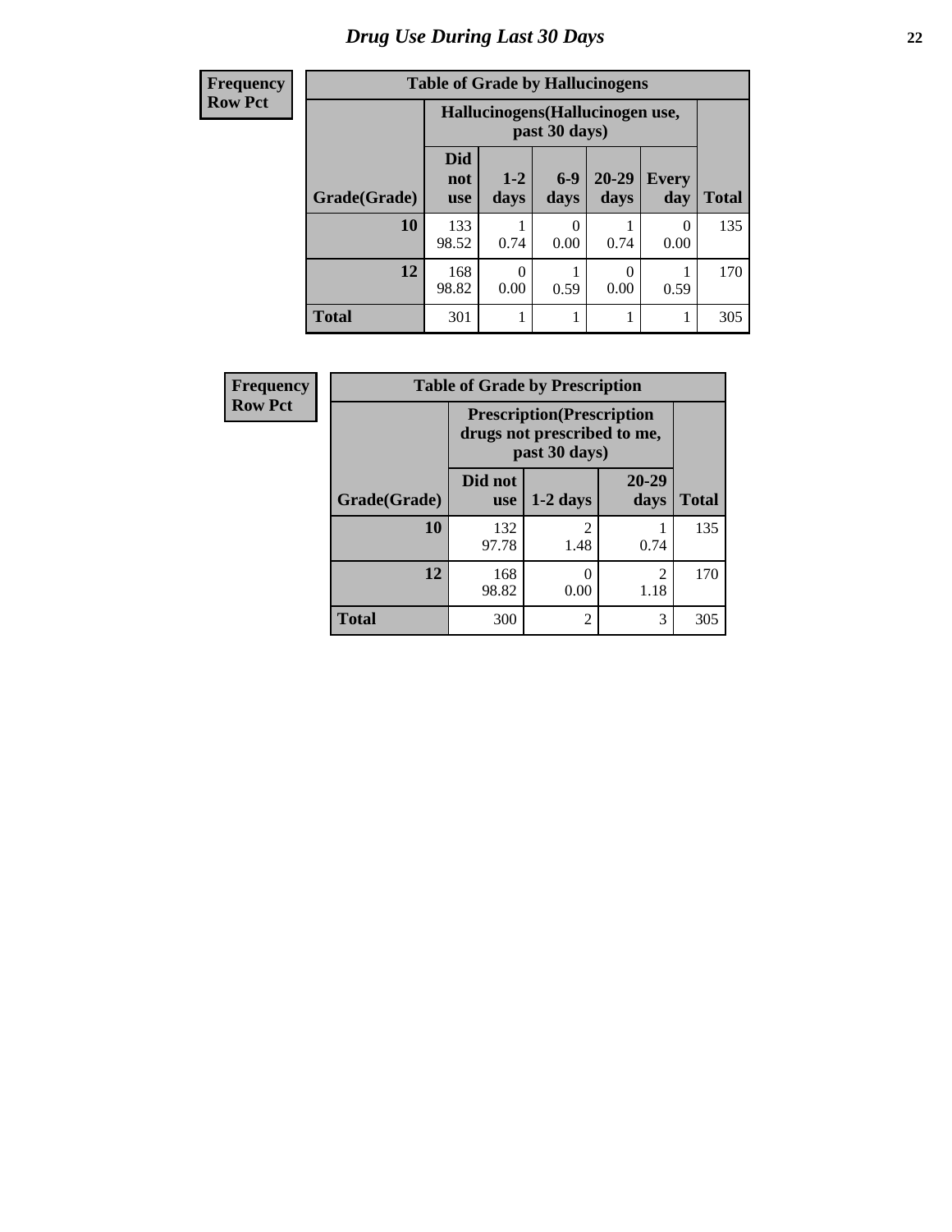# Drug Use During Last 30 Days

| Frequency Row Pct | Table of Grade by Hallucinogens | | | | | |
|---|---|---|---|---|---|---|
| | Hallucinogens(Hallucinogen use, past 30 days) | | | | | |
| Grade(Grade) | Did not use | 1-2 days | 6-9 days | 20-29 days | Every day | Total |
| 10 | 133<br>98.52 | 1<br>0.74 | 0<br>0.00 | 1<br>0.74 | 0<br>0.00 | 135 |
| 12 | 168<br>98.82 | 0<br>0.00 | 1<br>0.59 | 0<br>0.00 | 1<br>0.59 | 170 |
| Total | 301 | 1 | 1 | 1 | 1 | 305 |

| Frequency Row Pct | Table of Grade by Prescription | | | |
|---|---|---|---|---|
| | Prescription(Prescription drugs not prescribed to me, past 30 days) | | | |
| Grade(Grade) | Did not use | 1-2 days | 20-29 days | Total |
| 10 | 132<br>97.78 | 2<br>1.48 | 1<br>0.74 | 135 |
| 12 | 168<br>98.82 | 0<br>0.00 | 2<br>1.18 | 170 |
| Total | 300 | 2 | 3 | 305 |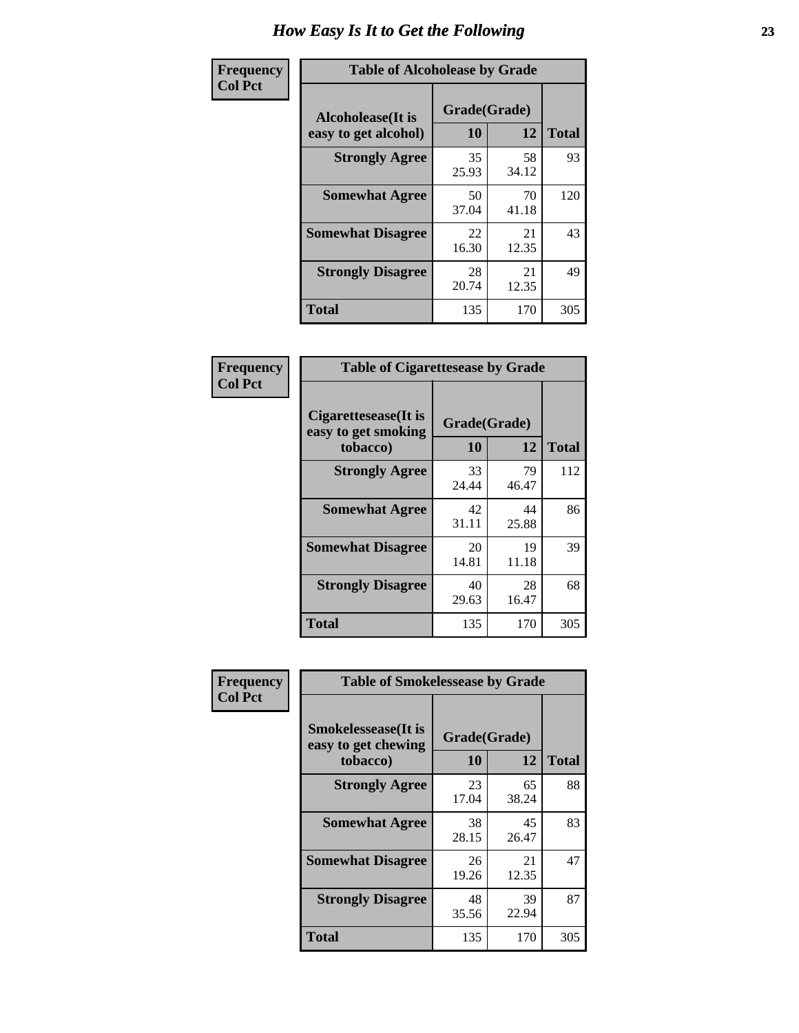# How Easy Is It to Get the Following

**Frequency**
**Col Pct**

**Table of Alcoholease by Grade**

| Alcoholease(It is easy to get alcohol) | Grade(Grade) | | Total |
|---|---|---|---|
| | 10 | 12 | |
| **Strongly Agree** | 35<br>25.93 | 58<br>34.12 | 93 |
| **Somewhat Agree** | 50<br>37.04 | 70<br>41.18 | 120 |
| **Somewhat Disagree** | 22<br>16.30 | 21<br>12.35 | 43 |
| **Strongly Disagree** | 28<br>20.74 | 21<br>12.35 | 49 |
| **Total** | 135 | 170 | 305 |

**Frequency**
**Col Pct**

**Table of Cigarettesease by Grade**

| Cigarettesease(It is easy to get smoking tobacco) | Grade(Grade) | | Total |
|---|---|---|---|
| | 10 | 12 | |
| **Strongly Agree** | 33<br>24.44 | 79<br>46.47 | 112 |
| **Somewhat Agree** | 42<br>31.11 | 44<br>25.88 | 86 |
| **Somewhat Disagree** | 20<br>14.81 | 19<br>11.18 | 39 |
| **Strongly Disagree** | 40<br>29.63 | 28<br>16.47 | 68 |
| **Total** | 135 | 170 | 305 |

**Frequency**
**Col Pct**

**Table of Smokelessease by Grade**

| Smokelessease(It is easy to get chewing tobacco) | Grade(Grade) | | Total |
|---|---|---|---|
| | 10 | 12 | |
| **Strongly Agree** | 23<br>17.04 | 65<br>38.24 | 88 |
| **Somewhat Agree** | 38<br>28.15 | 45<br>26.47 | 83 |
| **Somewhat Disagree** | 26<br>19.26 | 21<br>12.35 | 47 |
| **Strongly Disagree** | 48<br>35.56 | 39<br>22.94 | 87 |
| **Total** | 135 | 170 | 305 |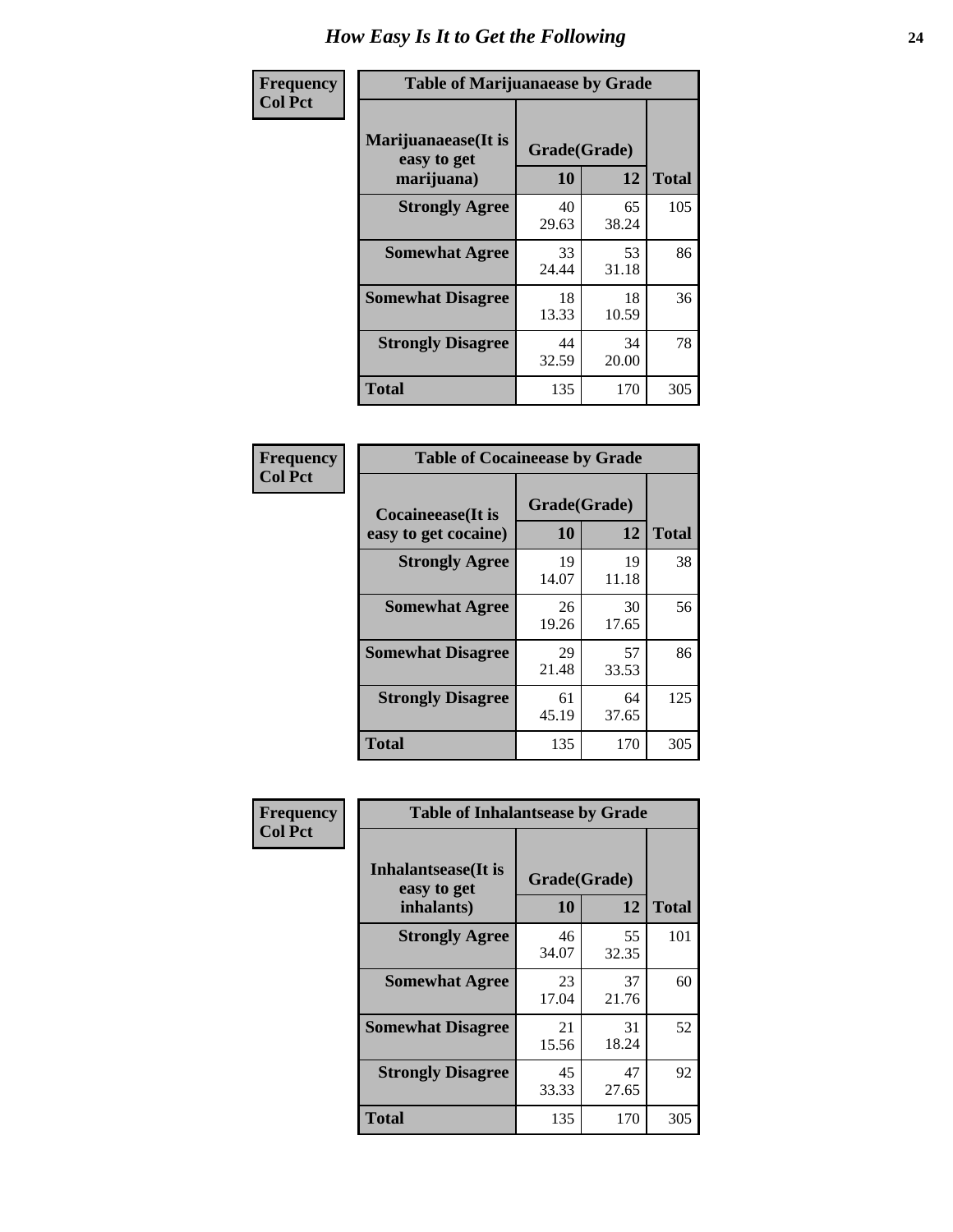# How Easy Is It to Get the Following

**Frequency**
**Col Pct**

**Table of Marijuanaease by Grade**

| Marijuanaease(It is easy to get marijuana) | Grade(Grade) 10 | 12 | Total |
|---|---|---|---|
| **Strongly Agree** | 40<br>29.63 | 65<br>38.24 | 105 |
| **Somewhat Agree** | 33<br>24.44 | 53<br>31.18 | 86 |
| **Somewhat Disagree** | 18<br>13.33 | 18<br>10.59 | 36 |
| **Strongly Disagree** | 44<br>32.59 | 34<br>20.00 | 78 |
| **Total** | 135 | 170 | 305 |

**Frequency**
**Col Pct**

**Table of Cocaineease by Grade**

| Cocaineease(It is easy to get cocaine) | Grade(Grade) 10 | 12 | Total |
|---|---|---|---|
| **Strongly Agree** | 19<br>14.07 | 19<br>11.18 | 38 |
| **Somewhat Agree** | 26<br>19.26 | 30<br>17.65 | 56 |
| **Somewhat Disagree** | 29<br>21.48 | 57<br>33.53 | 86 |
| **Strongly Disagree** | 61<br>45.19 | 64<br>37.65 | 125 |
| **Total** | 135 | 170 | 305 |

**Frequency**
**Col Pct**

**Table of Inhalantsease by Grade**

| Inhalantsease(It is easy to get inhalants) | Grade(Grade) 10 | 12 | Total |
|---|---|---|---|
| **Strongly Agree** | 46<br>34.07 | 55<br>32.35 | 101 |
| **Somewhat Agree** | 23<br>17.04 | 37<br>21.76 | 60 |
| **Somewhat Disagree** | 21<br>15.56 | 31<br>18.24 | 52 |
| **Strongly Disagree** | 45<br>33.33 | 47<br>27.65 | 92 |
| **Total** | 135 | 170 | 305 |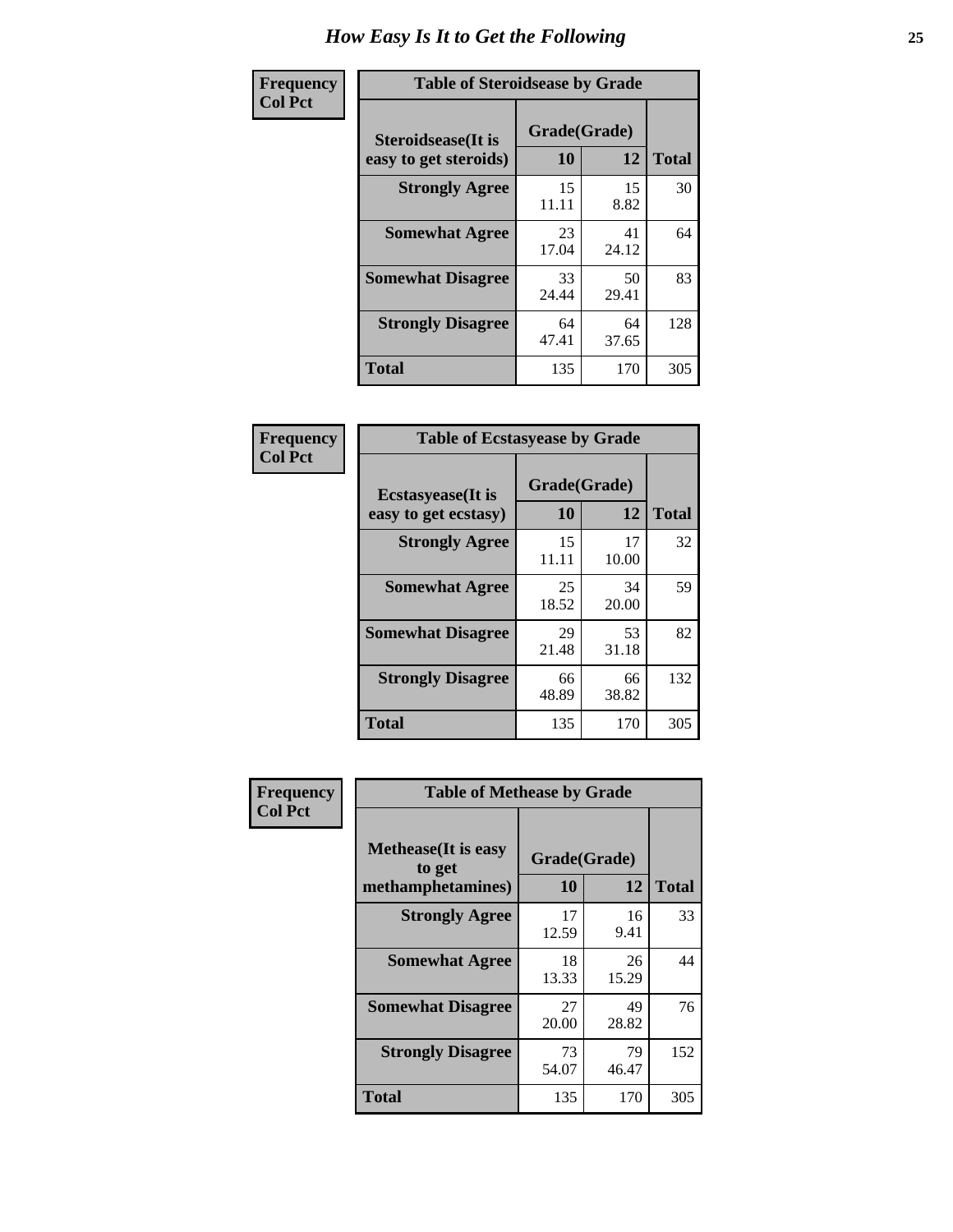# How Easy Is It to Get the Following

**Frequency / Col Pct**

| Table of Steroidsease by Grade | | | |
|---|---|---|---|
| Steroidsease(It is easy to get steroids) | Grade(Grade) | | Total |
| | 10 | 12 | |
| **Strongly Agree** | 15<br>11.11 | 15<br>8.82 | 30 |
| **Somewhat Agree** | 23<br>17.04 | 41<br>24.12 | 64 |
| **Somewhat Disagree** | 33<br>24.44 | 50<br>29.41 | 83 |
| **Strongly Disagree** | 64<br>47.41 | 64<br>37.65 | 128 |
| **Total** | 135 | 170 | 305 |

**Frequency / Col Pct**

| Table of Ecstasyease by Grade | | | |
|---|---|---|---|
| Ecstasyease(It is easy to get ecstasy) | Grade(Grade) | | Total |
| | 10 | 12 | |
| **Strongly Agree** | 15<br>11.11 | 17<br>10.00 | 32 |
| **Somewhat Agree** | 25<br>18.52 | 34<br>20.00 | 59 |
| **Somewhat Disagree** | 29<br>21.48 | 53<br>31.18 | 82 |
| **Strongly Disagree** | 66<br>48.89 | 66<br>38.82 | 132 |
| **Total** | 135 | 170 | 305 |

**Frequency / Col Pct**

| Table of Methease by Grade | | | |
|---|---|---|---|
| Methease(It is easy to get methamphetamines) | Grade(Grade) | | Total |
| | 10 | 12 | |
| **Strongly Agree** | 17<br>12.59 | 16<br>9.41 | 33 |
| **Somewhat Agree** | 18<br>13.33 | 26<br>15.29 | 44 |
| **Somewhat Disagree** | 27<br>20.00 | 49<br>28.82 | 76 |
| **Strongly Disagree** | 73<br>54.07 | 79<br>46.47 | 152 |
| **Total** | 135 | 170 | 305 |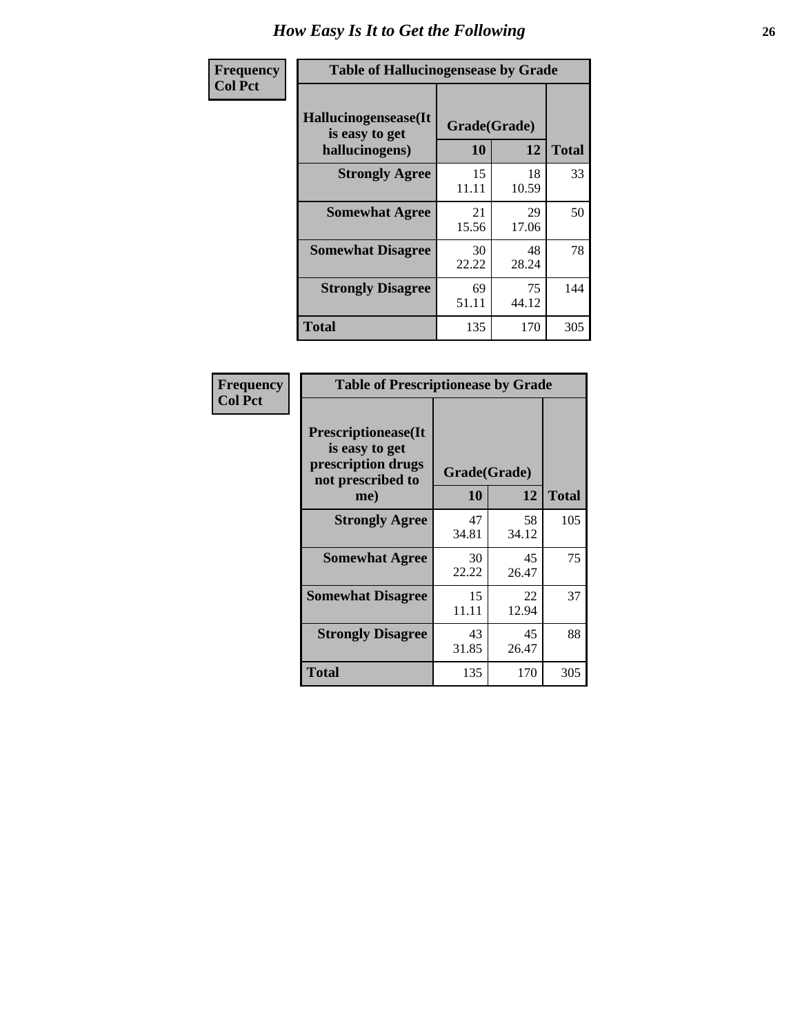# How Easy Is It to Get the Following

**Frequency**
**Col Pct**

**Table of Hallucinogensease by Grade**

| Hallucinogensease(It is easy to get hallucinogens) | Grade(Grade) 10 | 12 | Total |
|---|---|---|---|
| **Strongly Agree** | 15<br>11.11 | 18<br>10.59 | 33 |
| **Somewhat Agree** | 21<br>15.56 | 29<br>17.06 | 50 |
| **Somewhat Disagree** | 30<br>22.22 | 48<br>28.24 | 78 |
| **Strongly Disagree** | 69<br>51.11 | 75<br>44.12 | 144 |
| **Total** | 135 | 170 | 305 |

**Frequency**
**Col Pct**

**Table of Prescriptionease by Grade**

| Prescriptionease(It is easy to get prescription drugs not prescribed to me) | Grade(Grade) 10 | 12 | Total |
|---|---|---|---|
| **Strongly Agree** | 47<br>34.81 | 58<br>34.12 | 105 |
| **Somewhat Agree** | 30<br>22.22 | 45<br>26.47 | 75 |
| **Somewhat Disagree** | 15<br>11.11 | 22<br>12.94 | 37 |
| **Strongly Disagree** | 43<br>31.85 | 45<br>26.47 | 88 |
| **Total** | 135 | 170 | 305 |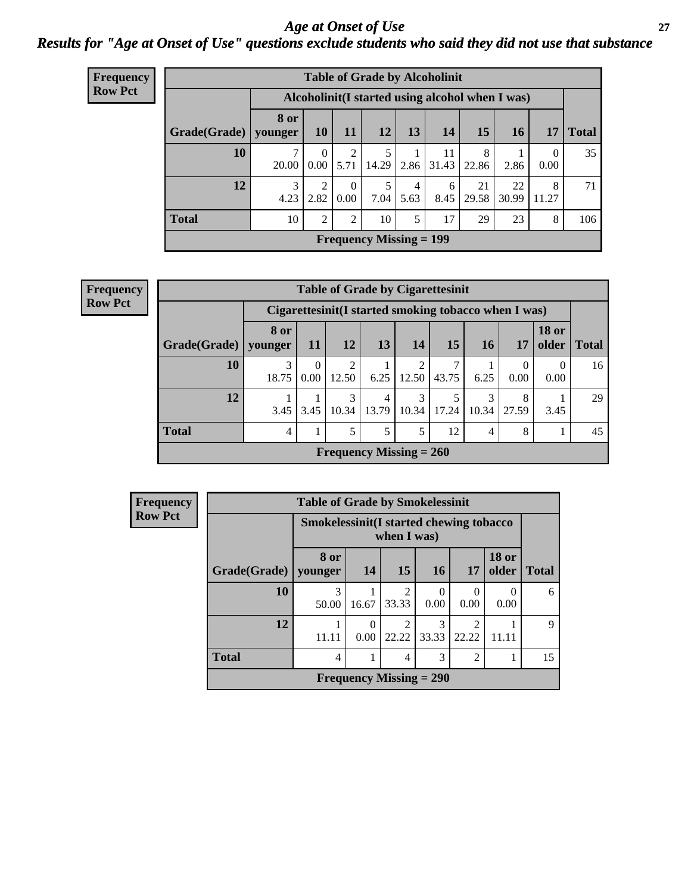# *Age at Onset of Use*

***Results for "Age at Onset of Use" questions exclude students who said they did not use that substance***

**Frequency**
**Row Pct**

**Table of Grade by Alcoholinit**

| Grade(Grade) | Alcoholinit(I started using alcohol when I was) | | | | | | | | | Total |
|---|---|---|---|---|---|---|---|---|---|---|
| | 8 or younger | 10 | 11 | 12 | 13 | 14 | 15 | 16 | 17 | |
| 10 | 7<br>20.00 | 0<br>0.00 | 2<br>5.71 | 5<br>14.29 | 1<br>2.86 | 11<br>31.43 | 8<br>22.86 | 1<br>2.86 | 0<br>0.00 | 35 |
| 12 | 3<br>4.23 | 2<br>2.82 | 0<br>0.00 | 5<br>7.04 | 4<br>5.63 | 6<br>8.45 | 21<br>29.58 | 22<br>30.99 | 8<br>11.27 | 71 |
| Total | 10 | 2 | 2 | 10 | 5 | 17 | 29 | 23 | 8 | 106 |

**Frequency Missing = 199**

**Frequency**
**Row Pct**

**Table of Grade by Cigarettesinit**

| Grade(Grade) | Cigarettesinit(I started smoking tobacco when I was) | | | | | | | | | Total |
|---|---|---|---|---|---|---|---|---|---|---|
| | 8 or younger | 11 | 12 | 13 | 14 | 15 | 16 | 17 | 18 or older | |
| 10 | 3<br>18.75 | 0<br>0.00 | 2<br>12.50 | 1<br>6.25 | 2<br>12.50 | 7<br>43.75 | 1<br>6.25 | 0<br>0.00 | 0<br>0.00 | 16 |
| 12 | 1<br>3.45 | 1<br>3.45 | 3<br>10.34 | 4<br>13.79 | 3<br>10.34 | 5<br>17.24 | 3<br>10.34 | 8<br>27.59 | 1<br>3.45 | 29 |
| Total | 4 | 1 | 5 | 5 | 5 | 12 | 4 | 8 | 1 | 45 |

**Frequency Missing = 260**

**Frequency**
**Row Pct**

**Table of Grade by Smokelessinit**

| Grade(Grade) | Smokelessinit(I started chewing tobacco when I was) | | | | | | Total |
|---|---|---|---|---|---|---|---|
| | 8 or younger | 14 | 15 | 16 | 17 | 18 or older | |
| 10 | 3<br>50.00 | 1<br>16.67 | 2<br>33.33 | 0<br>0.00 | 0<br>0.00 | 0<br>0.00 | 6 |
| 12 | 1<br>11.11 | 0<br>0.00 | 2<br>22.22 | 3<br>33.33 | 2<br>22.22 | 1<br>11.11 | 9 |
| Total | 4 | 1 | 4 | 3 | 2 | 1 | 15 |

**Frequency Missing = 290**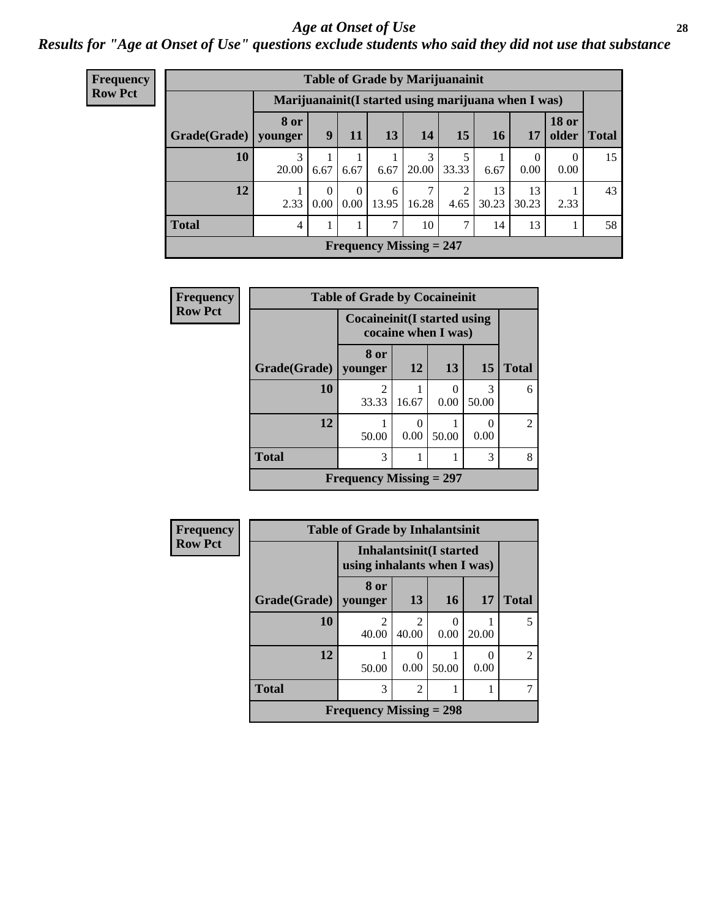## *Age at Onset of Use*

### *Results for "Age at Onset of Use" questions exclude students who said they did not use that substance*

**Frequency**
**Row Pct**

| Table of Grade by Marijuanainit | | | | | | | | | | |
|---|---|---|---|---|---|---|---|---|---|---|
| | Marijuanainit(I started using marijuana when I was) | | | | | | | | | |
| Grade(Grade) | 8 or younger | 9 | 11 | 13 | 14 | 15 | 16 | 17 | 18 or older | Total |
| 10 | 3<br>20.00 | 1<br>6.67 | 1<br>6.67 | 1<br>6.67 | 3<br>20.00 | 5<br>33.33 | 1<br>6.67 | 0<br>0.00 | 0<br>0.00 | 15 |
| 12 | 1<br>2.33 | 0<br>0.00 | 0<br>0.00 | 6<br>13.95 | 7<br>16.28 | 2<br>4.65 | 13<br>30.23 | 13<br>30.23 | 1<br>2.33 | 43 |
| Total | 4 | 1 | 1 | 7 | 10 | 7 | 14 | 13 | 1 | 58 |
| Frequency Missing = 247 | | | | | | | | | | |

**Frequency**
**Row Pct**

| Table of Grade by Cocaineinit | | | | | |
|---|---|---|---|---|---|
| | Cocaineinit(I started using cocaine when I was) | | | | |
| Grade(Grade) | 8 or younger | 12 | 13 | 15 | Total |
| 10 | 2<br>33.33 | 1<br>16.67 | 0<br>0.00 | 3<br>50.00 | 6 |
| 12 | 1<br>50.00 | 0<br>0.00 | 1<br>50.00 | 0<br>0.00 | 2 |
| Total | 3 | 1 | 1 | 3 | 8 |
| Frequency Missing = 297 | | | | | |

**Frequency**
**Row Pct**

| Table of Grade by Inhalantsinit | | | | | |
|---|---|---|---|---|---|
| | Inhalantsinit(I started using inhalants when I was) | | | | |
| Grade(Grade) | 8 or younger | 13 | 16 | 17 | Total |
| 10 | 2<br>40.00 | 2<br>40.00 | 0<br>0.00 | 1<br>20.00 | 5 |
| 12 | 1<br>50.00 | 0<br>0.00 | 1<br>50.00 | 0<br>0.00 | 2 |
| Total | 3 | 2 | 1 | 1 | 7 |
| Frequency Missing = 298 | | | | | |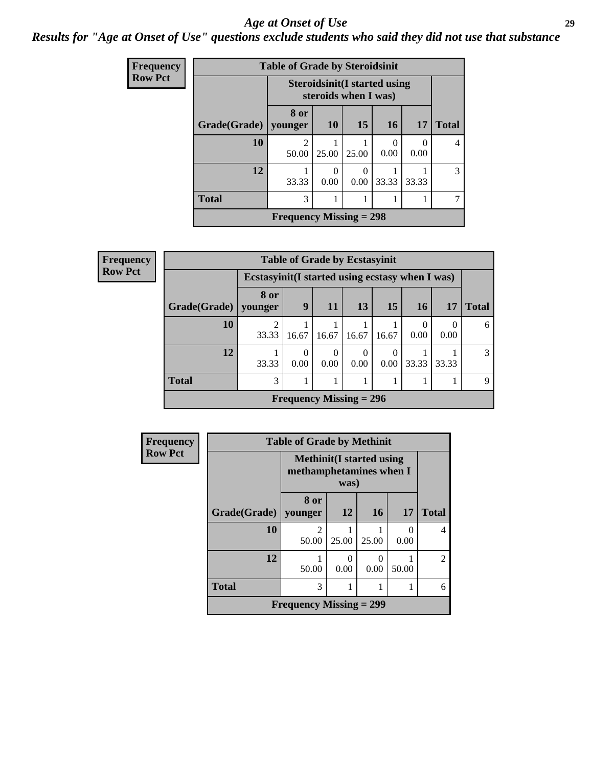# Age at Onset of Use

***Results for "Age at Onset of Use" questions exclude students who said they did not use that substance***

**Frequency**
**Row Pct**

**Table of Grade by Steroidsinit**

| Grade(Grade) | Steroidsinit(I started using steroids when I was) | | | | | Total |
|---|---|---|---|---|---|---|
| | 8 or younger | 10 | 15 | 16 | 17 | |
| **10** | 2<br>50.00 | 1<br>25.00 | 1<br>25.00 | 0<br>0.00 | 0<br>0.00 | 4 |
| **12** | 1<br>33.33 | 0<br>0.00 | 0<br>0.00 | 1<br>33.33 | 1<br>33.33 | 3 |
| **Total** | 3 | 1 | 1 | 1 | 1 | 7 |

**Frequency Missing = 298**

**Frequency**
**Row Pct**

**Table of Grade by Ecstasyinit**

| Grade(Grade) | Ecstasyinit(I started using ecstasy when I was) | | | | | | | Total |
|---|---|---|---|---|---|---|---|---|
| | 8 or younger | 9 | 11 | 13 | 15 | 16 | 17 | |
| **10** | 2<br>33.33 | 1<br>16.67 | 1<br>16.67 | 1<br>16.67 | 1<br>16.67 | 0<br>0.00 | 0<br>0.00 | 6 |
| **12** | 1<br>33.33 | 0<br>0.00 | 0<br>0.00 | 0<br>0.00 | 0<br>0.00 | 1<br>33.33 | 1<br>33.33 | 3 |
| **Total** | 3 | 1 | 1 | 1 | 1 | 1 | 1 | 9 |

**Frequency Missing = 296**

**Frequency**
**Row Pct**

**Table of Grade by Methinit**

| Grade(Grade) | Methinit(I started using methamphetamines when I was) | | | | Total |
|---|---|---|---|---|---|
| | 8 or younger | 12 | 16 | 17 | |
| **10** | 2<br>50.00 | 1<br>25.00 | 1<br>25.00 | 0<br>0.00 | 4 |
| **12** | 1<br>50.00 | 0<br>0.00 | 0<br>0.00 | 1<br>50.00 | 2 |
| **Total** | 3 | 1 | 1 | 1 | 6 |

**Frequency Missing = 299**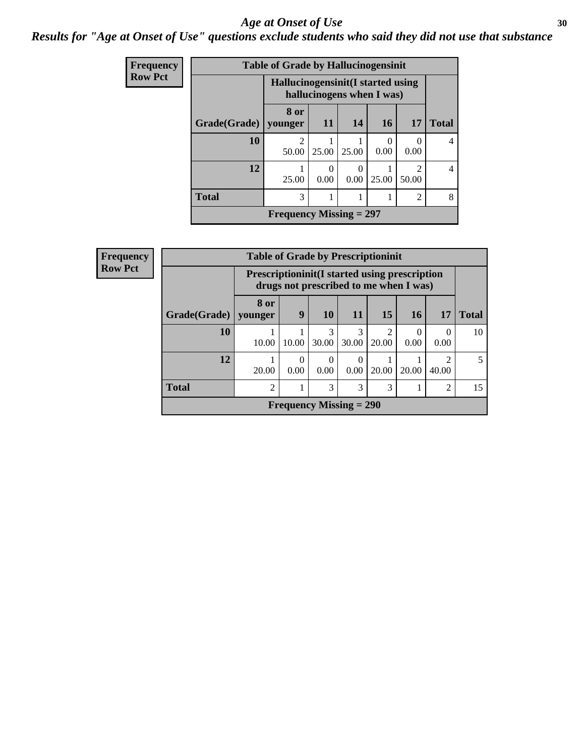# Age at Onset of Use

## Results for "Age at Onset of Use" questions exclude students who said they did not use that substance

**Frequency**
**Row Pct**

| Table of Grade by Hallucinogensinit | | | | | | |
|---|---|---|---|---|---|---|
| | Hallucinogensinit(I started using hallucinogens when I was) | | | | | |
| Grade(Grade) | 8 or younger | 11 | 14 | 16 | 17 | Total |
| 10 | 2<br>50.00 | 1<br>25.00 | 1<br>25.00 | 0<br>0.00 | 0<br>0.00 | 4 |
| 12 | 1<br>25.00 | 0<br>0.00 | 0<br>0.00 | 1<br>25.00 | 2<br>50.00 | 4 |
| Total | 3 | 1 | 1 | 1 | 2 | 8 |
| Frequency Missing = 297 | | | | | | |

**Frequency**
**Row Pct**

| Table of Grade by Prescriptioninit | | | | | | | | |
|---|---|---|---|---|---|---|---|---|
| | Prescriptioninit(I started using prescription drugs not prescribed to me when I was) | | | | | | | |
| Grade(Grade) | 8 or younger | 9 | 10 | 11 | 15 | 16 | 17 | Total |
| 10 | 1<br>10.00 | 1<br>10.00 | 3<br>30.00 | 3<br>30.00 | 2<br>20.00 | 0<br>0.00 | 0<br>0.00 | 10 |
| 12 | 1<br>20.00 | 0<br>0.00 | 0<br>0.00 | 0<br>0.00 | 1<br>20.00 | 1<br>20.00 | 2<br>40.00 | 5 |
| Total | 2 | 1 | 3 | 3 | 3 | 1 | 2 | 15 |
| Frequency Missing = 290 | | | | | | | | |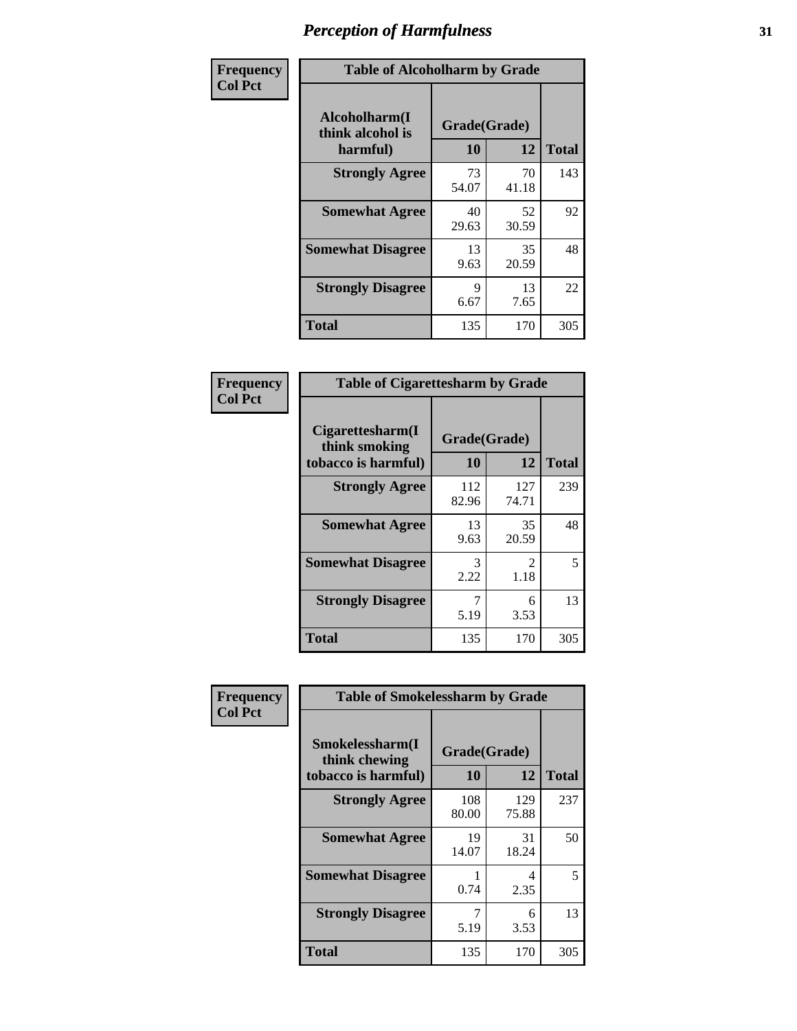# Perception of Harmfulness

**Frequency**
**Col Pct**

| Alcoholharm(I think alcohol is harmful) | Grade(Grade) 10 | 12 | Total |
|---|---|---|---|
| **Strongly Agree** | 73<br>54.07 | 70<br>41.18 | 143 |
| **Somewhat Agree** | 40<br>29.63 | 52<br>30.59 | 92 |
| **Somewhat Disagree** | 13<br>9.63 | 35<br>20.59 | 48 |
| **Strongly Disagree** | 9<br>6.67 | 13<br>7.65 | 22 |
| **Total** | 135 | 170 | 305 |

Table of Alcoholharm by Grade

**Frequency**
**Col Pct**

| Cigarettesharm(I think smoking tobacco is harmful) | Grade(Grade) 10 | 12 | Total |
|---|---|---|---|
| **Strongly Agree** | 112<br>82.96 | 127<br>74.71 | 239 |
| **Somewhat Agree** | 13<br>9.63 | 35<br>20.59 | 48 |
| **Somewhat Disagree** | 3<br>2.22 | 2<br>1.18 | 5 |
| **Strongly Disagree** | 7<br>5.19 | 6<br>3.53 | 13 |
| **Total** | 135 | 170 | 305 |

Table of Cigarettesharm by Grade

**Frequency**
**Col Pct**

| Smokelessharm(I think chewing tobacco is harmful) | Grade(Grade) 10 | 12 | Total |
|---|---|---|---|
| **Strongly Agree** | 108<br>80.00 | 129<br>75.88 | 237 |
| **Somewhat Agree** | 19<br>14.07 | 31<br>18.24 | 50 |
| **Somewhat Disagree** | 1<br>0.74 | 4<br>2.35 | 5 |
| **Strongly Disagree** | 7<br>5.19 | 6<br>3.53 | 13 |
| **Total** | 135 | 170 | 305 |

Table of Smokelessharm by Grade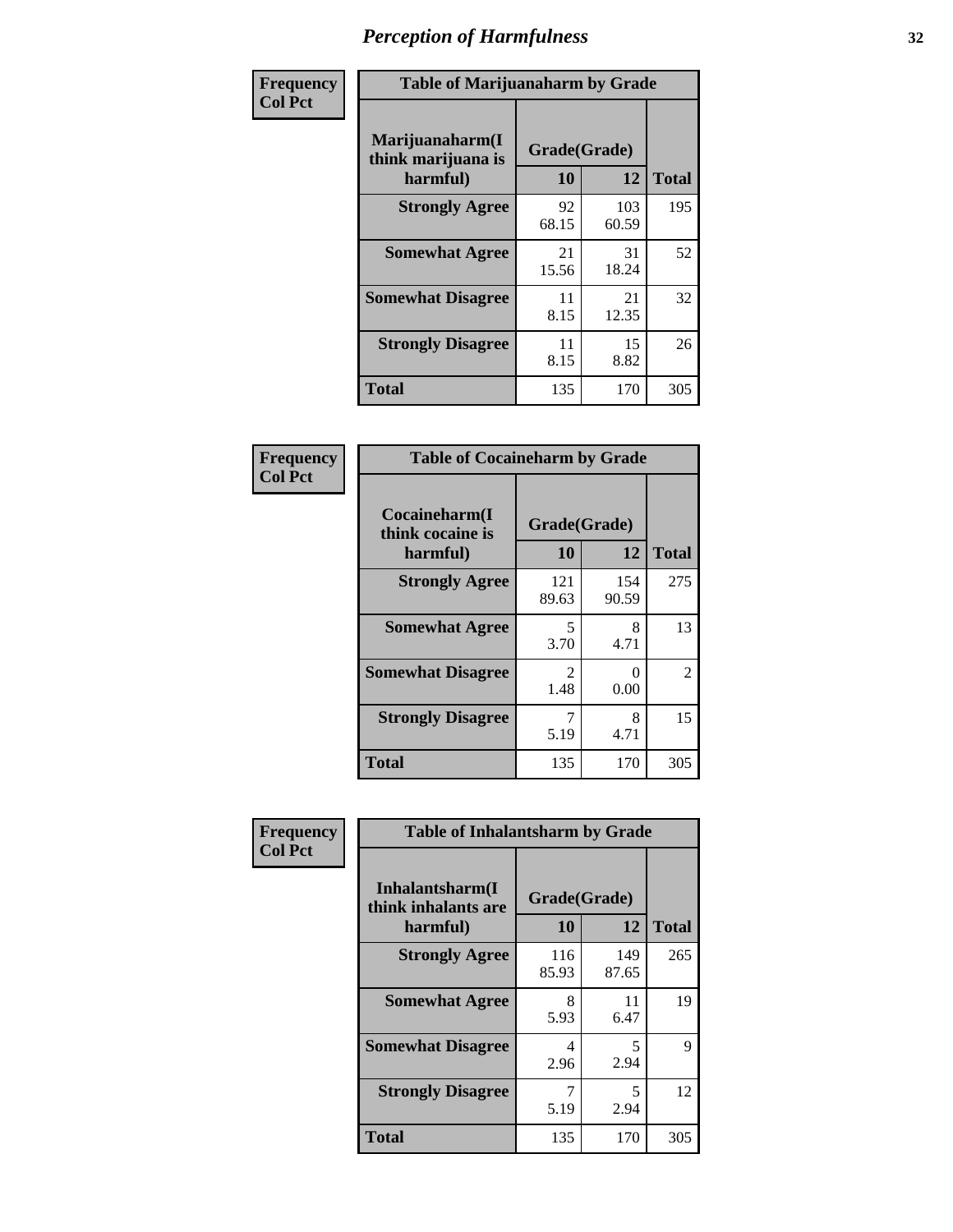# Perception of Harmfulness

**Frequency**
**Col Pct**

**Table of Marijuanaharm by Grade**

| Marijuanaharm(I think marijuana is harmful) | Grade(Grade) | | Total |
|---|---|---|---|
| | 10 | 12 | |
| **Strongly Agree** | 92<br>68.15 | 103<br>60.59 | 195 |
| **Somewhat Agree** | 21<br>15.56 | 31<br>18.24 | 52 |
| **Somewhat Disagree** | 11<br>8.15 | 21<br>12.35 | 32 |
| **Strongly Disagree** | 11<br>8.15 | 15<br>8.82 | 26 |
| **Total** | 135 | 170 | 305 |

**Frequency**
**Col Pct**

**Table of Cocaineharm by Grade**

| Cocaineharm(I think cocaine is harmful) | Grade(Grade) | | Total |
|---|---|---|---|
| | 10 | 12 | |
| **Strongly Agree** | 121<br>89.63 | 154<br>90.59 | 275 |
| **Somewhat Agree** | 5<br>3.70 | 8<br>4.71 | 13 |
| **Somewhat Disagree** | 2<br>1.48 | 0<br>0.00 | 2 |
| **Strongly Disagree** | 7<br>5.19 | 8<br>4.71 | 15 |
| **Total** | 135 | 170 | 305 |

**Frequency**
**Col Pct**

**Table of Inhalantsharm by Grade**

| Inhalantsharm(I think inhalants are harmful) | Grade(Grade) | | Total |
|---|---|---|---|
| | 10 | 12 | |
| **Strongly Agree** | 116<br>85.93 | 149<br>87.65 | 265 |
| **Somewhat Agree** | 8<br>5.93 | 11<br>6.47 | 19 |
| **Somewhat Disagree** | 4<br>2.96 | 5<br>2.94 | 9 |
| **Strongly Disagree** | 7<br>5.19 | 5<br>2.94 | 12 |
| **Total** | 135 | 170 | 305 |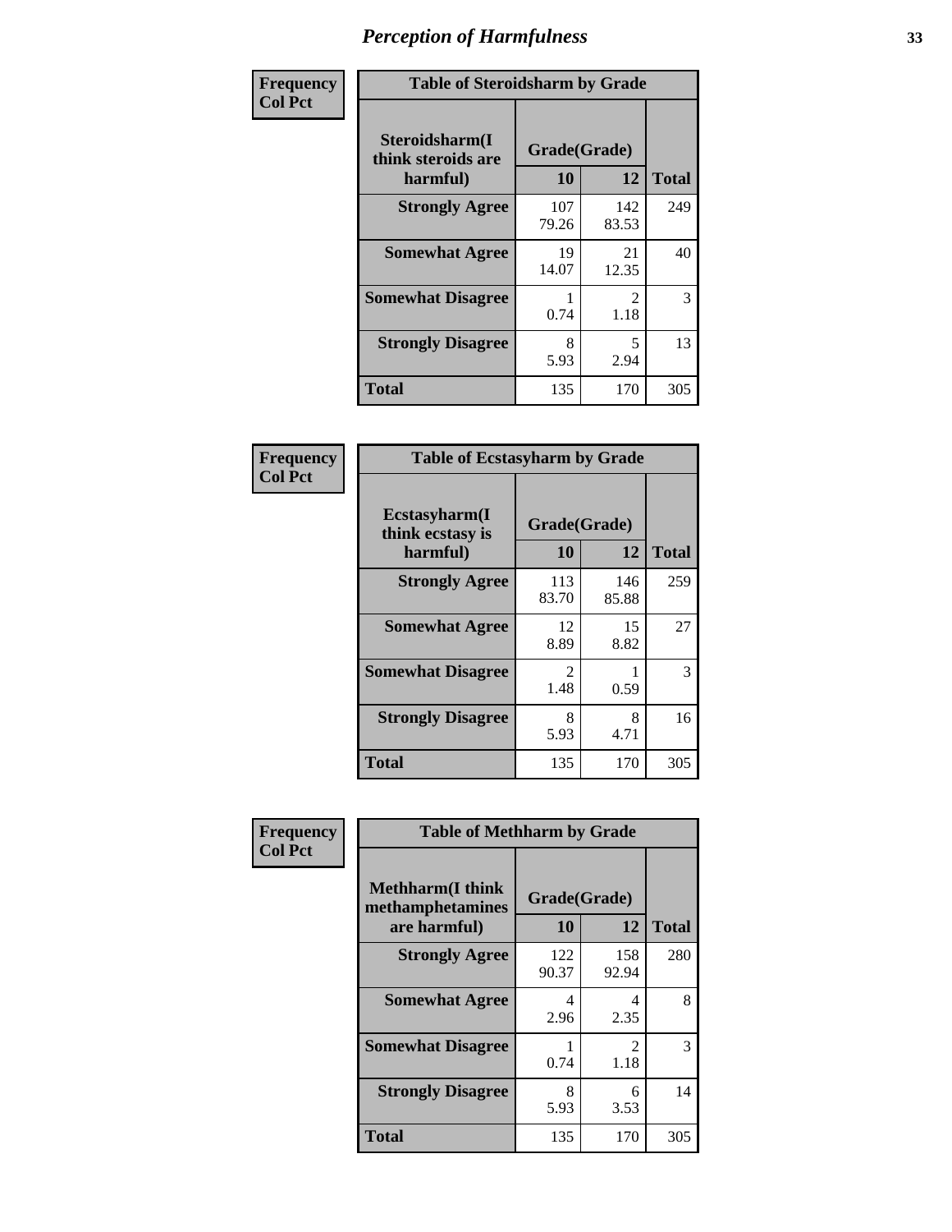# Perception of Harmfulness

**Frequency / Col Pct**

| Table of Steroidsharm by Grade | | | |
|---|---|---|---|
| **Steroidsharm(I think steroids are harmful)** | **Grade(Grade)** | | |
| | **10** | **12** | **Total** |
| **Strongly Agree** | 107<br>79.26 | 142<br>83.53 | 249 |
| **Somewhat Agree** | 19<br>14.07 | 21<br>12.35 | 40 |
| **Somewhat Disagree** | 1<br>0.74 | 2<br>1.18 | 3 |
| **Strongly Disagree** | 8<br>5.93 | 5<br>2.94 | 13 |
| **Total** | 135 | 170 | 305 |

**Frequency / Col Pct**

| Table of Ecstasyharm by Grade | | | |
|---|---|---|---|
| **Ecstasyharm(I think ecstasy is harmful)** | **Grade(Grade)** | | |
| | **10** | **12** | **Total** |
| **Strongly Agree** | 113<br>83.70 | 146<br>85.88 | 259 |
| **Somewhat Agree** | 12<br>8.89 | 15<br>8.82 | 27 |
| **Somewhat Disagree** | 2<br>1.48 | 1<br>0.59 | 3 |
| **Strongly Disagree** | 8<br>5.93 | 8<br>4.71 | 16 |
| **Total** | 135 | 170 | 305 |

**Frequency / Col Pct**

| Table of Methharm by Grade | | | |
|---|---|---|---|
| **Methharm(I think methamphetamines are harmful)** | **Grade(Grade)** | | |
| | **10** | **12** | **Total** |
| **Strongly Agree** | 122<br>90.37 | 158<br>92.94 | 280 |
| **Somewhat Agree** | 4<br>2.96 | 4<br>2.35 | 8 |
| **Somewhat Disagree** | 1<br>0.74 | 2<br>1.18 | 3 |
| **Strongly Disagree** | 8<br>5.93 | 6<br>3.53 | 14 |
| **Total** | 135 | 170 | 305 |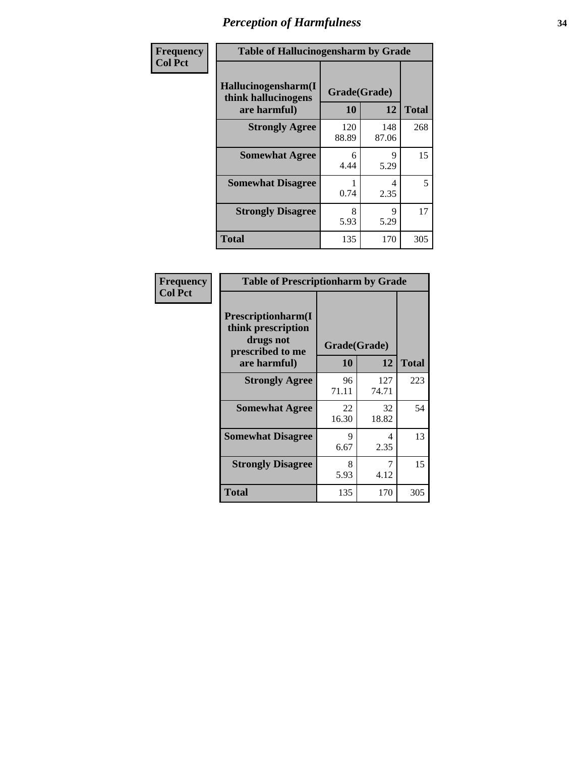# Perception of Harmfulness

**Frequency**
**Col Pct**

**Table of Hallucinogensharm by Grade**

| Hallucinogensharm(I think hallucinogens are harmful) | Grade(Grade) 10 | 12 | Total |
|---|---|---|---|
| **Strongly Agree** | 120<br>88.89 | 148<br>87.06 | 268 |
| **Somewhat Agree** | 6<br>4.44 | 9<br>5.29 | 15 |
| **Somewhat Disagree** | 1<br>0.74 | 4<br>2.35 | 5 |
| **Strongly Disagree** | 8<br>5.93 | 9<br>5.29 | 17 |
| **Total** | 135 | 170 | 305 |

**Frequency**
**Col Pct**

**Table of Prescriptionharm by Grade**

| Prescriptionharm(I think prescription drugs not prescribed to me are harmful) | Grade(Grade) 10 | 12 | Total |
|---|---|---|---|
| **Strongly Agree** | 96<br>71.11 | 127<br>74.71 | 223 |
| **Somewhat Agree** | 22<br>16.30 | 32<br>18.82 | 54 |
| **Somewhat Disagree** | 9<br>6.67 | 4<br>2.35 | 13 |
| **Strongly Disagree** | 8<br>5.93 | 7<br>4.12 | 15 |
| **Total** | 135 | 170 | 305 |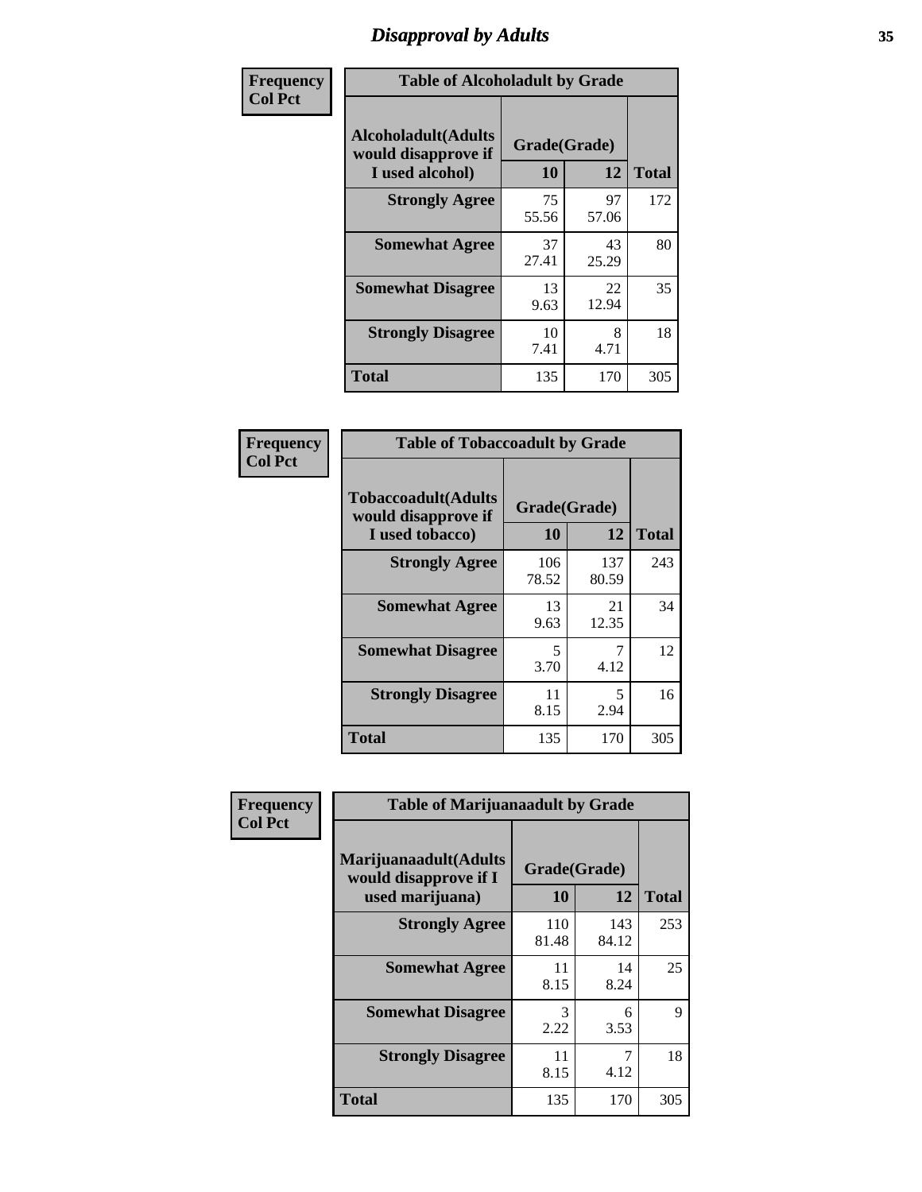# Disapproval by Adults

| Frequency Col Pct | Table of Alcoholadult by Grade | | |
|---|---|---|---|
| **Alcoholadult(Adults would disapprove if I used alcohol)** | **Grade(Grade)** | | |
| | **10** | **12** | **Total** |
| **Strongly Agree** | 75<br>55.56 | 97<br>57.06 | 172 |
| **Somewhat Agree** | 37<br>27.41 | 43<br>25.29 | 80 |
| **Somewhat Disagree** | 13<br>9.63 | 22<br>12.94 | 35 |
| **Strongly Disagree** | 10<br>7.41 | 8<br>4.71 | 18 |
| **Total** | 135 | 170 | 305 |

| Frequency Col Pct | Table of Tobaccoadult by Grade | | |
|---|---|---|---|
| **Tobaccoadult(Adults would disapprove if I used tobacco)** | **Grade(Grade)** | | |
| | **10** | **12** | **Total** |
| **Strongly Agree** | 106<br>78.52 | 137<br>80.59 | 243 |
| **Somewhat Agree** | 13<br>9.63 | 21<br>12.35 | 34 |
| **Somewhat Disagree** | 5<br>3.70 | 7<br>4.12 | 12 |
| **Strongly Disagree** | 11<br>8.15 | 5<br>2.94 | 16 |
| **Total** | 135 | 170 | 305 |

| Frequency Col Pct | Table of Marijuanaadult by Grade | | |
|---|---|---|---|
| **Marijuanaadult(Adults would disapprove if I used marijuana)** | **Grade(Grade)** | | |
| | **10** | **12** | **Total** |
| **Strongly Agree** | 110<br>81.48 | 143<br>84.12 | 253 |
| **Somewhat Agree** | 11<br>8.15 | 14<br>8.24 | 25 |
| **Somewhat Disagree** | 3<br>2.22 | 6<br>3.53 | 9 |
| **Strongly Disagree** | 11<br>8.15 | 7<br>4.12 | 18 |
| **Total** | 135 | 170 | 305 |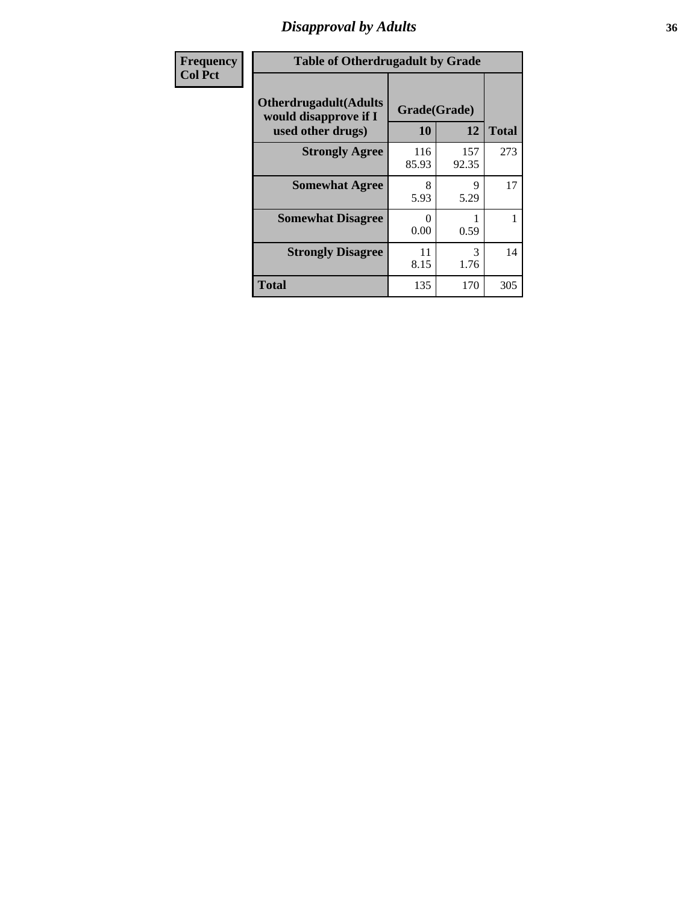# Disapproval by Adults

| Frequency Col Pct | Table of Otherdrugadult by Grade | | |
|---|---|---|---|
| Otherdrugadult(Adults would disapprove if I used other drugs) | Grade(Grade) | | |
| | 10 | 12 | Total |
| Strongly Agree | 116<br>85.93 | 157<br>92.35 | 273 |
| Somewhat Agree | 8<br>5.93 | 9<br>5.29 | 17 |
| Somewhat Disagree | 0<br>0.00 | 1<br>0.59 | 1 |
| Strongly Disagree | 11<br>8.15 | 3<br>1.76 | 14 |
| Total | 135 | 170 | 305 |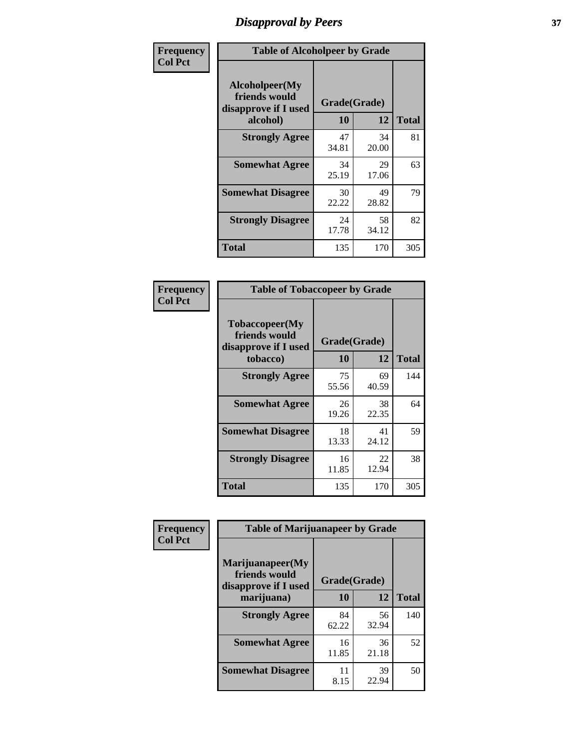# Disapproval by Peers

**Frequency**
**Col Pct**

| Table of Alcoholpeer by Grade | | | |
|---|---|---|---|
| Alcoholpeer(My friends would disapprove if I used alcohol) | Grade(Grade) | | Total |
| | 10 | 12 | |
| **Strongly Agree** | 47<br>34.81 | 34<br>20.00 | 81 |
| **Somewhat Agree** | 34<br>25.19 | 29<br>17.06 | 63 |
| **Somewhat Disagree** | 30<br>22.22 | 49<br>28.82 | 79 |
| **Strongly Disagree** | 24<br>17.78 | 58<br>34.12 | 82 |
| **Total** | 135 | 170 | 305 |

**Frequency**
**Col Pct**

| Table of Tobaccopeer by Grade | | | |
|---|---|---|---|
| Tobaccopeer(My friends would disapprove if I used tobacco) | Grade(Grade) | | Total |
| | 10 | 12 | |
| **Strongly Agree** | 75<br>55.56 | 69<br>40.59 | 144 |
| **Somewhat Agree** | 26<br>19.26 | 38<br>22.35 | 64 |
| **Somewhat Disagree** | 18<br>13.33 | 41<br>24.12 | 59 |
| **Strongly Disagree** | 16<br>11.85 | 22<br>12.94 | 38 |
| **Total** | 135 | 170 | 305 |

**Frequency**
**Col Pct**

| Table of Marijuanapeer by Grade | | | |
|---|---|---|---|
| Marijuanapeer(My friends would disapprove if I used marijuana) | Grade(Grade) | | Total |
| | 10 | 12 | |
| **Strongly Agree** | 84<br>62.22 | 56<br>32.94 | 140 |
| **Somewhat Agree** | 16<br>11.85 | 36<br>21.18 | 52 |
| **Somewhat Disagree** | 11<br>8.15 | 39<br>22.94 | 50 |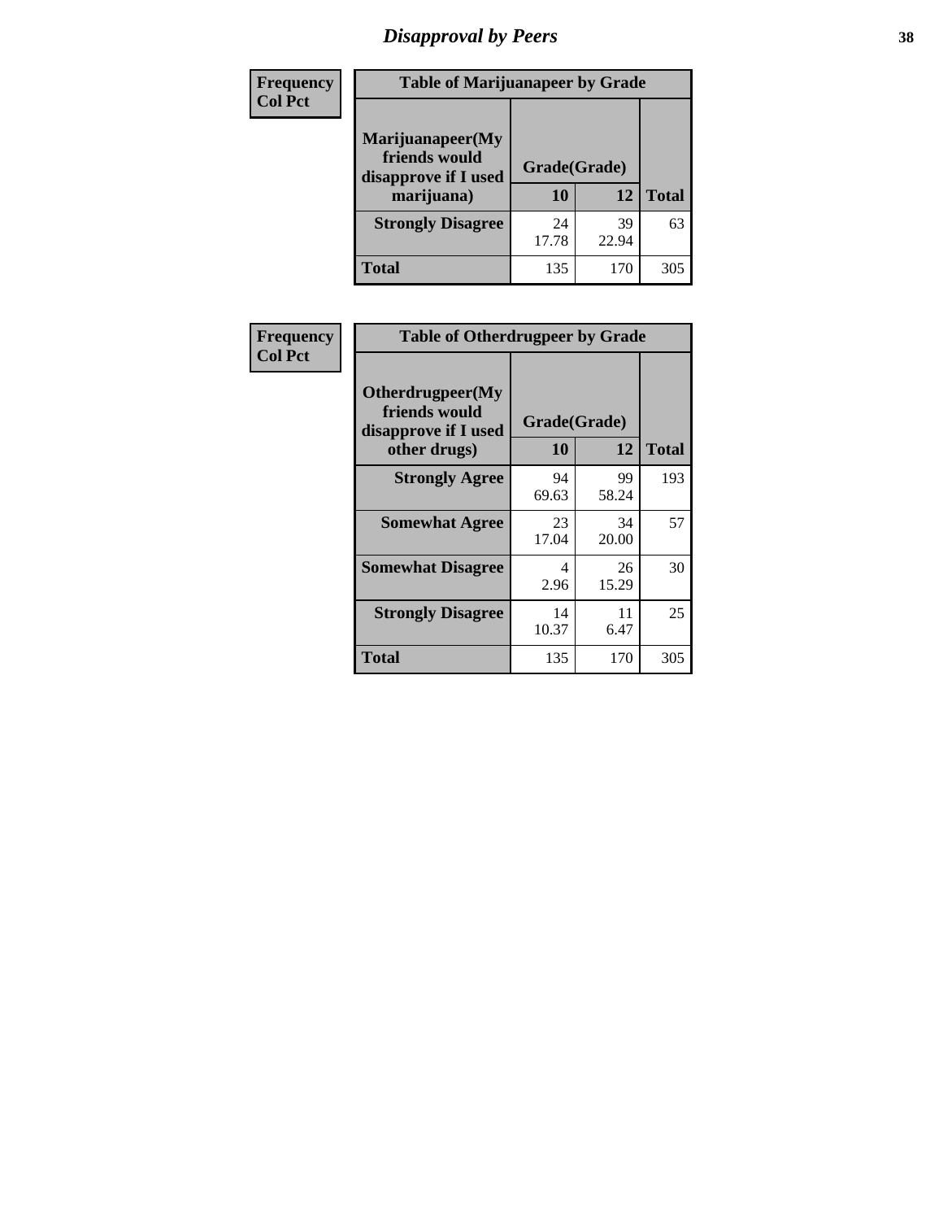## Disapproval by Peers

| Frequency<br>Col Pct | Table of Marijuanapeer by Grade | | |
|---|---|---|---|
| Marijuanapeer(My friends would disapprove if I used marijuana) | Grade(Grade) | | |
| | 10 | 12 | Total |
| Strongly Disagree | 24<br>17.78 | 39<br>22.94 | 63 |
| Total | 135 | 170 | 305 |

| Frequency<br>Col Pct | Table of Otherdrugpeer by Grade | | |
|---|---|---|---|
| Otherdrugpeer(My friends would disapprove if I used other drugs) | Grade(Grade) | | |
| | 10 | 12 | Total |
| Strongly Agree | 94<br>69.63 | 99<br>58.24 | 193 |
| Somewhat Agree | 23<br>17.04 | 34<br>20.00 | 57 |
| Somewhat Disagree | 4<br>2.96 | 26<br>15.29 | 30 |
| Strongly Disagree | 14<br>10.37 | 11<br>6.47 | 25 |
| Total | 135 | 170 | 305 |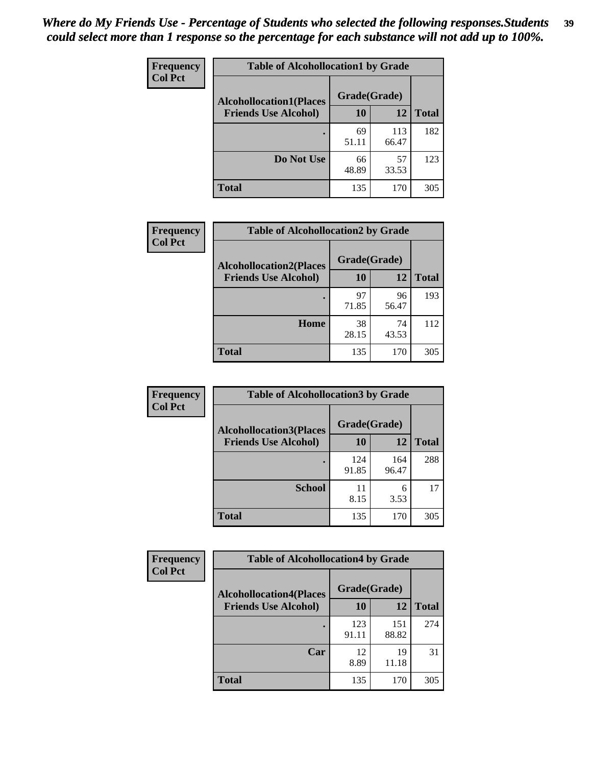*Where do My Friends Use - Percentage of Students who selected the following responses.Students could select more than 1 response so the percentage for each substance will not add up to 100%.*

| Frequency<br>Col Pct | Table of Alcohollocation1 by Grade | | |
|---|---|---|---|
| **Alcohollocation1(Places Friends Use Alcohol)** | **Grade(Grade)** | | |
| | **10** | **12** | **Total** |
| **.** | 69<br>51.11 | 113<br>66.47 | 182 |
| **Do Not Use** | 66<br>48.89 | 57<br>33.53 | 123 |
| **Total** | 135 | 170 | 305 |

| Frequency<br>Col Pct | Table of Alcohollocation2 by Grade | | |
|---|---|---|---|
| **Alcohollocation2(Places Friends Use Alcohol)** | **Grade(Grade)** | | |
| | **10** | **12** | **Total** |
| **.** | 97<br>71.85 | 96<br>56.47 | 193 |
| **Home** | 38<br>28.15 | 74<br>43.53 | 112 |
| **Total** | 135 | 170 | 305 |

| Frequency<br>Col Pct | Table of Alcohollocation3 by Grade | | |
|---|---|---|---|
| **Alcohollocation3(Places Friends Use Alcohol)** | **Grade(Grade)** | | |
| | **10** | **12** | **Total** |
| **.** | 124<br>91.85 | 164<br>96.47 | 288 |
| **School** | 11<br>8.15 | 6<br>3.53 | 17 |
| **Total** | 135 | 170 | 305 |

| Frequency<br>Col Pct | Table of Alcohollocation4 by Grade | | |
|---|---|---|---|
| **Alcohollocation4(Places Friends Use Alcohol)** | **Grade(Grade)** | | |
| | **10** | **12** | **Total** |
| **.** | 123<br>91.11 | 151<br>88.82 | 274 |
| **Car** | 12<br>8.89 | 19<br>11.18 | 31 |
| **Total** | 135 | 170 | 305 |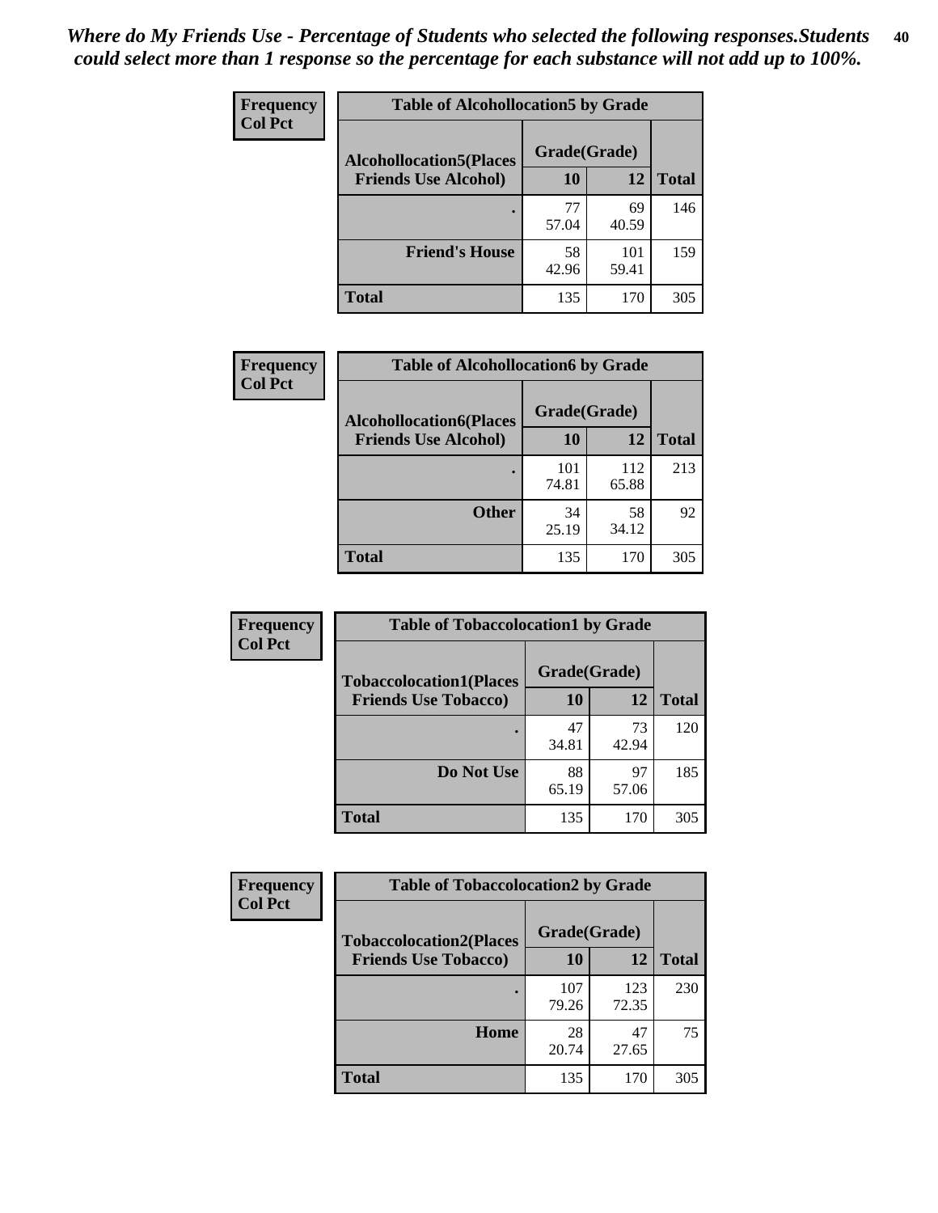*Where do My Friends Use - Percentage of Students who selected the following responses.Students could select more than 1 response so the percentage for each substance will not add up to 100%.*

**Frequency**
**Col Pct**

| Table of Alcohollocation5 by Grade | | | |
|---|---|---|---|
| **Alcohollocation5(Places Friends Use Alcohol)** | **Grade(Grade)** | | |
| | **10** | **12** | **Total** |
| **.** | 77<br>57.04 | 69<br>40.59 | 146 |
| **Friend's House** | 58<br>42.96 | 101<br>59.41 | 159 |
| **Total** | 135 | 170 | 305 |

**Frequency**
**Col Pct**

| Table of Alcohollocation6 by Grade | | | |
|---|---|---|---|
| **Alcohollocation6(Places Friends Use Alcohol)** | **Grade(Grade)** | | |
| | **10** | **12** | **Total** |
| **.** | 101<br>74.81 | 112<br>65.88 | 213 |
| **Other** | 34<br>25.19 | 58<br>34.12 | 92 |
| **Total** | 135 | 170 | 305 |

**Frequency**
**Col Pct**

| Table of Tobaccolocation1 by Grade | | | |
|---|---|---|---|
| **Tobaccolocation1(Places Friends Use Tobacco)** | **Grade(Grade)** | | |
| | **10** | **12** | **Total** |
| **.** | 47<br>34.81 | 73<br>42.94 | 120 |
| **Do Not Use** | 88<br>65.19 | 97<br>57.06 | 185 |
| **Total** | 135 | 170 | 305 |

**Frequency**
**Col Pct**

| Table of Tobaccolocation2 by Grade | | | |
|---|---|---|---|
| **Tobaccolocation2(Places Friends Use Tobacco)** | **Grade(Grade)** | | |
| | **10** | **12** | **Total** |
| **.** | 107<br>79.26 | 123<br>72.35 | 230 |
| **Home** | 28<br>20.74 | 47<br>27.65 | 75 |
| **Total** | 135 | 170 | 305 |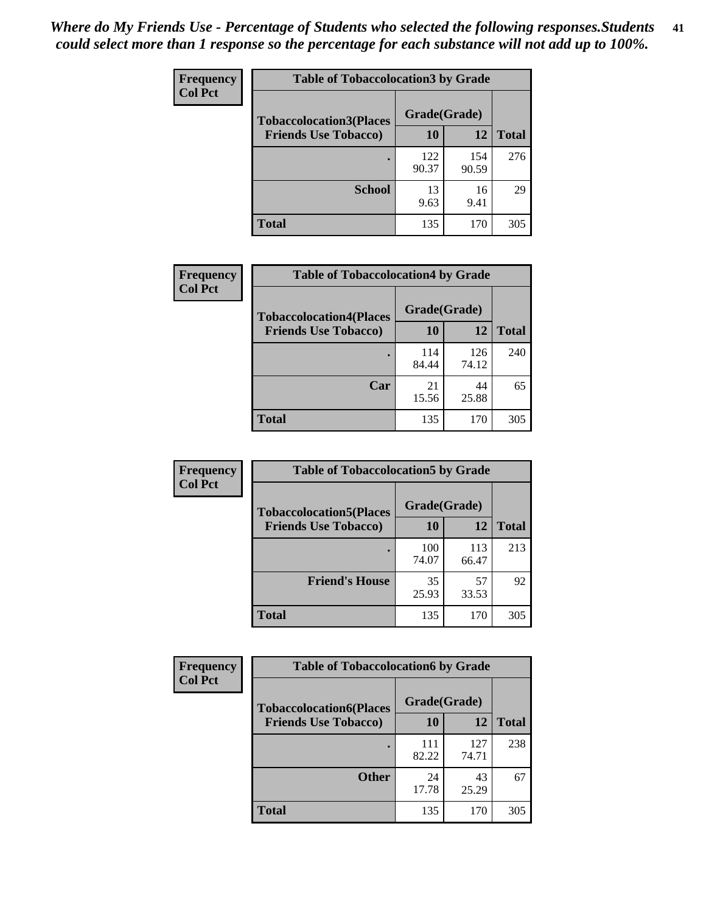*Where do My Friends Use - Percentage of Students who selected the following responses.Students could select more than 1 response so the percentage for each substance will not add up to 100%.*

**Frequency**
**Col Pct**

| Table of Tobaccolocation3 by Grade | | | |
|---|---|---|---|
| **Tobaccolocation3(Places Friends Use Tobacco)** | **Grade(Grade)** | | **Total** |
| | **10** | **12** | |
| **.** | 122<br>90.37 | 154<br>90.59 | 276 |
| **School** | 13<br>9.63 | 16<br>9.41 | 29 |
| **Total** | 135 | 170 | 305 |

**Frequency**
**Col Pct**

| Table of Tobaccolocation4 by Grade | | | |
|---|---|---|---|
| **Tobaccolocation4(Places Friends Use Tobacco)** | **Grade(Grade)** | | **Total** |
| | **10** | **12** | |
| **.** | 114<br>84.44 | 126<br>74.12 | 240 |
| **Car** | 21<br>15.56 | 44<br>25.88 | 65 |
| **Total** | 135 | 170 | 305 |

**Frequency**
**Col Pct**

| Table of Tobaccolocation5 by Grade | | | |
|---|---|---|---|
| **Tobaccolocation5(Places Friends Use Tobacco)** | **Grade(Grade)** | | **Total** |
| | **10** | **12** | |
| **.** | 100<br>74.07 | 113<br>66.47 | 213 |
| **Friend's House** | 35<br>25.93 | 57<br>33.53 | 92 |
| **Total** | 135 | 170 | 305 |

**Frequency**
**Col Pct**

| Table of Tobaccolocation6 by Grade | | | |
|---|---|---|---|
| **Tobaccolocation6(Places Friends Use Tobacco)** | **Grade(Grade)** | | **Total** |
| | **10** | **12** | |
| **.** | 111<br>82.22 | 127<br>74.71 | 238 |
| **Other** | 24<br>17.78 | 43<br>25.29 | 67 |
| **Total** | 135 | 170 | 305 |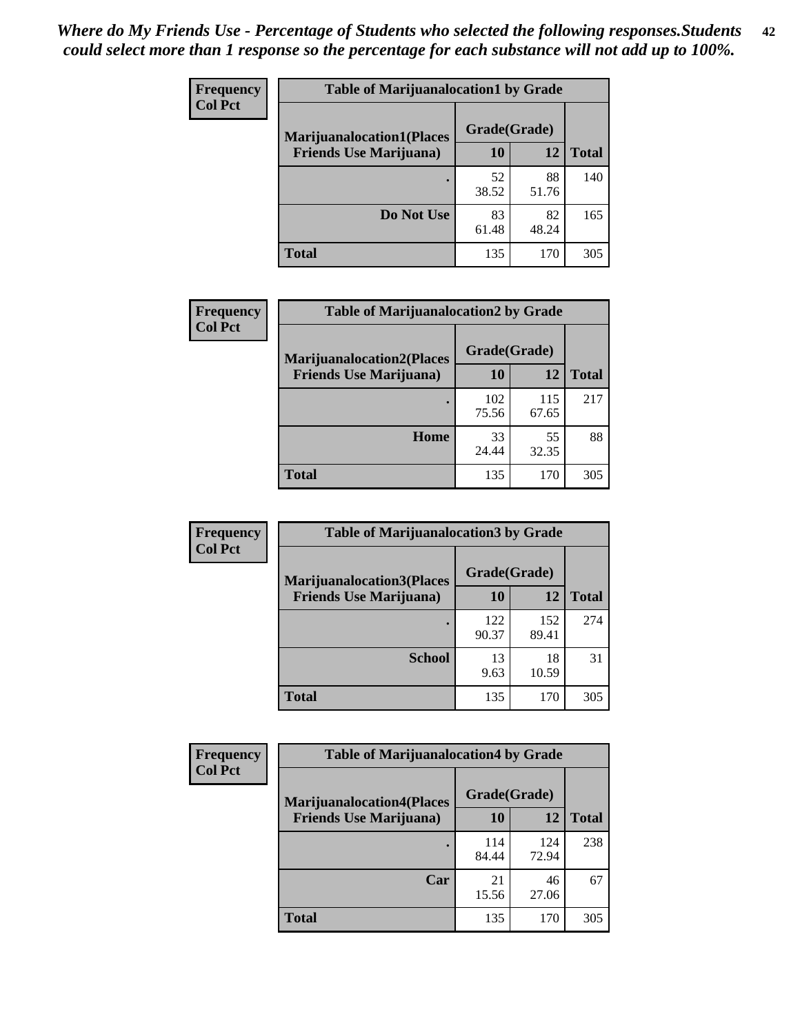*Where do My Friends Use - Percentage of Students who selected the following responses.Students could select more than 1 response so the percentage for each substance will not add up to 100%.*

**Frequency**
**Col Pct**

| Table of Marijuanalocation1 by Grade | | | |
|---|---|---|---|
| **Marijuanalocation1(Places Friends Use Marijuana)** | **Grade(Grade)** | | **Total** |
| | **10** | **12** | |
| **.** | 52<br>38.52 | 88<br>51.76 | 140 |
| **Do Not Use** | 83<br>61.48 | 82<br>48.24 | 165 |
| **Total** | 135 | 170 | 305 |

**Frequency**
**Col Pct**

| Table of Marijuanalocation2 by Grade | | | |
|---|---|---|---|
| **Marijuanalocation2(Places Friends Use Marijuana)** | **Grade(Grade)** | | **Total** |
| | **10** | **12** | |
| **.** | 102<br>75.56 | 115<br>67.65 | 217 |
| **Home** | 33<br>24.44 | 55<br>32.35 | 88 |
| **Total** | 135 | 170 | 305 |

**Frequency**
**Col Pct**

| Table of Marijuanalocation3 by Grade | | | |
|---|---|---|---|
| **Marijuanalocation3(Places Friends Use Marijuana)** | **Grade(Grade)** | | **Total** |
| | **10** | **12** | |
| **.** | 122<br>90.37 | 152<br>89.41 | 274 |
| **School** | 13<br>9.63 | 18<br>10.59 | 31 |
| **Total** | 135 | 170 | 305 |

**Frequency**
**Col Pct**

| Table of Marijuanalocation4 by Grade | | | |
|---|---|---|---|
| **Marijuanalocation4(Places Friends Use Marijuana)** | **Grade(Grade)** | | **Total** |
| | **10** | **12** | |
| **.** | 114<br>84.44 | 124<br>72.94 | 238 |
| **Car** | 21<br>15.56 | 46<br>27.06 | 67 |
| **Total** | 135 | 170 | 305 |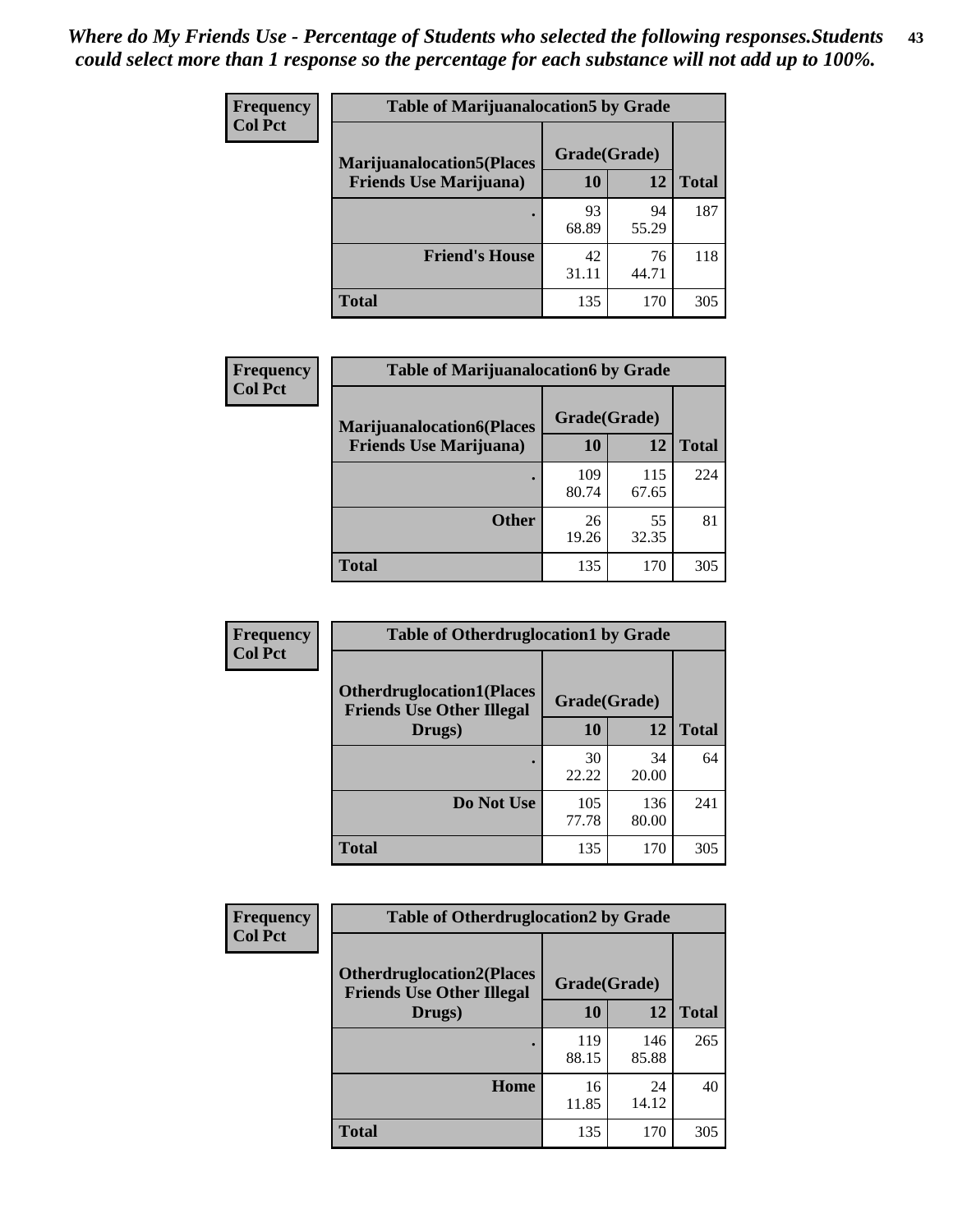*Where do My Friends Use - Percentage of Students who selected the following responses.Students could select more than 1 response so the percentage for each substance will not add up to 100%.*

| Frequency<br>Col Pct | Table of Marijuanalocation5 by Grade | | |
|---|---|---|---|
| Marijuanalocation5(Places Friends Use Marijuana) | Grade(Grade) | | |
| | 10 | 12 | Total |
| . | 93<br>68.89 | 94<br>55.29 | 187 |
| Friend's House | 42<br>31.11 | 76<br>44.71 | 118 |
| Total | 135 | 170 | 305 |

| Frequency<br>Col Pct | Table of Marijuanalocation6 by Grade | | |
|---|---|---|---|
| Marijuanalocation6(Places Friends Use Marijuana) | Grade(Grade) | | |
| | 10 | 12 | Total |
| . | 109<br>80.74 | 115<br>67.65 | 224 |
| Other | 26<br>19.26 | 55<br>32.35 | 81 |
| Total | 135 | 170 | 305 |

| Frequency<br>Col Pct | Table of Otherdruglocation1 by Grade | | |
|---|---|---|---|
| Otherdruglocation1(Places Friends Use Other Illegal Drugs) | Grade(Grade) | | |
| | 10 | 12 | Total |
| . | 30<br>22.22 | 34<br>20.00 | 64 |
| Do Not Use | 105<br>77.78 | 136<br>80.00 | 241 |
| Total | 135 | 170 | 305 |

| Frequency<br>Col Pct | Table of Otherdruglocation2 by Grade | | |
|---|---|---|---|
| Otherdruglocation2(Places Friends Use Other Illegal Drugs) | Grade(Grade) | | |
| | 10 | 12 | Total |
| . | 119<br>88.15 | 146<br>85.88 | 265 |
| Home | 16<br>11.85 | 24<br>14.12 | 40 |
| Total | 135 | 170 | 305 |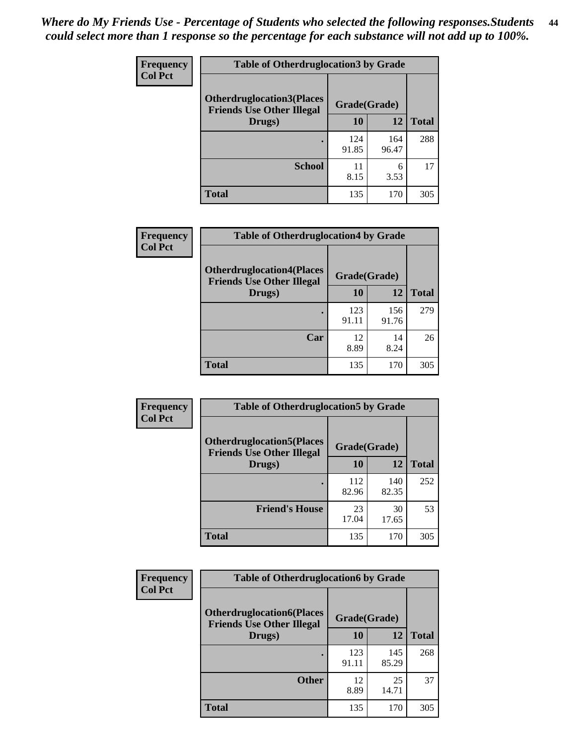*Where do My Friends Use - Percentage of Students who selected the following responses.Students could select more than 1 response so the percentage for each substance will not add up to 100%.*

**Frequency**
**Col Pct**

**Table of Otherdruglocation3 by Grade**

| Otherdruglocation3(Places Friends Use Other Illegal Drugs) | Grade(Grade) 10 | 12 | Total |
|---|---|---|---|
| . | 124<br>91.85 | 164<br>96.47 | 288 |
| School | 11<br>8.15 | 6<br>3.53 | 17 |
| Total | 135 | 170 | 305 |

**Frequency**
**Col Pct**

**Table of Otherdruglocation4 by Grade**

| Otherdruglocation4(Places Friends Use Other Illegal Drugs) | Grade(Grade) 10 | 12 | Total |
|---|---|---|---|
| . | 123<br>91.11 | 156<br>91.76 | 279 |
| Car | 12<br>8.89 | 14<br>8.24 | 26 |
| Total | 135 | 170 | 305 |

**Frequency**
**Col Pct**

**Table of Otherdruglocation5 by Grade**

| Otherdruglocation5(Places Friends Use Other Illegal Drugs) | Grade(Grade) 10 | 12 | Total |
|---|---|---|---|
| . | 112<br>82.96 | 140<br>82.35 | 252 |
| Friend's House | 23<br>17.04 | 30<br>17.65 | 53 |
| Total | 135 | 170 | 305 |

**Frequency**
**Col Pct**

**Table of Otherdruglocation6 by Grade**

| Otherdruglocation6(Places Friends Use Other Illegal Drugs) | Grade(Grade) 10 | 12 | Total |
|---|---|---|---|
| . | 123<br>91.11 | 145<br>85.29 | 268 |
| Other | 12<br>8.89 | 25<br>14.71 | 37 |
| Total | 135 | 170 | 305 |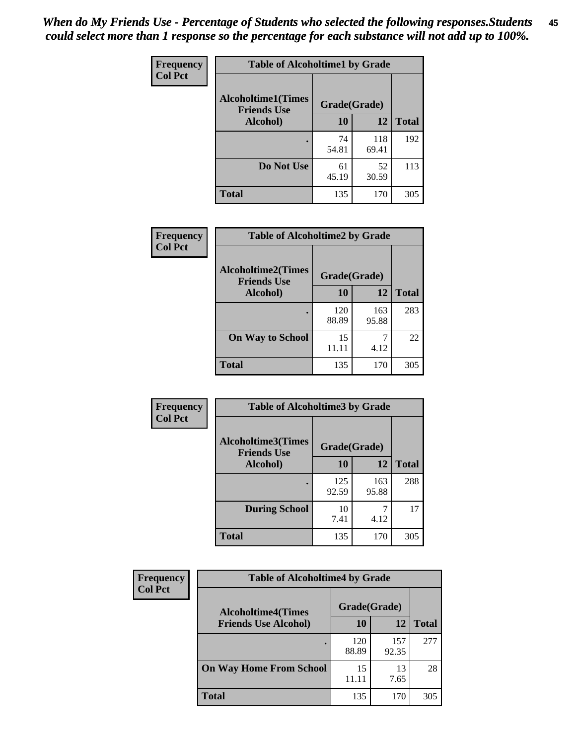*When do My Friends Use - Percentage of Students who selected the following responses.Students could select more than 1 response so the percentage for each substance will not add up to 100%.*

**Frequency**
**Col Pct**

| Table of Alcoholtime1 by Grade | | | |
|---|---|---|---|
| **Alcoholtime1(Times Friends Use Alcohol)** | **Grade(Grade)** | | |
| | **10** | **12** | **Total** |
| **.** | 74<br>54.81 | 118<br>69.41 | 192 |
| **Do Not Use** | 61<br>45.19 | 52<br>30.59 | 113 |
| **Total** | 135 | 170 | 305 |

**Frequency**
**Col Pct**

| Table of Alcoholtime2 by Grade | | | |
|---|---|---|---|
| **Alcoholtime2(Times Friends Use Alcohol)** | **Grade(Grade)** | | |
| | **10** | **12** | **Total** |
| **.** | 120<br>88.89 | 163<br>95.88 | 283 |
| **On Way to School** | 15<br>11.11 | 7<br>4.12 | 22 |
| **Total** | 135 | 170 | 305 |

**Frequency**
**Col Pct**

| Table of Alcoholtime3 by Grade | | | |
|---|---|---|---|
| **Alcoholtime3(Times Friends Use Alcohol)** | **Grade(Grade)** | | |
| | **10** | **12** | **Total** |
| **.** | 125<br>92.59 | 163<br>95.88 | 288 |
| **During School** | 10<br>7.41 | 7<br>4.12 | 17 |
| **Total** | 135 | 170 | 305 |

**Frequency**
**Col Pct**

| Table of Alcoholtime4 by Grade | | | |
|---|---|---|---|
| **Alcoholtime4(Times Friends Use Alcohol)** | **Grade(Grade)** | | |
| | **10** | **12** | **Total** |
| **.** | 120<br>88.89 | 157<br>92.35 | 277 |
| **On Way Home From School** | 15<br>11.11 | 13<br>7.65 | 28 |
| **Total** | 135 | 170 | 305 |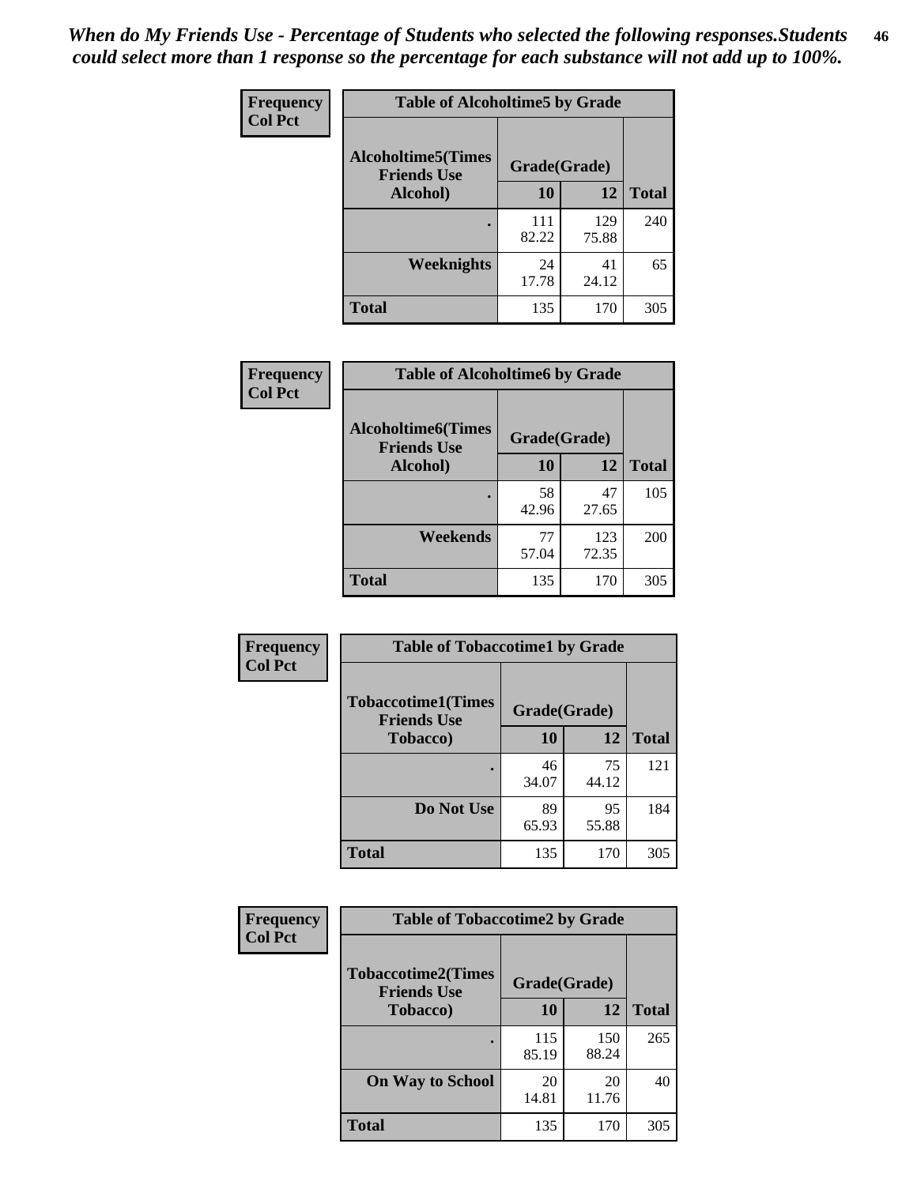*When do My Friends Use - Percentage of Students who selected the following responses.Students could select more than 1 response so the percentage for each substance will not add up to 100%.*

**Frequency**
**Col Pct**

| Table of Alcoholtime5 by Grade | | | |
|---|---|---|---|
| **Alcoholtime5(Times Friends Use Alcohol)** | **Grade(Grade)** | | **Total** |
| | **10** | **12** | |
| **.** | 111<br>82.22 | 129<br>75.88 | 240 |
| **Weeknights** | 24<br>17.78 | 41<br>24.12 | 65 |
| **Total** | 135 | 170 | 305 |

**Frequency**
**Col Pct**

| Table of Alcoholtime6 by Grade | | | |
|---|---|---|---|
| **Alcoholtime6(Times Friends Use Alcohol)** | **Grade(Grade)** | | **Total** |
| | **10** | **12** | |
| **.** | 58<br>42.96 | 47<br>27.65 | 105 |
| **Weekends** | 77<br>57.04 | 123<br>72.35 | 200 |
| **Total** | 135 | 170 | 305 |

**Frequency**
**Col Pct**

| Table of Tobaccotime1 by Grade | | | |
|---|---|---|---|
| **Tobaccotime1(Times Friends Use Tobacco)** | **Grade(Grade)** | | **Total** |
| | **10** | **12** | |
| **.** | 46<br>34.07 | 75<br>44.12 | 121 |
| **Do Not Use** | 89<br>65.93 | 95<br>55.88 | 184 |
| **Total** | 135 | 170 | 305 |

**Frequency**
**Col Pct**

| Table of Tobaccotime2 by Grade | | | |
|---|---|---|---|
| **Tobaccotime2(Times Friends Use Tobacco)** | **Grade(Grade)** | | **Total** |
| | **10** | **12** | |
| **.** | 115<br>85.19 | 150<br>88.24 | 265 |
| **On Way to School** | 20<br>14.81 | 20<br>11.76 | 40 |
| **Total** | 135 | 170 | 305 |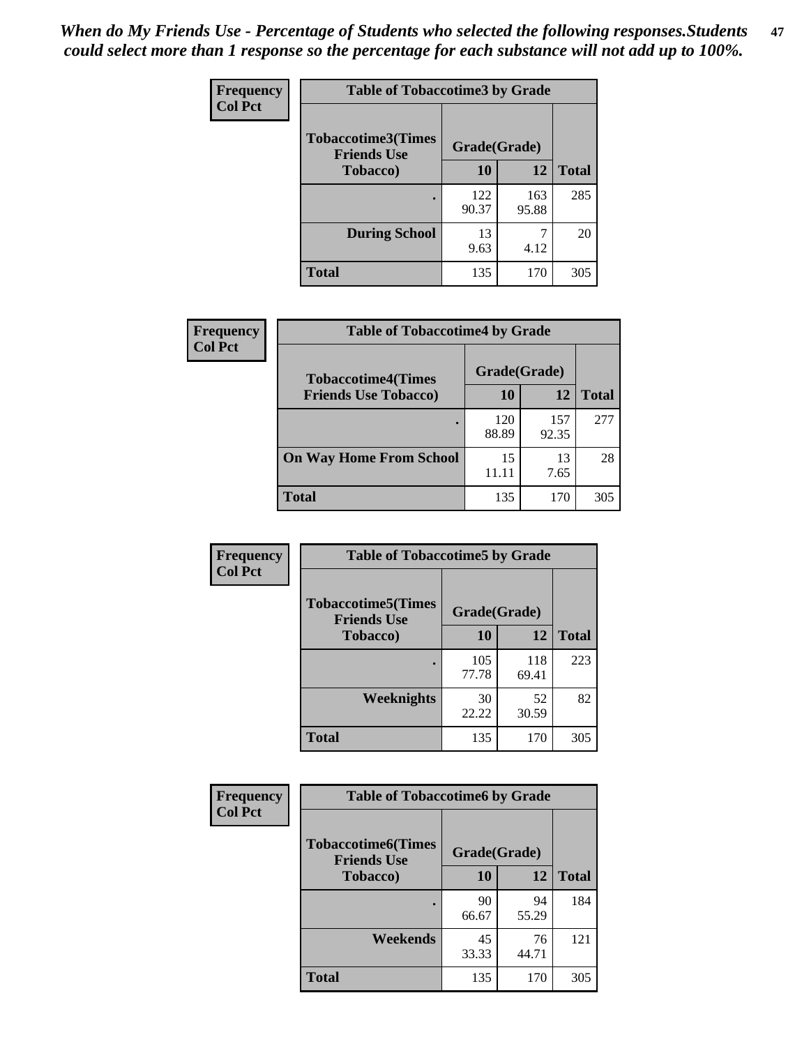*When do My Friends Use - Percentage of Students who selected the following responses.Students could select more than 1 response so the percentage for each substance will not add up to 100%.*

**Frequency**
**Col Pct**

| Table of Tobaccotime3 by Grade | | | |
|---|---|---|---|
| **Tobaccotime3(Times Friends Use Tobacco)** | **Grade(Grade)** | | **Total** |
| | **10** | **12** | |
| **.** | 122<br>90.37 | 163<br>95.88 | 285 |
| **During School** | 13<br>9.63 | 7<br>4.12 | 20 |
| **Total** | 135 | 170 | 305 |

**Frequency**
**Col Pct**

| Table of Tobaccotime4 by Grade | | | |
|---|---|---|---|
| **Tobaccotime4(Times Friends Use Tobacco)** | **Grade(Grade)** | | **Total** |
| | **10** | **12** | |
| **.** | 120<br>88.89 | 157<br>92.35 | 277 |
| **On Way Home From School** | 15<br>11.11 | 13<br>7.65 | 28 |
| **Total** | 135 | 170 | 305 |

**Frequency**
**Col Pct**

| Table of Tobaccotime5 by Grade | | | |
|---|---|---|---|
| **Tobaccotime5(Times Friends Use Tobacco)** | **Grade(Grade)** | | **Total** |
| | **10** | **12** | |
| **.** | 105<br>77.78 | 118<br>69.41 | 223 |
| **Weeknights** | 30<br>22.22 | 52<br>30.59 | 82 |
| **Total** | 135 | 170 | 305 |

**Frequency**
**Col Pct**

| Table of Tobaccotime6 by Grade | | | |
|---|---|---|---|
| **Tobaccotime6(Times Friends Use Tobacco)** | **Grade(Grade)** | | **Total** |
| | **10** | **12** | |
| **.** | 90<br>66.67 | 94<br>55.29 | 184 |
| **Weekends** | 45<br>33.33 | 76<br>44.71 | 121 |
| **Total** | 135 | 170 | 305 |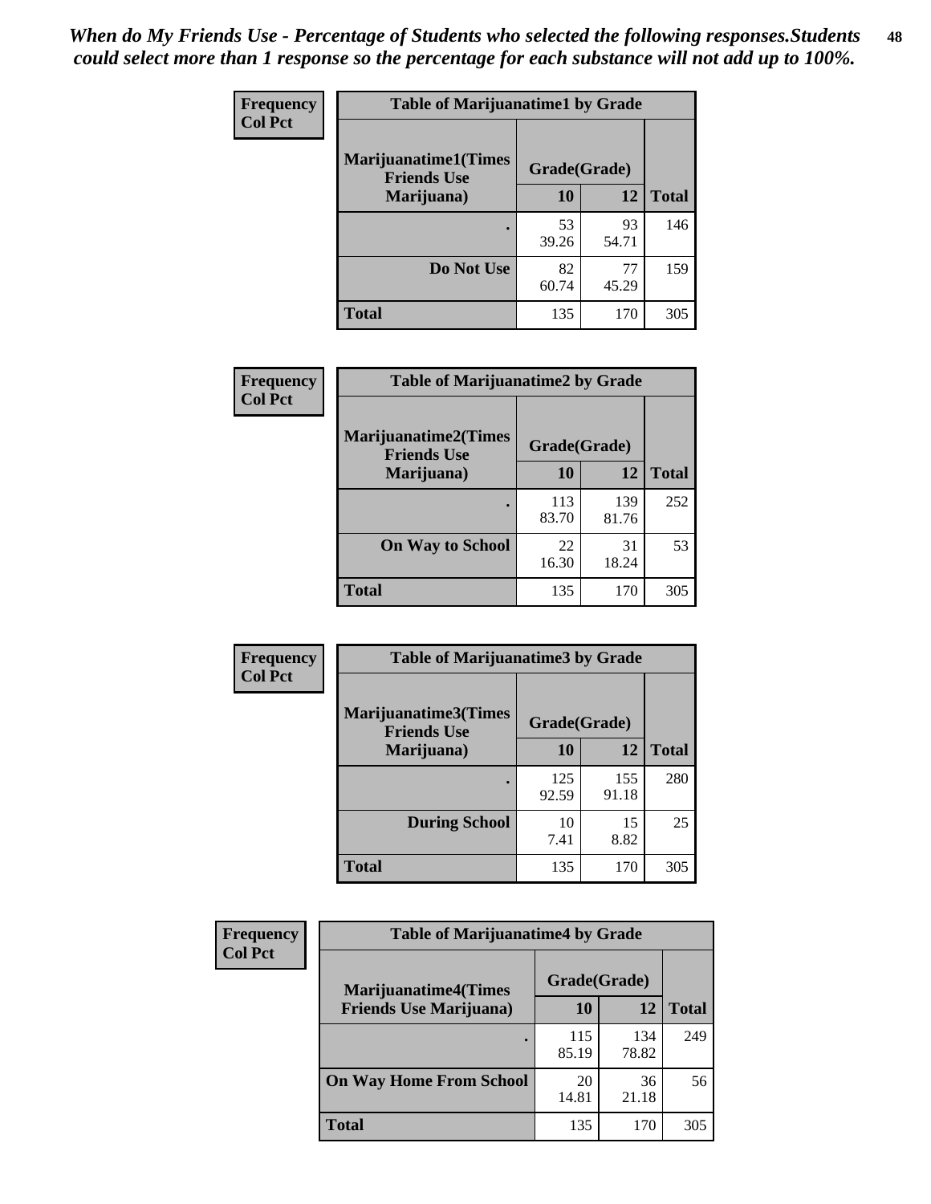*When do My Friends Use - Percentage of Students who selected the following responses.Students could select more than 1 response so the percentage for each substance will not add up to 100%.*

**Frequency**
**Col Pct**

| Table of Marijuanatime1 by Grade | | | |
|---|---|---|---|
| Marijuanatime1(Times Friends Use Marijuana) | Grade(Grade) | | |
| | 10 | 12 | Total |
| . | 53<br>39.26 | 93<br>54.71 | 146 |
| Do Not Use | 82<br>60.74 | 77<br>45.29 | 159 |
| Total | 135 | 170 | 305 |

**Frequency**
**Col Pct**

| Table of Marijuanatime2 by Grade | | | |
|---|---|---|---|
| Marijuanatime2(Times Friends Use Marijuana) | Grade(Grade) | | |
| | 10 | 12 | Total |
| . | 113<br>83.70 | 139<br>81.76 | 252 |
| On Way to School | 22<br>16.30 | 31<br>18.24 | 53 |
| Total | 135 | 170 | 305 |

**Frequency**
**Col Pct**

| Table of Marijuanatime3 by Grade | | | |
|---|---|---|---|
| Marijuanatime3(Times Friends Use Marijuana) | Grade(Grade) | | |
| | 10 | 12 | Total |
| . | 125<br>92.59 | 155<br>91.18 | 280 |
| During School | 10<br>7.41 | 15<br>8.82 | 25 |
| Total | 135 | 170 | 305 |

**Frequency**
**Col Pct**

| Table of Marijuanatime4 by Grade | | | |
|---|---|---|---|
| Marijuanatime4(Times Friends Use Marijuana) | Grade(Grade) | | |
| | 10 | 12 | Total |
| . | 115<br>85.19 | 134<br>78.82 | 249 |
| On Way Home From School | 20<br>14.81 | 36<br>21.18 | 56 |
| Total | 135 | 170 | 305 |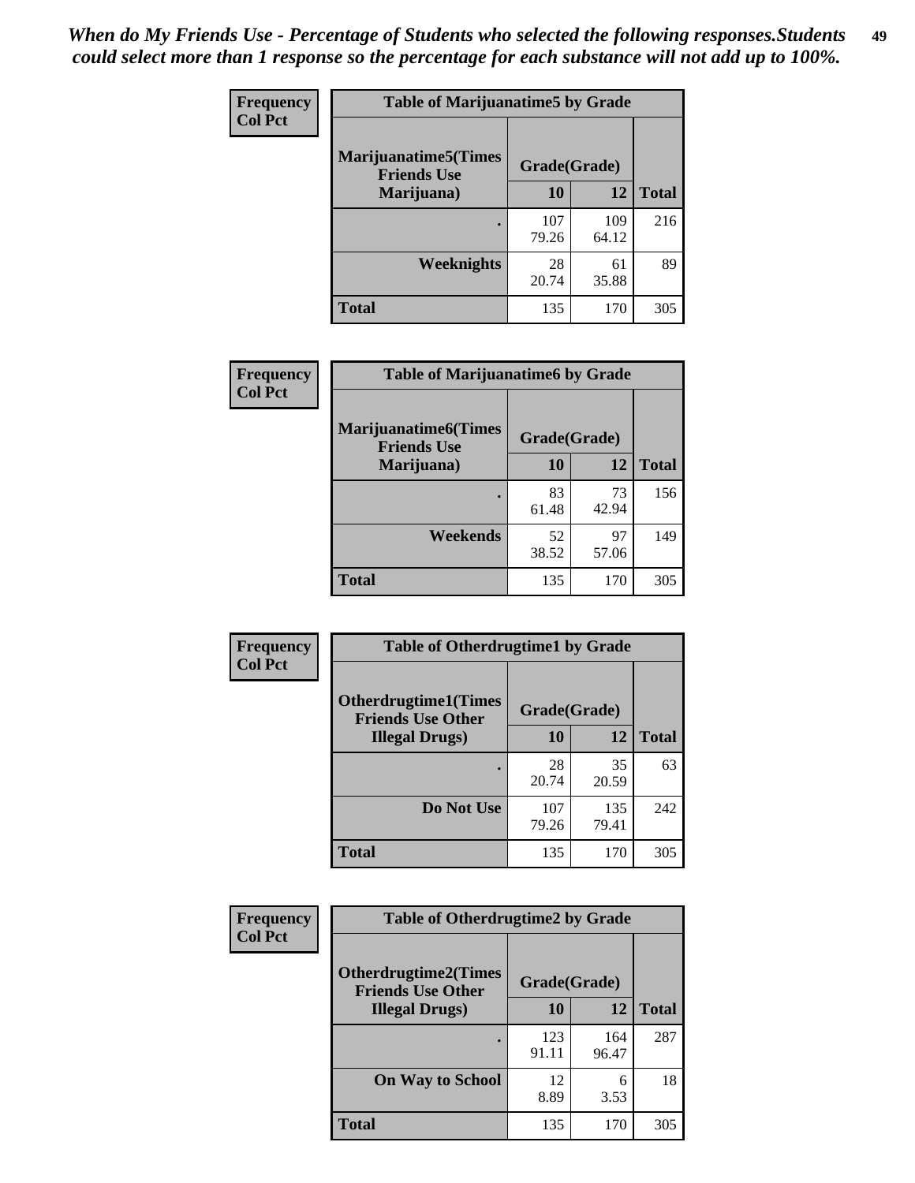*When do My Friends Use - Percentage of Students who selected the following responses.Students could select more than 1 response so the percentage for each substance will not add up to 100%.*

**Frequency**
**Col Pct**

| Table of Marijuanatime5 by Grade | | | |
|---|---|---|---|
| **Marijuanatime5(Times Friends Use Marijuana)** | **Grade(Grade)** | | **Total** |
| | **10** | **12** | |
| **.** | 107<br>79.26 | 109<br>64.12 | 216 |
| **Weeknights** | 28<br>20.74 | 61<br>35.88 | 89 |
| **Total** | 135 | 170 | 305 |

**Frequency**
**Col Pct**

| Table of Marijuanatime6 by Grade | | | |
|---|---|---|---|
| **Marijuanatime6(Times Friends Use Marijuana)** | **Grade(Grade)** | | **Total** |
| | **10** | **12** | |
| **.** | 83<br>61.48 | 73<br>42.94 | 156 |
| **Weekends** | 52<br>38.52 | 97<br>57.06 | 149 |
| **Total** | 135 | 170 | 305 |

**Frequency**
**Col Pct**

| Table of Otherdrugtime1 by Grade | | | |
|---|---|---|---|
| **Otherdrugtime1(Times Friends Use Other Illegal Drugs)** | **Grade(Grade)** | | **Total** |
| | **10** | **12** | |
| **.** | 28<br>20.74 | 35<br>20.59 | 63 |
| **Do Not Use** | 107<br>79.26 | 135<br>79.41 | 242 |
| **Total** | 135 | 170 | 305 |

**Frequency**
**Col Pct**

| Table of Otherdrugtime2 by Grade | | | |
|---|---|---|---|
| **Otherdrugtime2(Times Friends Use Other Illegal Drugs)** | **Grade(Grade)** | | **Total** |
| | **10** | **12** | |
| **.** | 123<br>91.11 | 164<br>96.47 | 287 |
| **On Way to School** | 12<br>8.89 | 6<br>3.53 | 18 |
| **Total** | 135 | 170 | 305 |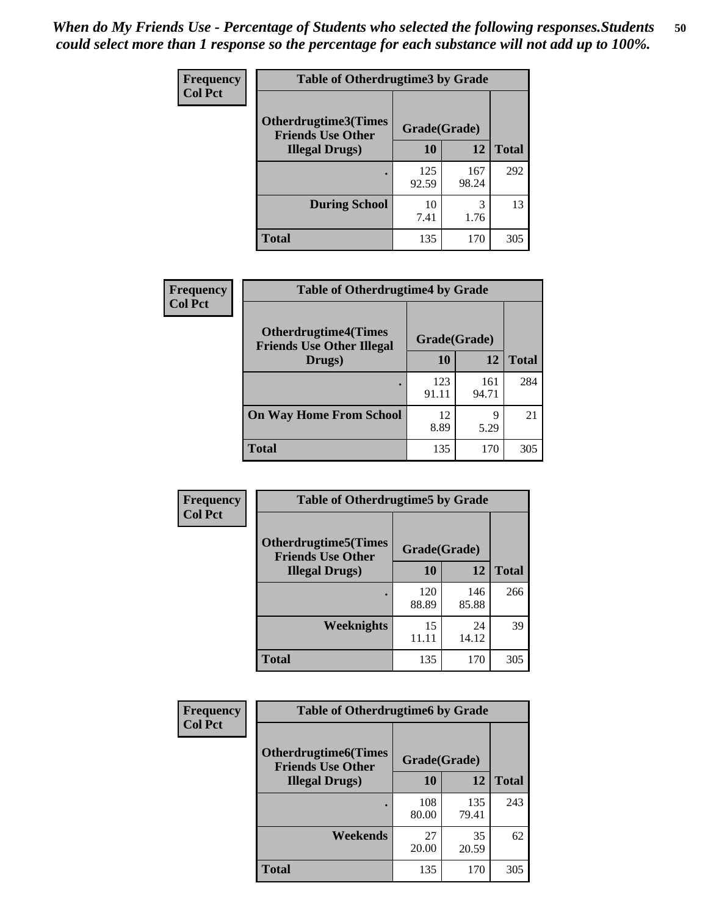*When do My Friends Use - Percentage of Students who selected the following responses.Students could select more than 1 response so the percentage for each substance will not add up to 100%.*

**Frequency**
**Col Pct**

| Table of Otherdrugtime3 by Grade | | | |
|---|---|---|---|
| Otherdrugtime3(Times Friends Use Other Illegal Drugs) | Grade(Grade) | | |
| | 10 | 12 | Total |
| . | 125<br>92.59 | 167<br>98.24 | 292 |
| During School | 10<br>7.41 | 3<br>1.76 | 13 |
| Total | 135 | 170 | 305 |

**Frequency**
**Col Pct**

| Table of Otherdrugtime4 by Grade | | | |
|---|---|---|---|
| Otherdrugtime4(Times Friends Use Other Illegal Drugs) | Grade(Grade) | | |
| | 10 | 12 | Total |
| . | 123<br>91.11 | 161<br>94.71 | 284 |
| On Way Home From School | 12<br>8.89 | 9<br>5.29 | 21 |
| Total | 135 | 170 | 305 |

**Frequency**
**Col Pct**

| Table of Otherdrugtime5 by Grade | | | |
|---|---|---|---|
| Otherdrugtime5(Times Friends Use Other Illegal Drugs) | Grade(Grade) | | |
| | 10 | 12 | Total |
| . | 120<br>88.89 | 146<br>85.88 | 266 |
| Weeknights | 15<br>11.11 | 24<br>14.12 | 39 |
| Total | 135 | 170 | 305 |

**Frequency**
**Col Pct**

| Table of Otherdrugtime6 by Grade | | | |
|---|---|---|---|
| Otherdrugtime6(Times Friends Use Other Illegal Drugs) | Grade(Grade) | | |
| | 10 | 12 | Total |
| . | 108<br>80.00 | 135<br>79.41 | 243 |
| Weekends | 27<br>20.00 | 35<br>20.59 | 62 |
| Total | 135 | 170 | 305 |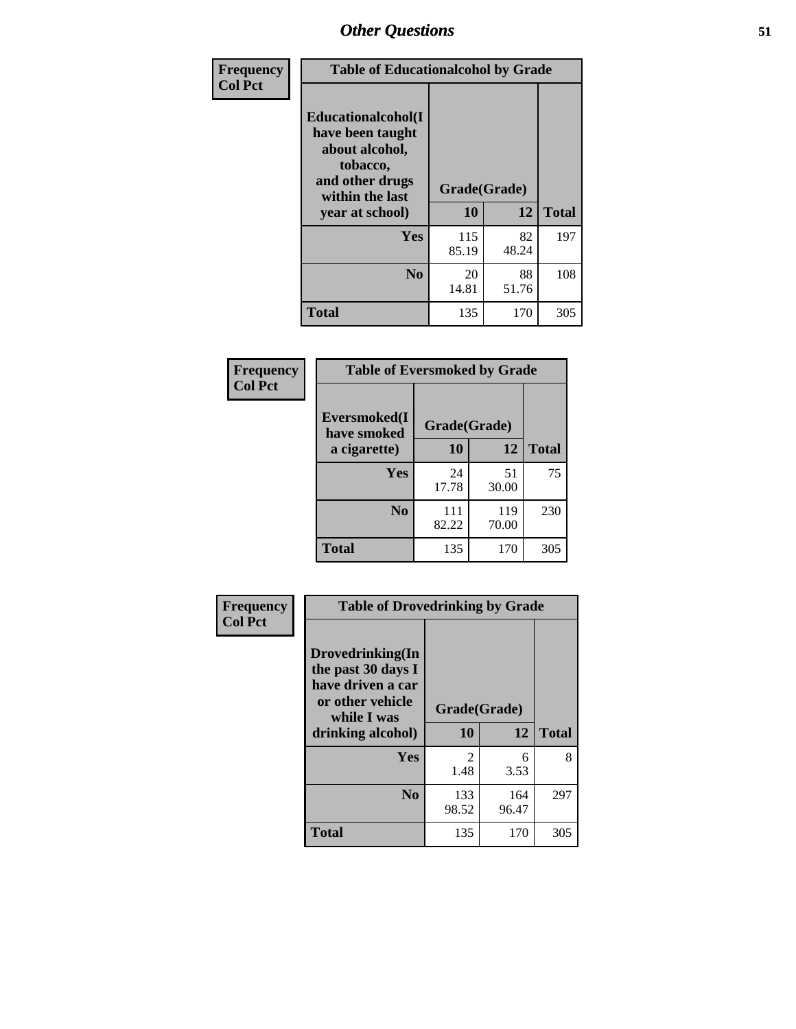## Other Questions

| Frequency Col Pct | Table of Educationalalcohol by Grade | | |
|---|---|---|---|
| Educationalalcohol(I have been taught about alcohol, tobacco, and other drugs within the last year at school) | Grade(Grade) | | |
| | 10 | 12 | Total |
| Yes | 115<br>85.19 | 82<br>48.24 | 197 |
| No | 20<br>14.81 | 88<br>51.76 | 108 |
| Total | 135 | 170 | 305 |

| Frequency Col Pct | Table of Eversmoked by Grade | | |
|---|---|---|---|
| Eversmoked(I have smoked a cigarette) | Grade(Grade) | | |
| | 10 | 12 | Total |
| Yes | 24<br>17.78 | 51<br>30.00 | 75 |
| No | 111<br>82.22 | 119<br>70.00 | 230 |
| Total | 135 | 170 | 305 |

| Frequency Col Pct | Table of Drovedrinking by Grade | | |
|---|---|---|---|
| Drovedrinking(In the past 30 days I have driven a car or other vehicle while I was drinking alcohol) | Grade(Grade) | | |
| | 10 | 12 | Total |
| Yes | 2<br>1.48 | 6<br>3.53 | 8 |
| No | 133<br>98.52 | 164<br>96.47 | 297 |
| Total | 135 | 170 | 305 |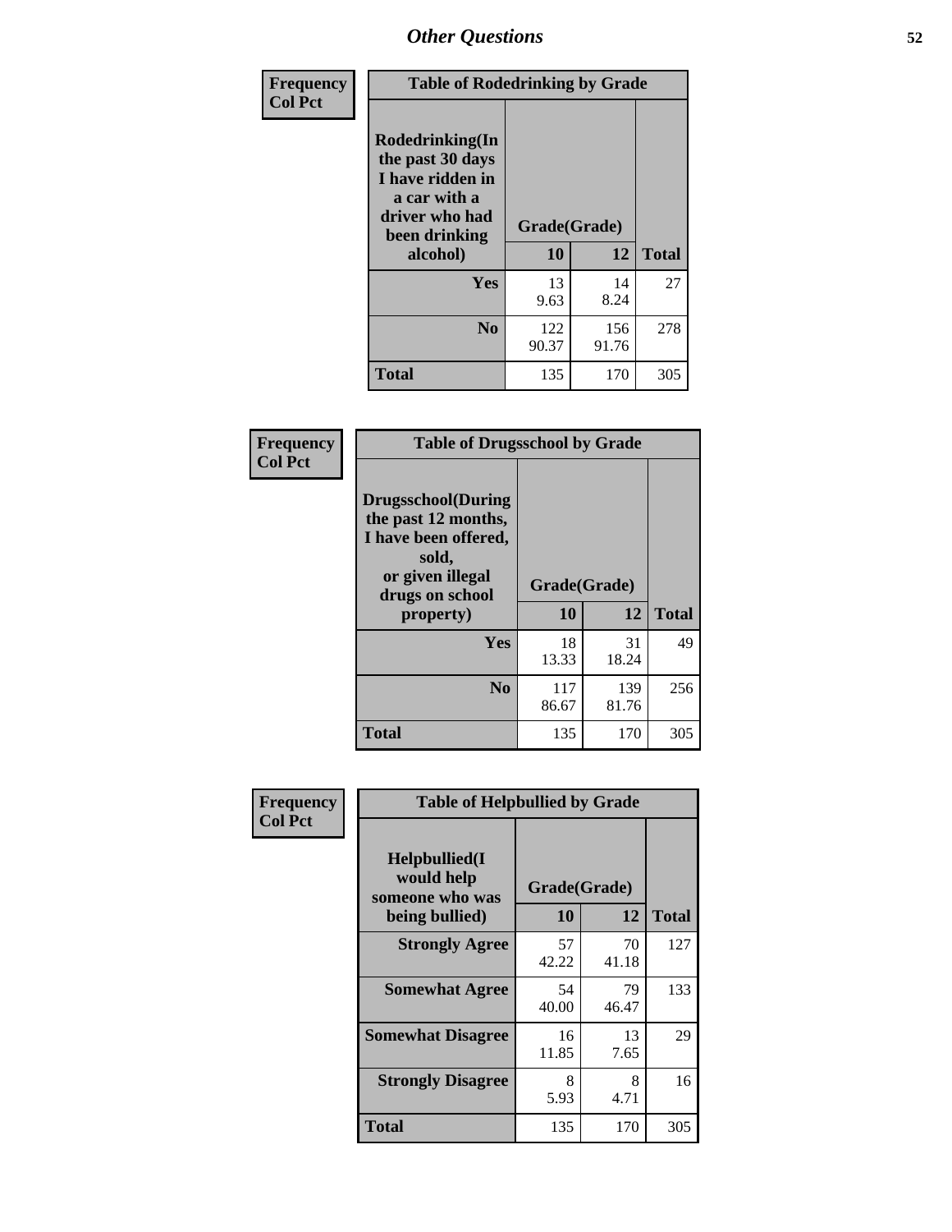| Frequency<br>Col Pct |
|---|

**Table of Rodedrinking by Grade**

| Rodedrinking(In the past 30 days I have ridden in a car with a driver who had been drinking alcohol) | Grade(Grade) 10 | 12 | Total |
|---|---|---|---|
| Yes | 13<br>9.63 | 14<br>8.24 | 27 |
| No | 122<br>90.37 | 156<br>91.76 | 278 |
| Total | 135 | 170 | 305 |

| Frequency<br>Col Pct |
|---|

**Table of Drugsschool by Grade**

| Drugsschool(During the past 12 months, I have been offered, sold, or given illegal drugs on school property) | Grade(Grade) 10 | 12 | Total |
|---|---|---|---|
| Yes | 18<br>13.33 | 31<br>18.24 | 49 |
| No | 117<br>86.67 | 139<br>81.76 | 256 |
| Total | 135 | 170 | 305 |

| Frequency<br>Col Pct |
|---|

**Table of Helpbullied by Grade**

| Helpbullied(I would help someone who was being bullied) | Grade(Grade) 10 | 12 | Total |
|---|---|---|---|
| Strongly Agree | 57<br>42.22 | 70<br>41.18 | 127 |
| Somewhat Agree | 54<br>40.00 | 79<br>46.47 | 133 |
| Somewhat Disagree | 16<br>11.85 | 13<br>7.65 | 29 |
| Strongly Disagree | 8<br>5.93 | 8<br>4.71 | 16 |
| Total | 135 | 170 | 305 |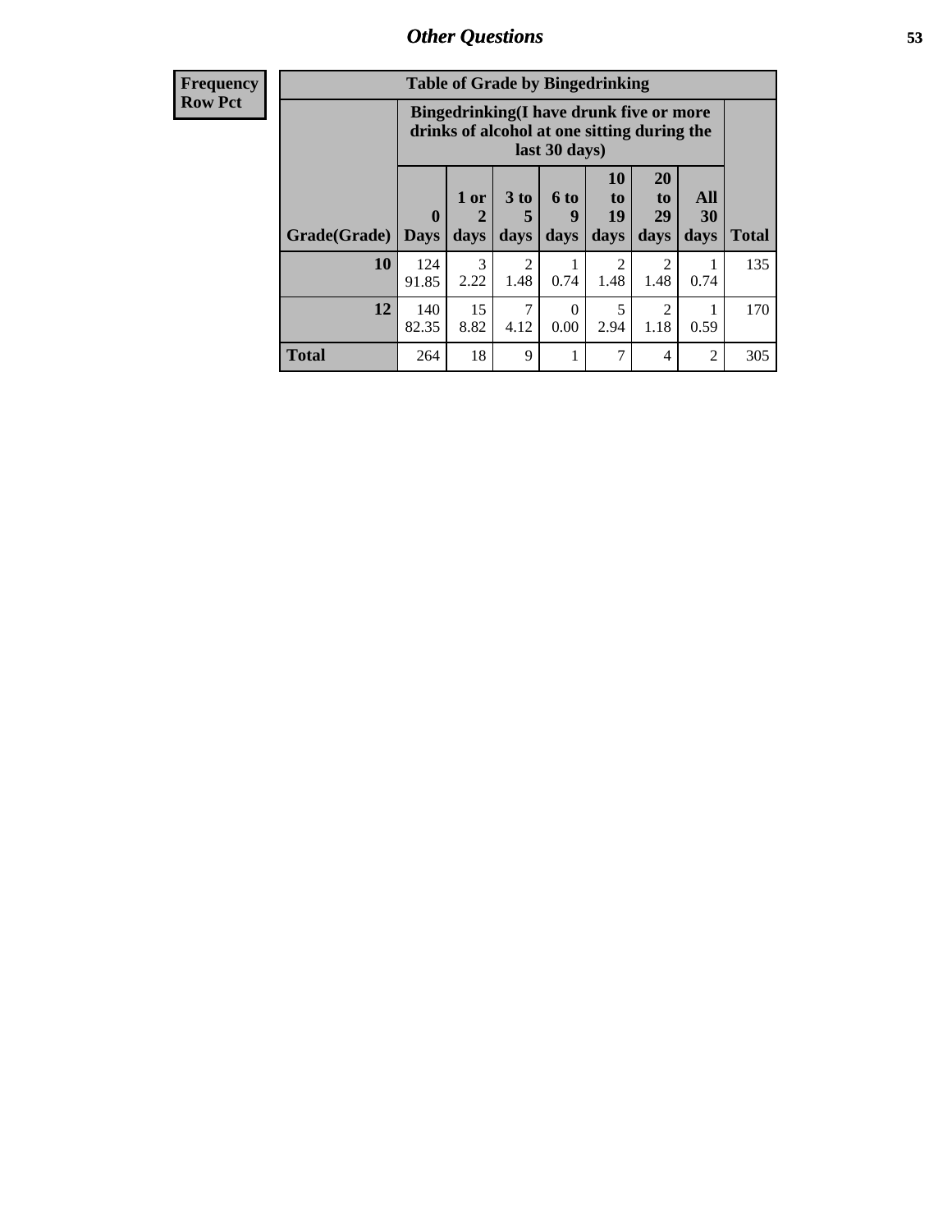| Frequency<br>Row Pct | Table of Grade by Bingedrinking | | | | | | | |
|---|---|---|---|---|---|---|---|---|
| | Bingedrinking(I have drunk five or more drinks of alcohol at one sitting during the last 30 days) | | | | | | | |
| Grade(Grade) | 0 Days | 1 or 2 days | 3 to 5 days | 6 to 9 days | 10 to 19 days | 20 to 29 days | All 30 days | Total |
| **10** | 124<br>91.85 | 3<br>2.22 | 2<br>1.48 | 1<br>0.74 | 2<br>1.48 | 2<br>1.48 | 1<br>0.74 | 135 |
| **12** | 140<br>82.35 | 15<br>8.82 | 7<br>4.12 | 0<br>0.00 | 5<br>2.94 | 2<br>1.18 | 1<br>0.59 | 170 |
| **Total** | 264 | 18 | 9 | 1 | 7 | 4 | 2 | 305 |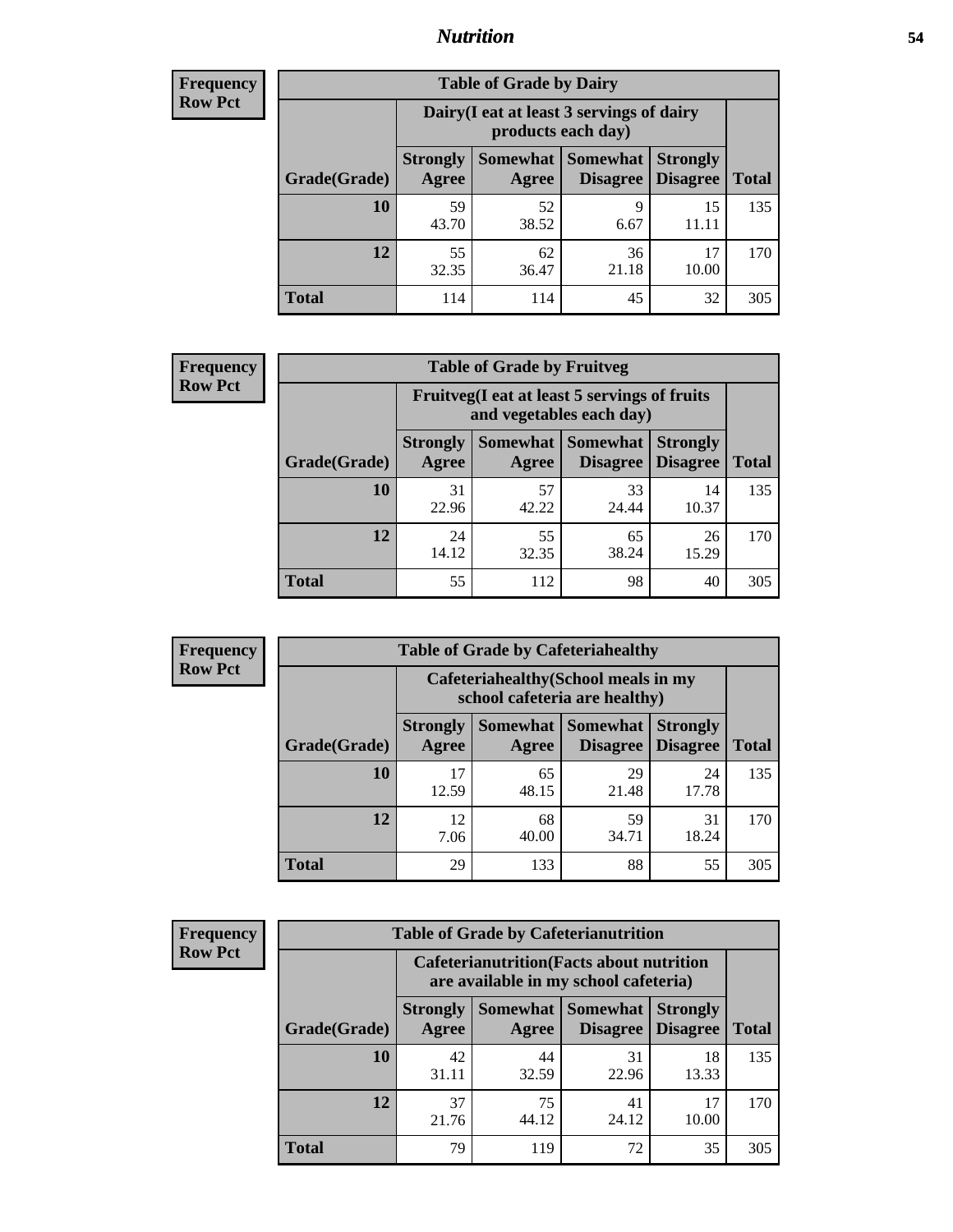# Nutrition

**Frequency**
**Row Pct**

| Table of Grade by Dairy | | | | | |
|---|---|---|---|---|---|
| | Dairy(I eat at least 3 servings of dairy products each day) | | | | |
| Grade(Grade) | Strongly Agree | Somewhat Agree | Somewhat Disagree | Strongly Disagree | Total |
| 10 | 59<br>43.70 | 52<br>38.52 | 9<br>6.67 | 15<br>11.11 | 135 |
| 12 | 55<br>32.35 | 62<br>36.47 | 36<br>21.18 | 17<br>10.00 | 170 |
| Total | 114 | 114 | 45 | 32 | 305 |

**Frequency**
**Row Pct**

| Table of Grade by Fruitveg | | | | | |
|---|---|---|---|---|---|
| | Fruitveg(I eat at least 5 servings of fruits and vegetables each day) | | | | |
| Grade(Grade) | Strongly Agree | Somewhat Agree | Somewhat Disagree | Strongly Disagree | Total |
| 10 | 31<br>22.96 | 57<br>42.22 | 33<br>24.44 | 14<br>10.37 | 135 |
| 12 | 24<br>14.12 | 55<br>32.35 | 65<br>38.24 | 26<br>15.29 | 170 |
| Total | 55 | 112 | 98 | 40 | 305 |

**Frequency**
**Row Pct**

| Table of Grade by Cafeteriahealthy | | | | | |
|---|---|---|---|---|---|
| | Cafeteriahealthy(School meals in my school cafeteria are healthy) | | | | |
| Grade(Grade) | Strongly Agree | Somewhat Agree | Somewhat Disagree | Strongly Disagree | Total |
| 10 | 17<br>12.59 | 65<br>48.15 | 29<br>21.48 | 24<br>17.78 | 135 |
| 12 | 12<br>7.06 | 68<br>40.00 | 59<br>34.71 | 31<br>18.24 | 170 |
| Total | 29 | 133 | 88 | 55 | 305 |

**Frequency**
**Row Pct**

| Table of Grade by Cafeterianutrition | | | | | |
|---|---|---|---|---|---|
| | Cafeterianutrition(Facts about nutrition are available in my school cafeteria) | | | | |
| Grade(Grade) | Strongly Agree | Somewhat Agree | Somewhat Disagree | Strongly Disagree | Total |
| 10 | 42<br>31.11 | 44<br>32.59 | 31<br>22.96 | 18<br>13.33 | 135 |
| 12 | 37<br>21.76 | 75<br>44.12 | 41<br>24.12 | 17<br>10.00 | 170 |
| Total | 79 | 119 | 72 | 35 | 305 |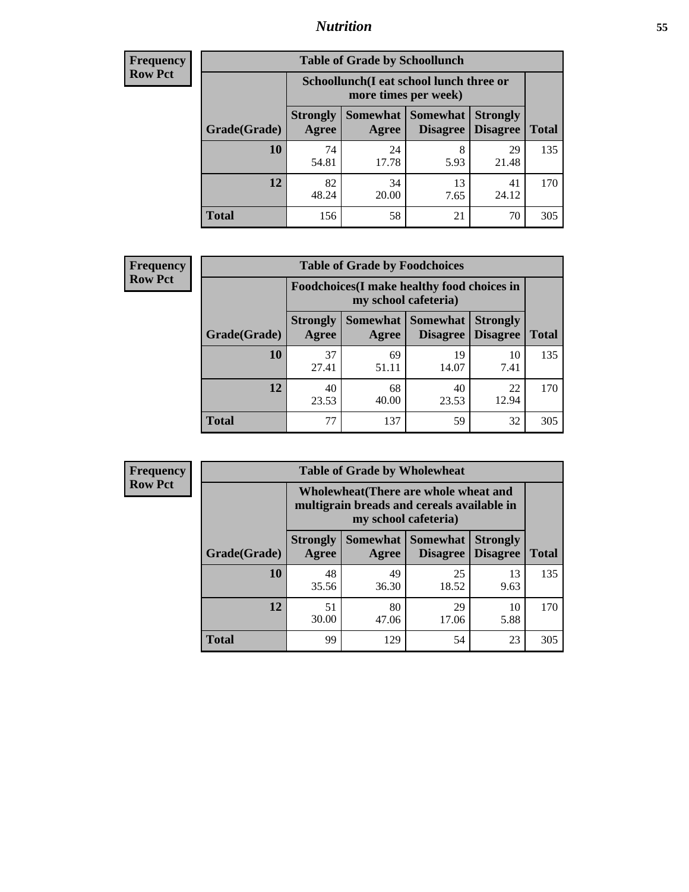# Nutrition

| Frequency Row Pct |
|---|

**Table of Grade by Schoollunch**

| Grade(Grade) | Schoollunch(I eat school lunch three or more times per week) Strongly Agree | Somewhat Agree | Somewhat Disagree | Strongly Disagree | Total |
|---|---|---|---|---|---|
| 10 | 74<br>54.81 | 24<br>17.78 | 8<br>5.93 | 29<br>21.48 | 135 |
| 12 | 82<br>48.24 | 34<br>20.00 | 13<br>7.65 | 41<br>24.12 | 170 |
| Total | 156 | 58 | 21 | 70 | 305 |

| Frequency Row Pct |
|---|

**Table of Grade by Foodchoices**

| Grade(Grade) | Foodchoices(I make healthy food choices in my school cafeteria) Strongly Agree | Somewhat Agree | Somewhat Disagree | Strongly Disagree | Total |
|---|---|---|---|---|---|
| 10 | 37<br>27.41 | 69<br>51.11 | 19<br>14.07 | 10<br>7.41 | 135 |
| 12 | 40<br>23.53 | 68<br>40.00 | 40<br>23.53 | 22<br>12.94 | 170 |
| Total | 77 | 137 | 59 | 32 | 305 |

| Frequency Row Pct |
|---|

**Table of Grade by Wholewheat**

| Grade(Grade) | Wholewheat(There are whole wheat and multigrain breads and cereals available in my school cafeteria) Strongly Agree | Somewhat Agree | Somewhat Disagree | Strongly Disagree | Total |
|---|---|---|---|---|---|
| 10 | 48<br>35.56 | 49<br>36.30 | 25<br>18.52 | 13<br>9.63 | 135 |
| 12 | 51<br>30.00 | 80<br>47.06 | 29<br>17.06 | 10<br>5.88 | 170 |
| Total | 99 | 129 | 54 | 23 | 305 |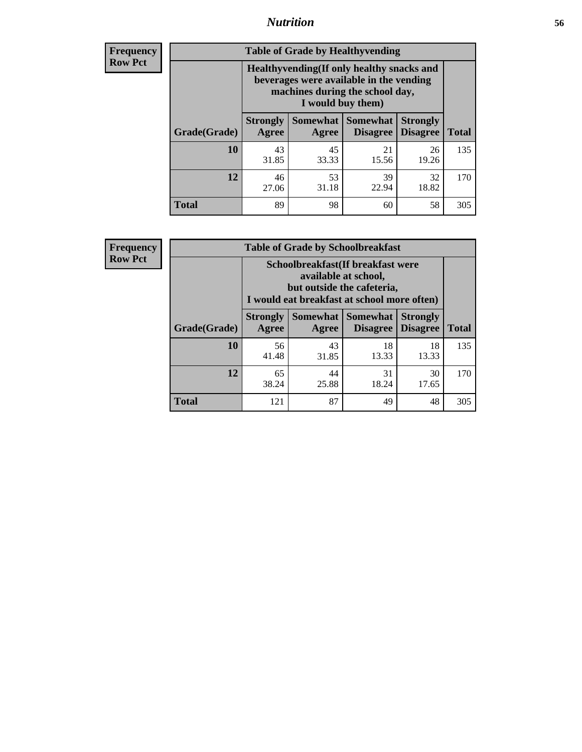**Frequency**
**Row Pct**

| Table of Grade by Healthyvending | | | | | |
|---|---|---|---|---|---|
| | Healthyvending(If only healthy snacks and beverages were available in the vending machines during the school day, I would buy them) | | | | |
| Grade(Grade) | Strongly Agree | Somewhat Agree | Somewhat Disagree | Strongly Disagree | Total |
| **10** | 43<br>31.85 | 45<br>33.33 | 21<br>15.56 | 26<br>19.26 | 135 |
| **12** | 46<br>27.06 | 53<br>31.18 | 39<br>22.94 | 32<br>18.82 | 170 |
| **Total** | 89 | 98 | 60 | 58 | 305 |

**Frequency**
**Row Pct**

| Table of Grade by Schoolbreakfast | | | | | |
|---|---|---|---|---|---|
| | Schoolbreakfast(If breakfast were available at school, but outside the cafeteria, I would eat breakfast at school more often) | | | | |
| Grade(Grade) | Strongly Agree | Somewhat Agree | Somewhat Disagree | Strongly Disagree | Total |
| **10** | 56<br>41.48 | 43<br>31.85 | 18<br>13.33 | 18<br>13.33 | 135 |
| **12** | 65<br>38.24 | 44<br>25.88 | 31<br>18.24 | 30<br>17.65 | 170 |
| **Total** | 121 | 87 | 49 | 48 | 305 |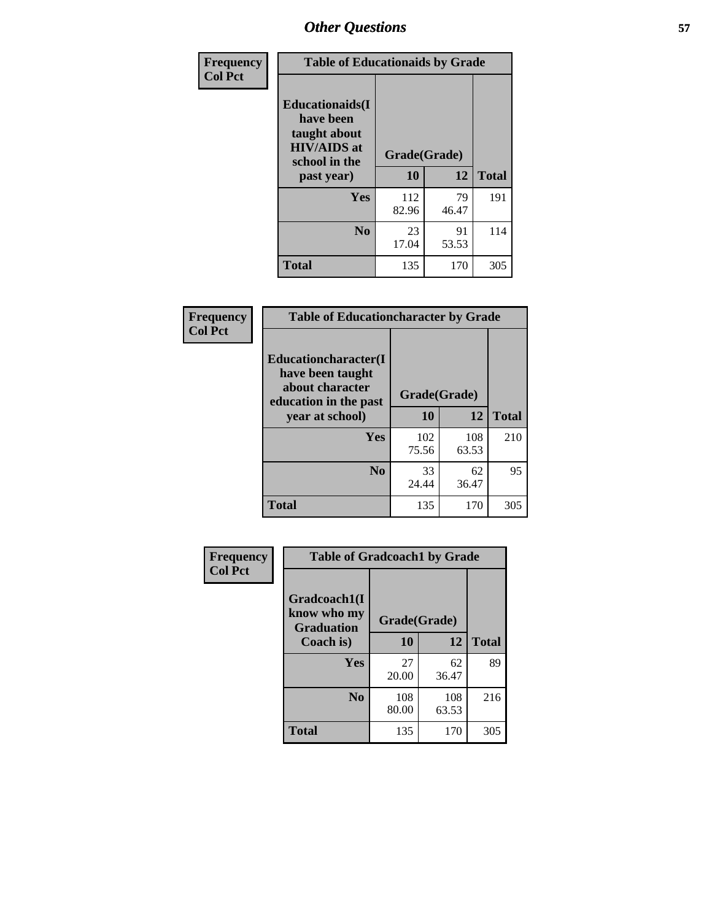## Other Questions

**Frequency**
**Col Pct**

| Table of Educationaids by Grade | | | |
|---|---|---|---|
| **Educationaids(I have been taught about HIV/AIDS at school in the past year)** | **Grade(Grade)** | | |
| | **10** | **12** | **Total** |
| **Yes** | 112<br>82.96 | 79<br>46.47 | 191 |
| **No** | 23<br>17.04 | 91<br>53.53 | 114 |
| **Total** | 135 | 170 | 305 |

**Frequency**
**Col Pct**

| Table of Educationcharacter by Grade | | | |
|---|---|---|---|
| **Educationcharacter(I have been taught about character education in the past year at school)** | **Grade(Grade)** | | |
| | **10** | **12** | **Total** |
| **Yes** | 102<br>75.56 | 108<br>63.53 | 210 |
| **No** | 33<br>24.44 | 62<br>36.47 | 95 |
| **Total** | 135 | 170 | 305 |

**Frequency**
**Col Pct**

| Table of Gradcoach1 by Grade | | | |
|---|---|---|---|
| **Gradcoach1(I know who my Graduation Coach is)** | **Grade(Grade)** | | |
| | **10** | **12** | **Total** |
| **Yes** | 27<br>20.00 | 62<br>36.47 | 89 |
| **No** | 108<br>80.00 | 108<br>63.53 | 216 |
| **Total** | 135 | 170 | 305 |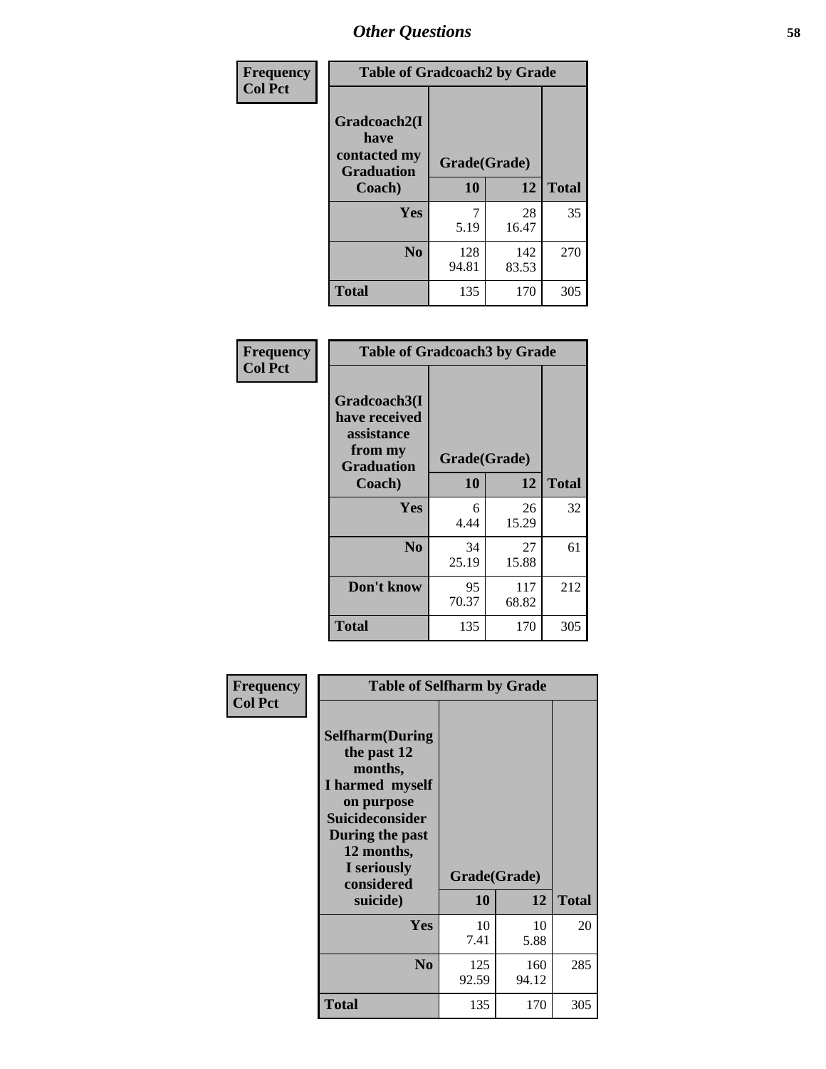## Other Questions

**Frequency**
**Col Pct**

| Table of Gradcoach2 by Grade | | | |
|---|---|---|---|
| Gradcoach2(I have contacted my Graduation Coach) | Grade(Grade) | | |
| | 10 | 12 | Total |
| Yes | 7<br>5.19 | 28<br>16.47 | 35 |
| No | 128<br>94.81 | 142<br>83.53 | 270 |
| Total | 135 | 170 | 305 |

**Frequency**
**Col Pct**

| Table of Gradcoach3 by Grade | | | |
|---|---|---|---|
| Gradcoach3(I have received assistance from my Graduation Coach) | Grade(Grade) | | |
| | 10 | 12 | Total |
| Yes | 6<br>4.44 | 26<br>15.29 | 32 |
| No | 34<br>25.19 | 27<br>15.88 | 61 |
| Don't know | 95<br>70.37 | 117<br>68.82 | 212 |
| Total | 135 | 170 | 305 |

**Frequency**
**Col Pct**

| Table of Selfharm by Grade | | | |
|---|---|---|---|
| Selfharm(During the past 12 months, I harmed myself on purpose Suicideconsider During the past 12 months, I seriously considered suicide) | Grade(Grade) | | |
| | 10 | 12 | Total |
| Yes | 10<br>7.41 | 10<br>5.88 | 20 |
| No | 125<br>92.59 | 160<br>94.12 | 285 |
| Total | 135 | 170 | 305 |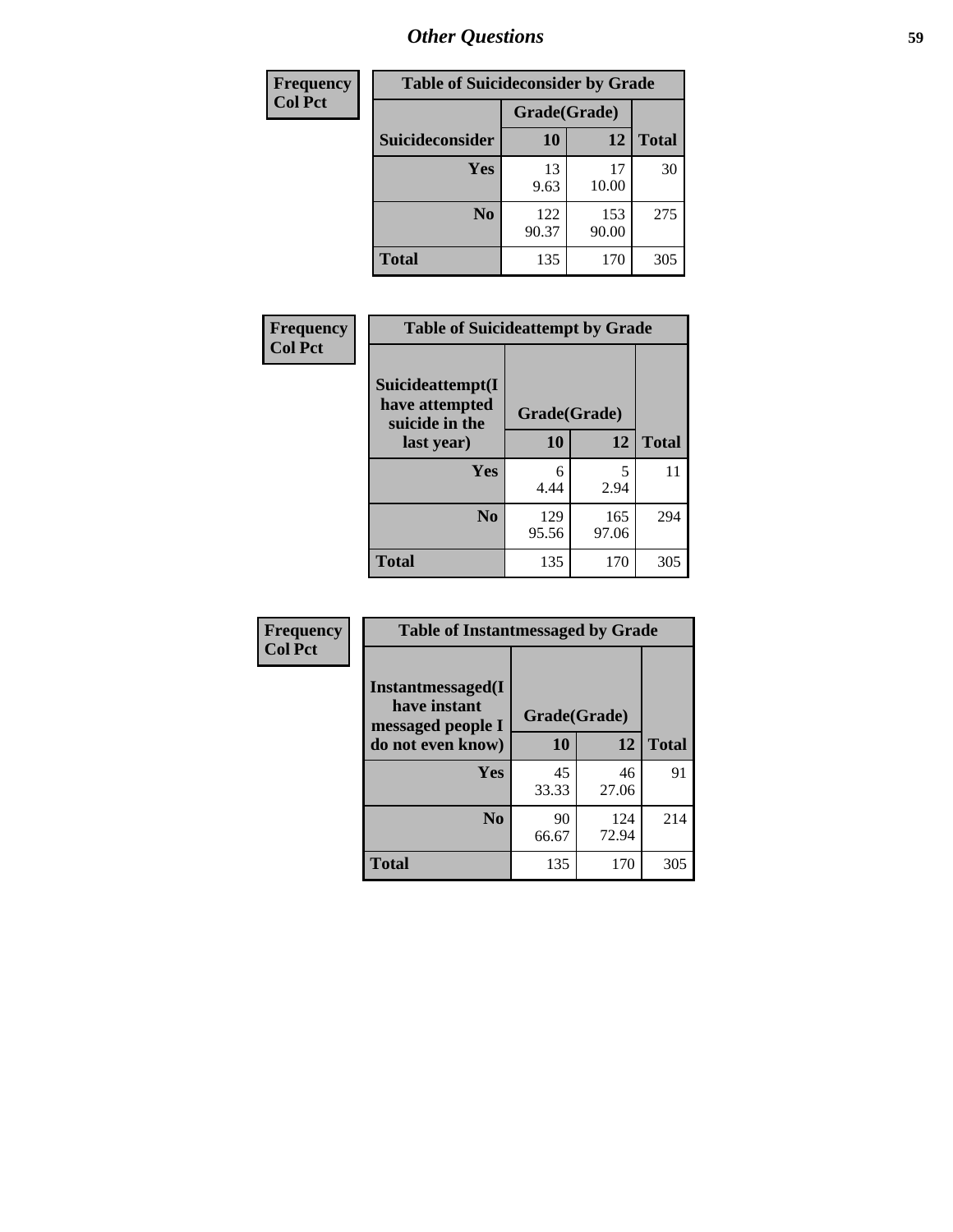| Frequency<br>Col Pct |
|---|

| Table of Suicideconsider by Grade | | | |
|---|---|---|---|
| | Grade(Grade) | | |
| Suicideconsider | 10 | 12 | Total |
| Yes | 13<br>9.63 | 17<br>10.00 | 30 |
| No | 122<br>90.37 | 153<br>90.00 | 275 |
| Total | 135 | 170 | 305 |

| Frequency<br>Col Pct |
|---|

| Table of Suicideattempt by Grade | | | |
|---|---|---|---|
| Suicideattempt(I have attempted suicide in the last year) | Grade(Grade) | | |
| | 10 | 12 | Total |
| Yes | 6<br>4.44 | 5<br>2.94 | 11 |
| No | 129<br>95.56 | 165<br>97.06 | 294 |
| Total | 135 | 170 | 305 |

| Frequency<br>Col Pct |
|---|

| Table of Instantmessaged by Grade | | | |
|---|---|---|---|
| Instantmessaged(I have instant messaged people I do not even know) | Grade(Grade) | | |
| | 10 | 12 | Total |
| Yes | 45<br>33.33 | 46<br>27.06 | 91 |
| No | 90<br>66.67 | 124<br>72.94 | 214 |
| Total | 135 | 170 | 305 |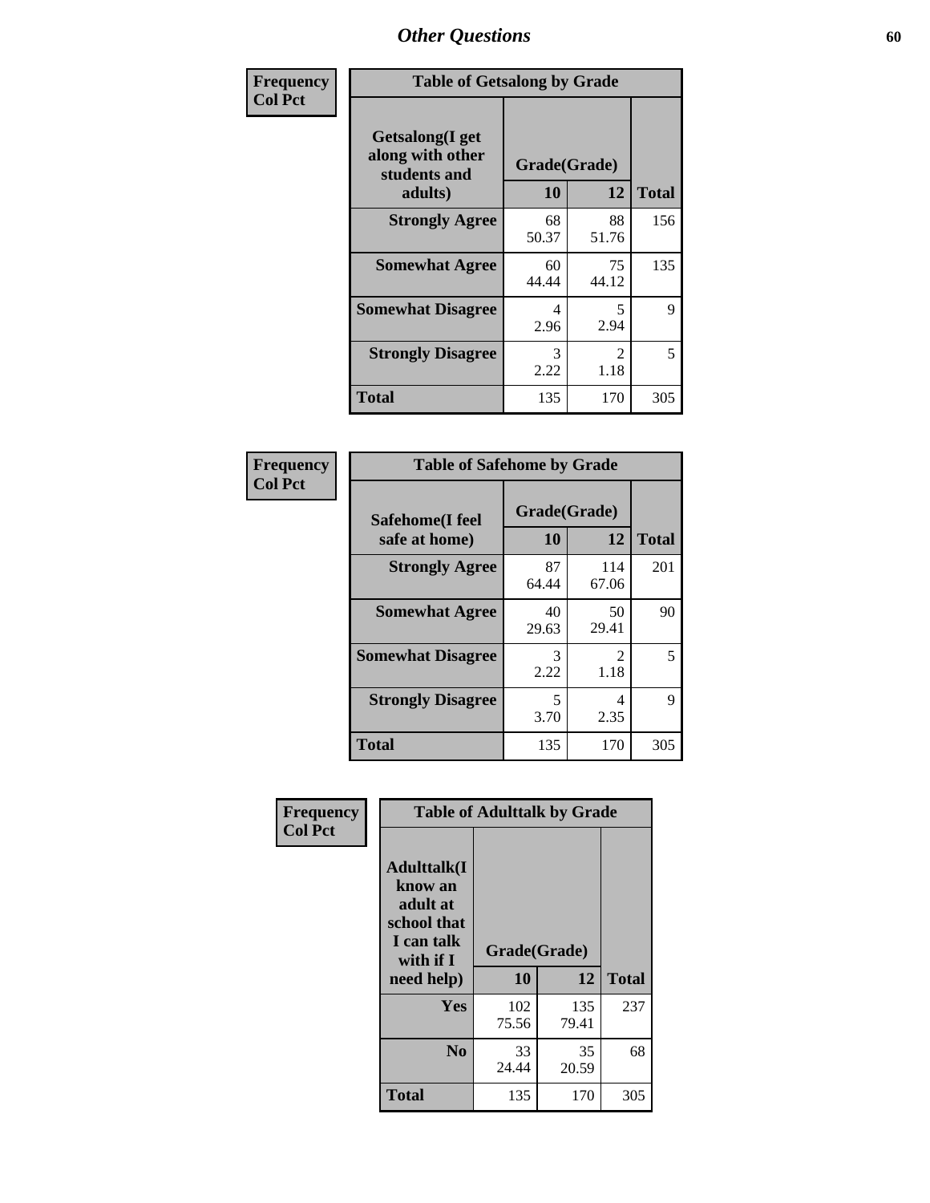## Other Questions

**Frequency**
**Col Pct**

**Table of Getsalong by Grade**

| Getsalong(I get along with other students and adults) | Grade(Grade) 10 | 12 | Total |
|---|---|---|---|
| **Strongly Agree** | 68<br>50.37 | 88<br>51.76 | 156 |
| **Somewhat Agree** | 60<br>44.44 | 75<br>44.12 | 135 |
| **Somewhat Disagree** | 4<br>2.96 | 5<br>2.94 | 9 |
| **Strongly Disagree** | 3<br>2.22 | 2<br>1.18 | 5 |
| **Total** | 135 | 170 | 305 |

**Frequency**
**Col Pct**

**Table of Safehome by Grade**

| Safehome(I feel safe at home) | Grade(Grade) 10 | 12 | Total |
|---|---|---|---|
| **Strongly Agree** | 87<br>64.44 | 114<br>67.06 | 201 |
| **Somewhat Agree** | 40<br>29.63 | 50<br>29.41 | 90 |
| **Somewhat Disagree** | 3<br>2.22 | 2<br>1.18 | 5 |
| **Strongly Disagree** | 5<br>3.70 | 4<br>2.35 | 9 |
| **Total** | 135 | 170 | 305 |

**Frequency**
**Col Pct**

**Table of Adulttalk by Grade**

| Adulttalk(I know an adult at school that I can talk with if I need help) | Grade(Grade) 10 | 12 | Total |
|---|---|---|---|
| **Yes** | 102<br>75.56 | 135<br>79.41 | 237 |
| **No** | 33<br>24.44 | 35<br>20.59 | 68 |
| **Total** | 135 | 170 | 305 |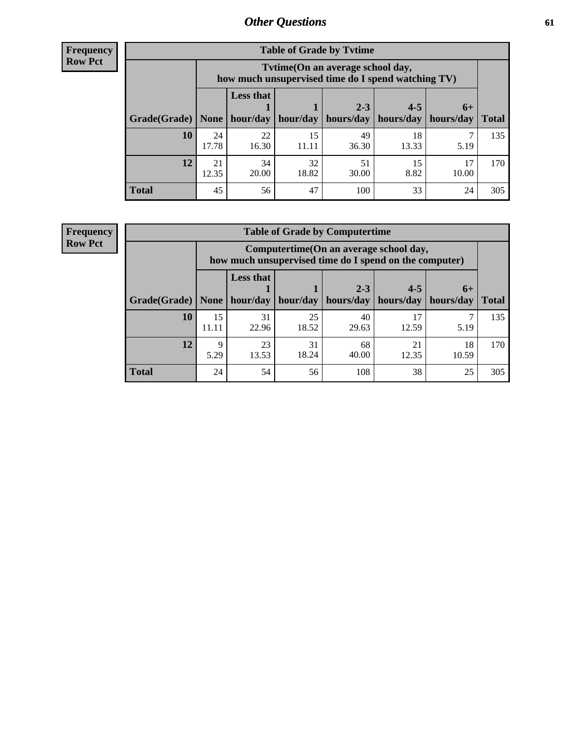**Frequency**
**Row Pct**

| Table of Grade by Tvtime | | | | | | | |
|---|---|---|---|---|---|---|---|
| | Tvtime(On an average school day, how much unsupervised time do I spend watching TV) | | | | | | |
| Grade(Grade) | None | Less that 1 hour/day | 1 hour/day | 2-3 hours/day | 4-5 hours/day | 6+ hours/day | Total |
| **10** | 24<br>17.78 | 22<br>16.30 | 15<br>11.11 | 49<br>36.30 | 18<br>13.33 | 7<br>5.19 | 135 |
| **12** | 21<br>12.35 | 34<br>20.00 | 32<br>18.82 | 51<br>30.00 | 15<br>8.82 | 17<br>10.00 | 170 |
| **Total** | 45 | 56 | 47 | 100 | 33 | 24 | 305 |

**Frequency**
**Row Pct**

| Table of Grade by Computertime | | | | | | | |
|---|---|---|---|---|---|---|---|
| | Computertime(On an average school day, how much unsupervised time do I spend on the computer) | | | | | | |
| Grade(Grade) | None | Less that 1 hour/day | 1 hour/day | 2-3 hours/day | 4-5 hours/day | 6+ hours/day | Total |
| **10** | 15<br>11.11 | 31<br>22.96 | 25<br>18.52 | 40<br>29.63 | 17<br>12.59 | 7<br>5.19 | 135 |
| **12** | 9<br>5.29 | 23<br>13.53 | 31<br>18.24 | 68<br>40.00 | 21<br>12.35 | 18<br>10.59 | 170 |
| **Total** | 24 | 54 | 56 | 108 | 38 | 25 | 305 |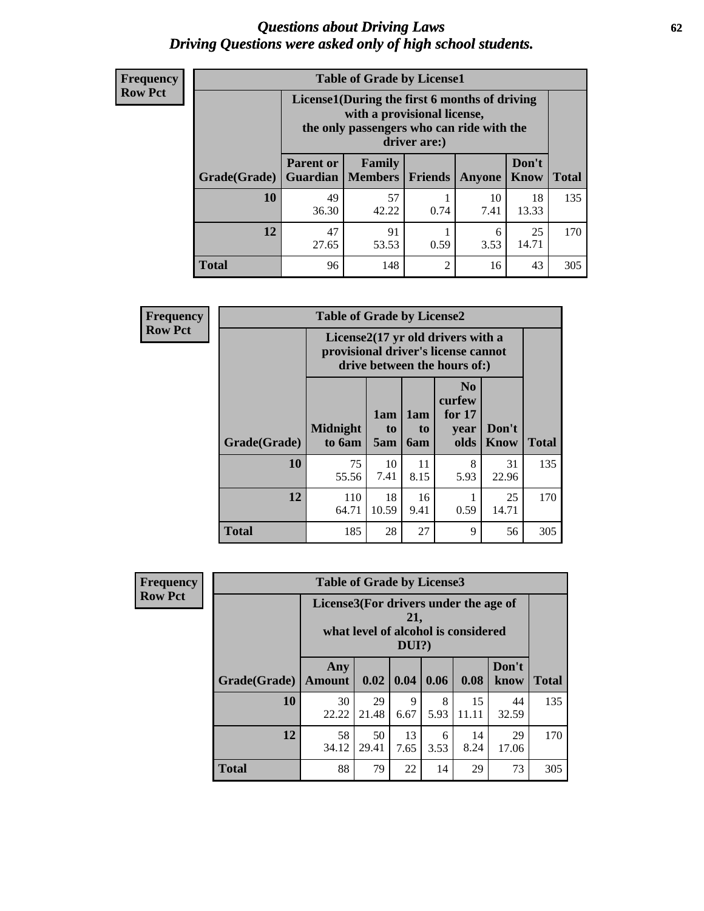# *Questions about Driving Laws*
# *Driving Questions were asked only of high school students.*

**Frequency**
**Row Pct**

**Table of Grade by License1**

| Grade(Grade) | License1(During the first 6 months of driving with a provisional license, the only passengers who can ride with the driver are:) | | | | | Total |
|---|---|---|---|---|---|---|
| | Parent or Guardian | Family Members | Friends | Anyone | Don't Know | |
| 10 | 49<br>36.30 | 57<br>42.22 | 1<br>0.74 | 10<br>7.41 | 18<br>13.33 | 135 |
| 12 | 47<br>27.65 | 91<br>53.53 | 1<br>0.59 | 6<br>3.53 | 25<br>14.71 | 170 |
| Total | 96 | 148 | 2 | 16 | 43 | 305 |

**Frequency**
**Row Pct**

**Table of Grade by License2**

| Grade(Grade) | License2(17 yr old drivers with a provisional driver's license cannot drive between the hours of:) | | | | | Total |
|---|---|---|---|---|---|---|
| | Midnight to 6am | 1am to 5am | 1am to 6am | No curfew for 17 year olds | Don't Know | |
| 10 | 75<br>55.56 | 10<br>7.41 | 11<br>8.15 | 8<br>5.93 | 31<br>22.96 | 135 |
| 12 | 110<br>64.71 | 18<br>10.59 | 16<br>9.41 | 1<br>0.59 | 25<br>14.71 | 170 |
| Total | 185 | 28 | 27 | 9 | 56 | 305 |

**Frequency**
**Row Pct**

**Table of Grade by License3**

| Grade(Grade) | License3(For drivers under the age of 21, what level of alcohol is considered DUI?) | | | | | | Total |
|---|---|---|---|---|---|---|---|
| | Any Amount | 0.02 | 0.04 | 0.06 | 0.08 | Don't know | |
| 10 | 30<br>22.22 | 29<br>21.48 | 9<br>6.67 | 8<br>5.93 | 15<br>11.11 | 44<br>32.59 | 135 |
| 12 | 58<br>34.12 | 50<br>29.41 | 13<br>7.65 | 6<br>3.53 | 14<br>8.24 | 29<br>17.06 | 170 |
| Total | 88 | 79 | 22 | 14 | 29 | 73 | 305 |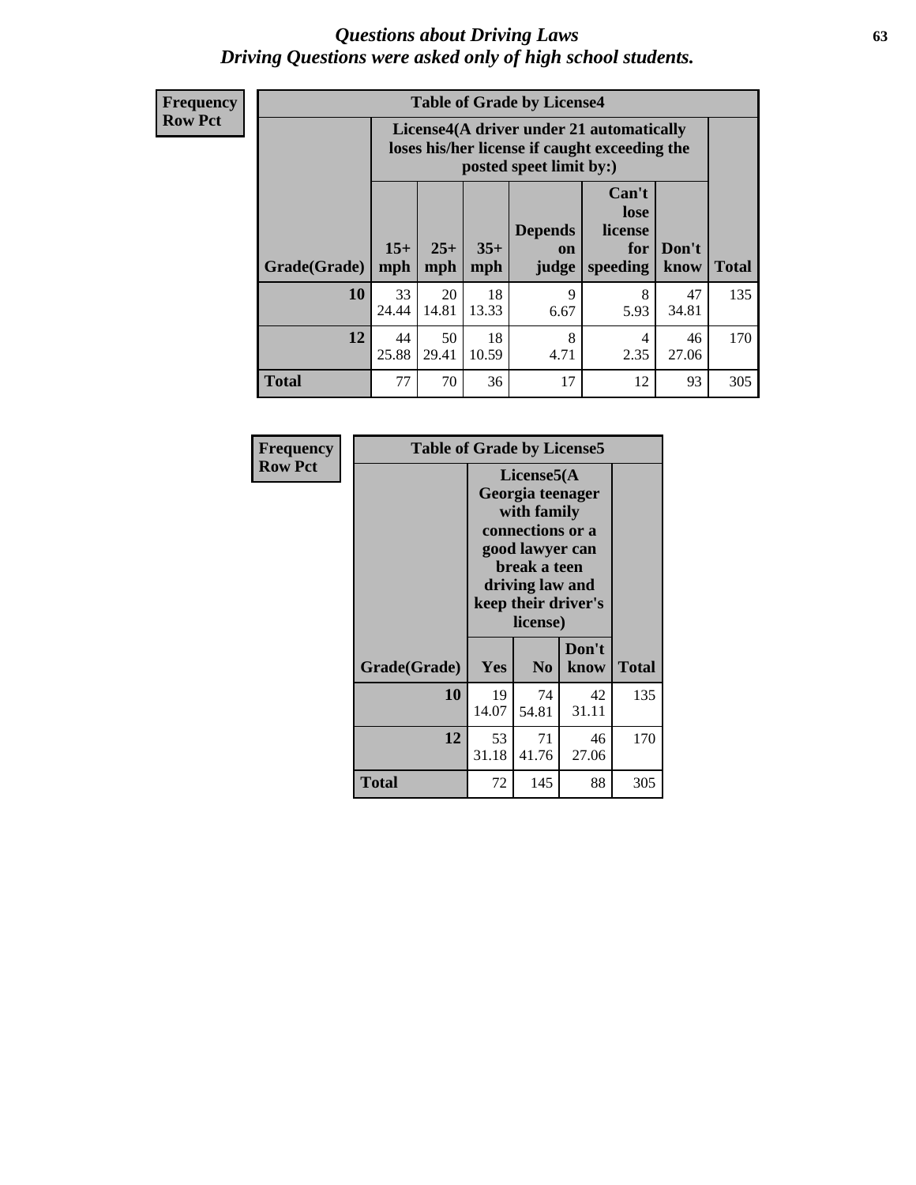# *Questions about Driving Laws*
## *Driving Questions were asked only of high school students.*

**Frequency**
**Row Pct**

| Table of Grade by License4 | | | | | | | |
|---|---|---|---|---|---|---|---|
| | License4(A driver under 21 automatically loses his/her license if caught exceeding the posted speet limit by:) | | | | | | |
| Grade(Grade) | 15+ mph | 25+ mph | 35+ mph | Depends on judge | Can't lose license for speeding | Don't know | Total |
| **10** | 33<br>24.44 | 20<br>14.81 | 18<br>13.33 | 9<br>6.67 | 8<br>5.93 | 47<br>34.81 | 135 |
| **12** | 44<br>25.88 | 50<br>29.41 | 18<br>10.59 | 8<br>4.71 | 4<br>2.35 | 46<br>27.06 | 170 |
| **Total** | 77 | 70 | 36 | 17 | 12 | 93 | 305 |

**Frequency**
**Row Pct**

| Table of Grade by License5 | | | | |
|---|---|---|---|---|
| | License5(A Georgia teenager with family connections or a good lawyer can break a teen driving law and keep their driver's license) | | | |
| Grade(Grade) | Yes | No | Don't know | Total |
| **10** | 19<br>14.07 | 74<br>54.81 | 42<br>31.11 | 135 |
| **12** | 53<br>31.18 | 71<br>41.76 | 46<br>27.06 | 170 |
| **Total** | 72 | 145 | 88 | 305 |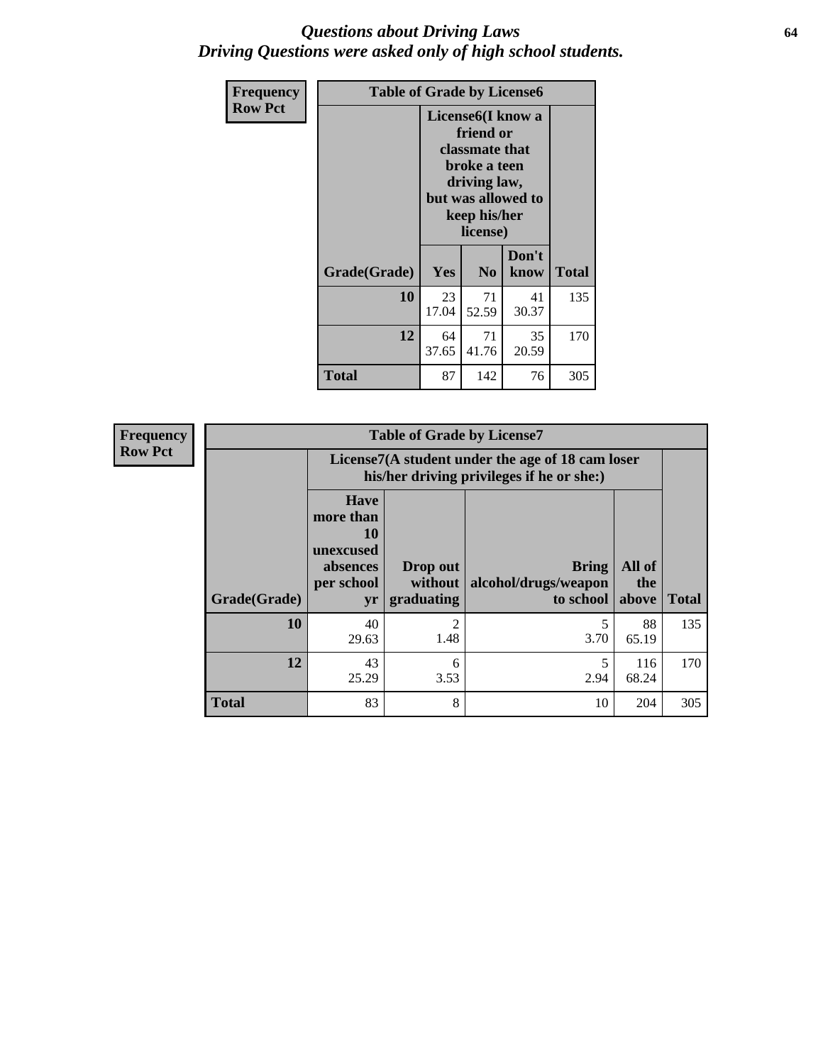# *Questions about Driving Laws*
## *Driving Questions were asked only of high school students.*

**Frequency**
**Row Pct**

**Table of Grade by License6**

| Grade(Grade) | License6(I know a friend or classmate that broke a teen driving law, but was allowed to keep his/her license) | | | Total |
|---|---|---|---|---|
| | Yes | No | Don't know | |
| **10** | 23<br>17.04 | 71<br>52.59 | 41<br>30.37 | 135 |
| **12** | 64<br>37.65 | 71<br>41.76 | 35<br>20.59 | 170 |
| **Total** | 87 | 142 | 76 | 305 |

**Frequency**
**Row Pct**

**Table of Grade by License7**

| Grade(Grade) | License7(A student under the age of 18 cam loser his/her driving privileges if he or she:) | | | | Total |
|---|---|---|---|---|---|
| | Have more than 10 unexcused absences per school yr | Drop out without graduating | Bring alcohol/drugs/weapon to school | All of the above | |
| **10** | 40<br>29.63 | 2<br>1.48 | 5<br>3.70 | 88<br>65.19 | 135 |
| **12** | 43<br>25.29 | 6<br>3.53 | 5<br>2.94 | 116<br>68.24 | 170 |
| **Total** | 83 | 8 | 10 | 204 | 305 |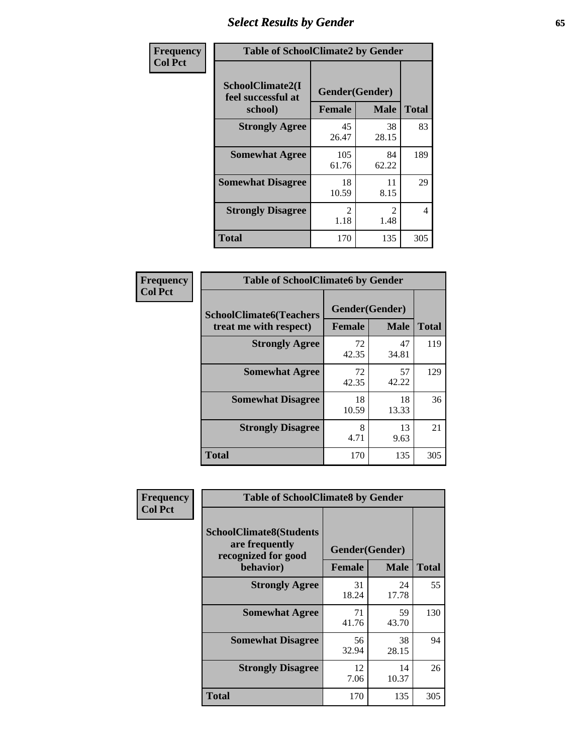## Select Results by Gender

**Frequency / Col Pct**

**Table of SchoolClimate2 by Gender**

| SchoolClimate2(I feel successful at school) | Gender(Gender) | | Total |
|---|---|---|---|
| | Female | Male | |
| Strongly Agree | 45<br>26.47 | 38<br>28.15 | 83 |
| Somewhat Agree | 105<br>61.76 | 84<br>62.22 | 189 |
| Somewhat Disagree | 18<br>10.59 | 11<br>8.15 | 29 |
| Strongly Disagree | 2<br>1.18 | 2<br>1.48 | 4 |
| Total | 170 | 135 | 305 |

**Frequency / Col Pct**

**Table of SchoolClimate6 by Gender**

| SchoolClimate6(Teachers treat me with respect) | Gender(Gender) | | Total |
|---|---|---|---|
| | Female | Male | |
| Strongly Agree | 72<br>42.35 | 47<br>34.81 | 119 |
| Somewhat Agree | 72<br>42.35 | 57<br>42.22 | 129 |
| Somewhat Disagree | 18<br>10.59 | 18<br>13.33 | 36 |
| Strongly Disagree | 8<br>4.71 | 13<br>9.63 | 21 |
| Total | 170 | 135 | 305 |

**Frequency / Col Pct**

**Table of SchoolClimate8 by Gender**

| SchoolClimate8(Students are frequently recognized for good behavior) | Gender(Gender) | | Total |
|---|---|---|---|
| | Female | Male | |
| Strongly Agree | 31<br>18.24 | 24<br>17.78 | 55 |
| Somewhat Agree | 71<br>41.76 | 59<br>43.70 | 130 |
| Somewhat Disagree | 56<br>32.94 | 38<br>28.15 | 94 |
| Strongly Disagree | 12<br>7.06 | 14<br>10.37 | 26 |
| Total | 170 | 135 | 305 |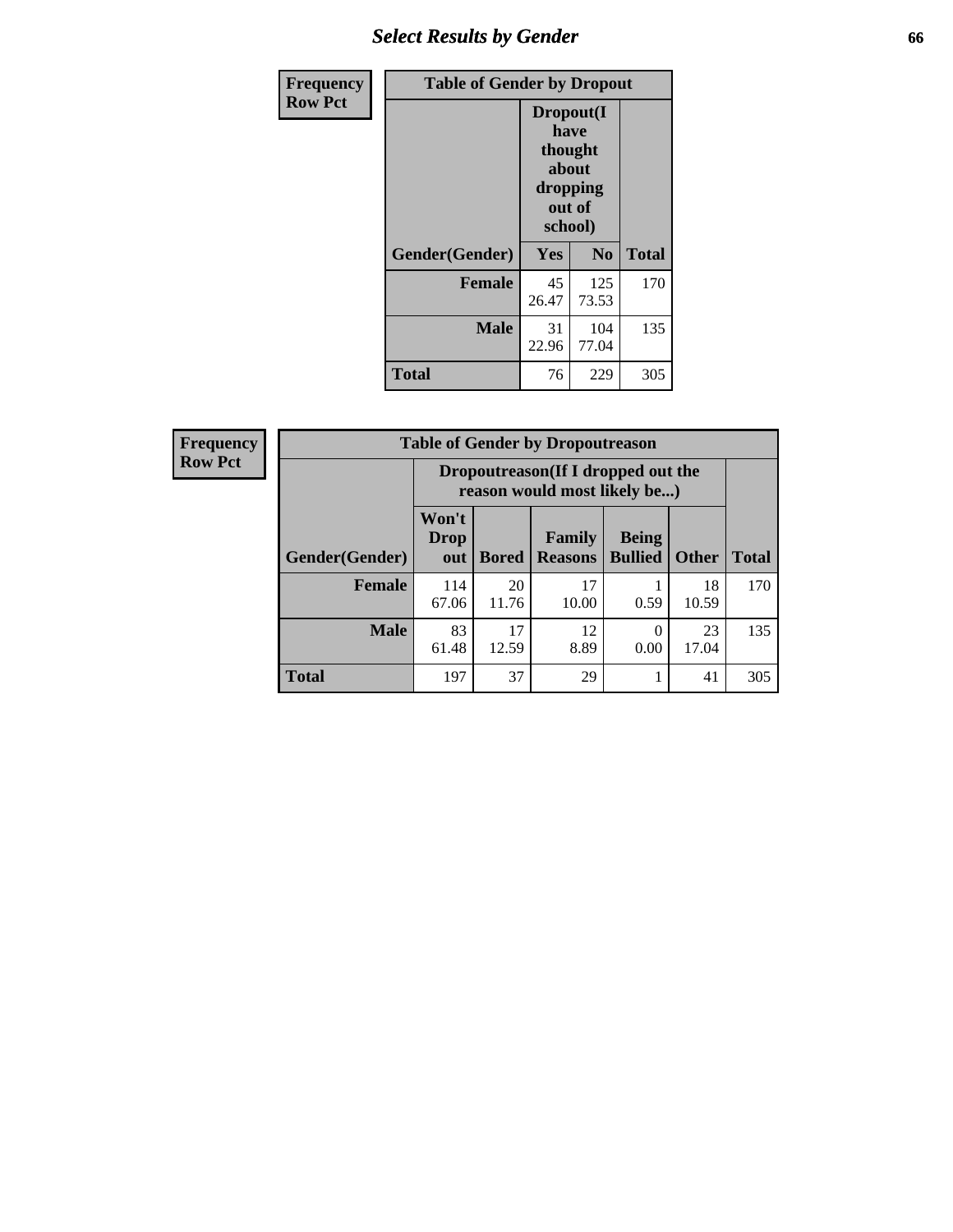## Select Results by Gender

| Frequency<br>Row Pct | Table of Gender by Dropout | | |
|---|---|---|---|
| | Dropout(I have thought about dropping out of school) | | |
| Gender(Gender) | Yes | No | Total |
| Female | 45<br>26.47 | 125<br>73.53 | 170 |
| Male | 31<br>22.96 | 104<br>77.04 | 135 |
| Total | 76 | 229 | 305 |

| Frequency<br>Row Pct | Table of Gender by Dropoutreason | | | | | |
|---|---|---|---|---|---|---|
| | Dropoutreason(If I dropped out the reason would most likely be...) | | | | | |
| Gender(Gender) | Won't Drop out | Bored | Family Reasons | Being Bullied | Other | Total |
| Female | 114<br>67.06 | 20<br>11.76 | 17<br>10.00 | 1<br>0.59 | 18<br>10.59 | 170 |
| Male | 83<br>61.48 | 17<br>12.59 | 12<br>8.89 | 0<br>0.00 | 23<br>17.04 | 135 |
| Total | 197 | 37 | 29 | 1 | 41 | 305 |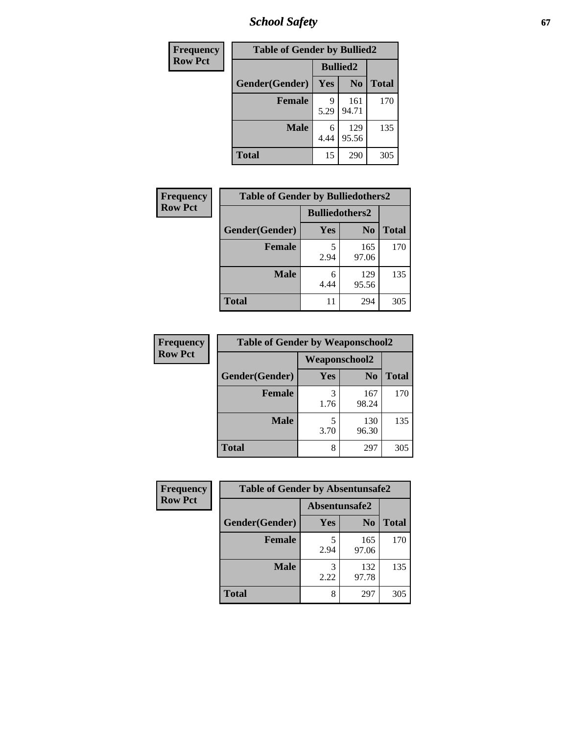| Frequency<br>Row Pct | Table of Gender by Bullied2 | | |
|---|---|---|---|
| | Bullied2 | | |
| Gender(Gender) | Yes | No | Total |
| Female | 9<br>5.29 | 161<br>94.71 | 170 |
| Male | 6<br>4.44 | 129<br>95.56 | 135 |
| Total | 15 | 290 | 305 |

| Frequency<br>Row Pct | Table of Gender by Bulliedothers2 | | |
|---|---|---|---|
| | Bulliedothers2 | | |
| Gender(Gender) | Yes | No | Total |
| Female | 5<br>2.94 | 165<br>97.06 | 170 |
| Male | 6<br>4.44 | 129<br>95.56 | 135 |
| Total | 11 | 294 | 305 |

| Frequency<br>Row Pct | Table of Gender by Weaponschool2 | | |
|---|---|---|---|
| | Weaponschool2 | | |
| Gender(Gender) | Yes | No | Total |
| Female | 3<br>1.76 | 167<br>98.24 | 170 |
| Male | 5<br>3.70 | 130<br>96.30 | 135 |
| Total | 8 | 297 | 305 |

| Frequency<br>Row Pct | Table of Gender by Absentunsafe2 | | |
|---|---|---|---|
| | Absentunsafe2 | | |
| Gender(Gender) | Yes | No | Total |
| Female | 5<br>2.94 | 165<br>97.06 | 170 |
| Male | 3<br>2.22 | 132<br>97.78 | 135 |
| Total | 8 | 297 | 305 |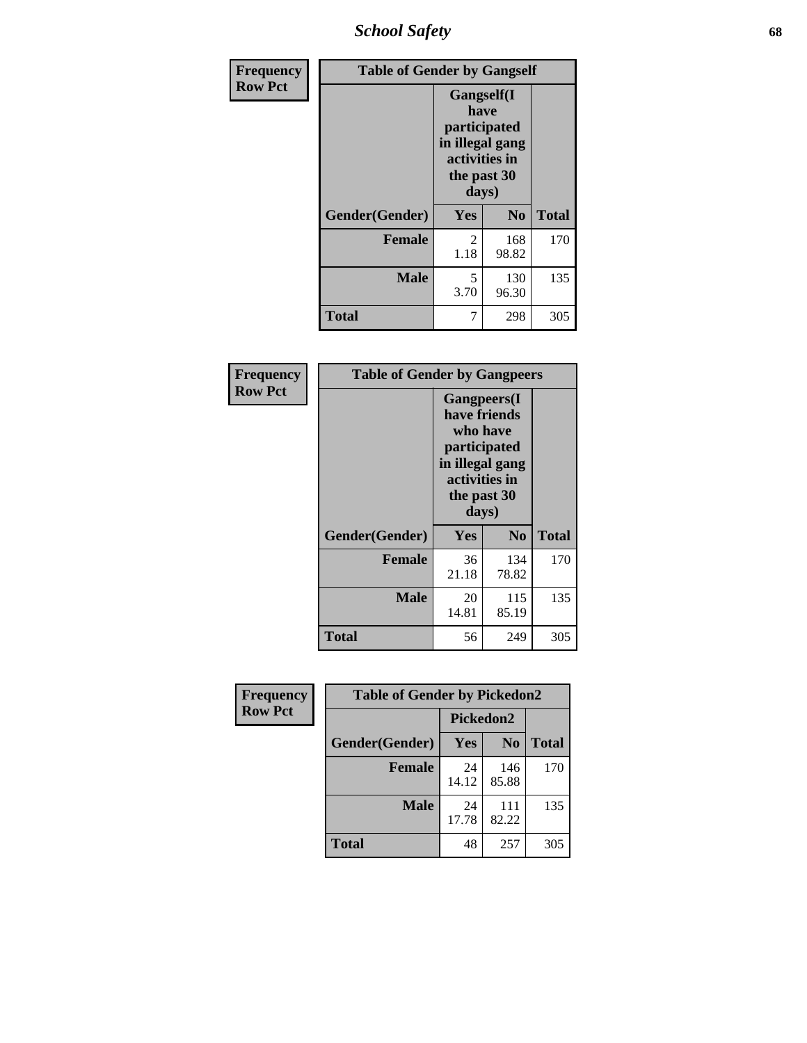| Frequency Row Pct | Table of Gender by Gangself | | |
|---|---|---|---|
| | Gangself(I have participated in illegal gang activities in the past 30 days) | | |
| Gender(Gender) | Yes | No | Total |
| Female | 2<br>1.18 | 168<br>98.82 | 170 |
| Male | 5<br>3.70 | 130<br>96.30 | 135 |
| Total | 7 | 298 | 305 |

| Frequency Row Pct | Table of Gender by Gangpeers | | |
|---|---|---|---|
| | Gangpeers(I have friends who have participated in illegal gang activities in the past 30 days) | | |
| Gender(Gender) | Yes | No | Total |
| Female | 36<br>21.18 | 134<br>78.82 | 170 |
| Male | 20<br>14.81 | 115<br>85.19 | 135 |
| Total | 56 | 249 | 305 |

| Frequency Row Pct | Table of Gender by Pickedon2 | | |
|---|---|---|---|
| | Pickedon2 | | |
| Gender(Gender) | Yes | No | Total |
| Female | 24<br>14.12 | 146<br>85.88 | 170 |
| Male | 24<br>17.78 | 111<br>82.22 | 135 |
| Total | 48 | 257 | 305 |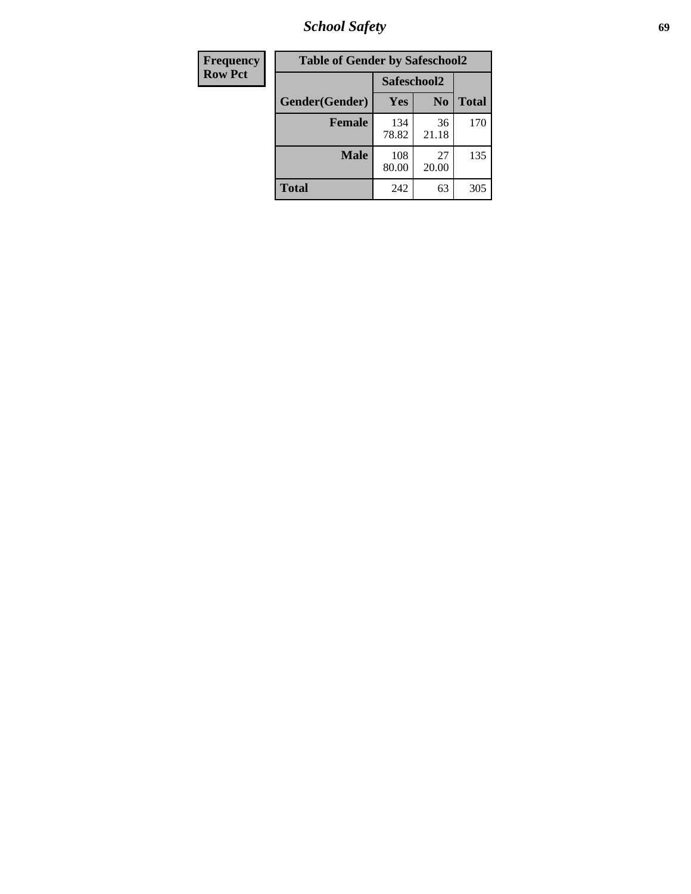| Frequency Row Pct | Table of Gender by Safeschool2 | | |
|---|---|---|---|
| | Safeschool2 | | |
| Gender(Gender) | Yes | No | Total |
| Female | 134 78.82 | 36 21.18 | 170 |
| Male | 108 80.00 | 27 20.00 | 135 |
| Total | 242 | 63 | 305 |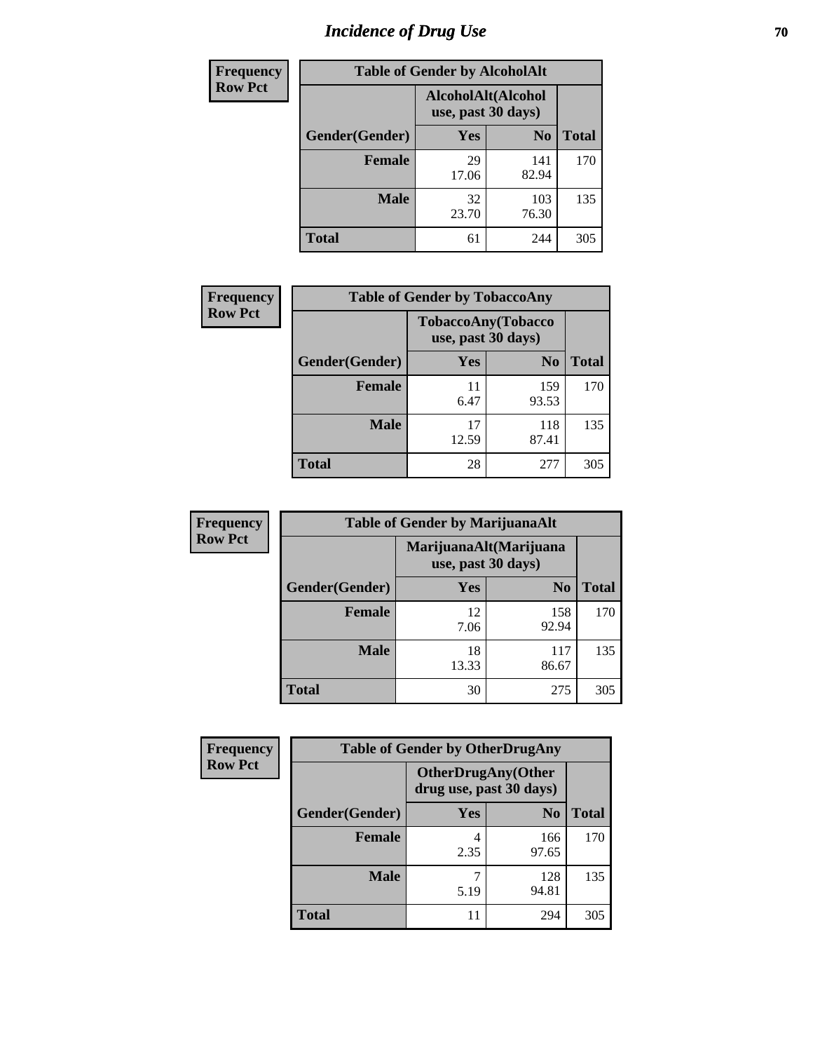# Incidence of Drug Use

| Frequency<br>Row Pct | | | |
|---|---|---|---|
| **Table of Gender by AlcoholAlt** | | | |
| | **AlcoholAlt(Alcohol use, past 30 days)** | | |
| **Gender(Gender)** | **Yes** | **No** | **Total** |
| **Female** | 29<br>17.06 | 141<br>82.94 | 170 |
| **Male** | 32<br>23.70 | 103<br>76.30 | 135 |
| **Total** | 61 | 244 | 305 |

| Frequency<br>Row Pct | | | |
|---|---|---|---|
| **Table of Gender by TobaccoAny** | | | |
| | **TobaccoAny(Tobacco use, past 30 days)** | | |
| **Gender(Gender)** | **Yes** | **No** | **Total** |
| **Female** | 11<br>6.47 | 159<br>93.53 | 170 |
| **Male** | 17<br>12.59 | 118<br>87.41 | 135 |
| **Total** | 28 | 277 | 305 |

| Frequency<br>Row Pct | | | |
|---|---|---|---|
| **Table of Gender by MarijuanaAlt** | | | |
| | **MarijuanaAlt(Marijuana use, past 30 days)** | | |
| **Gender(Gender)** | **Yes** | **No** | **Total** |
| **Female** | 12<br>7.06 | 158<br>92.94 | 170 |
| **Male** | 18<br>13.33 | 117<br>86.67 | 135 |
| **Total** | 30 | 275 | 305 |

| Frequency<br>Row Pct | | | |
|---|---|---|---|
| **Table of Gender by OtherDrugAny** | | | |
| | **OtherDrugAny(Other drug use, past 30 days)** | | |
| **Gender(Gender)** | **Yes** | **No** | **Total** |
| **Female** | 4<br>2.35 | 166<br>97.65 | 170 |
| **Male** | 7<br>5.19 | 128<br>94.81 | 135 |
| **Total** | 11 | 294 | 305 |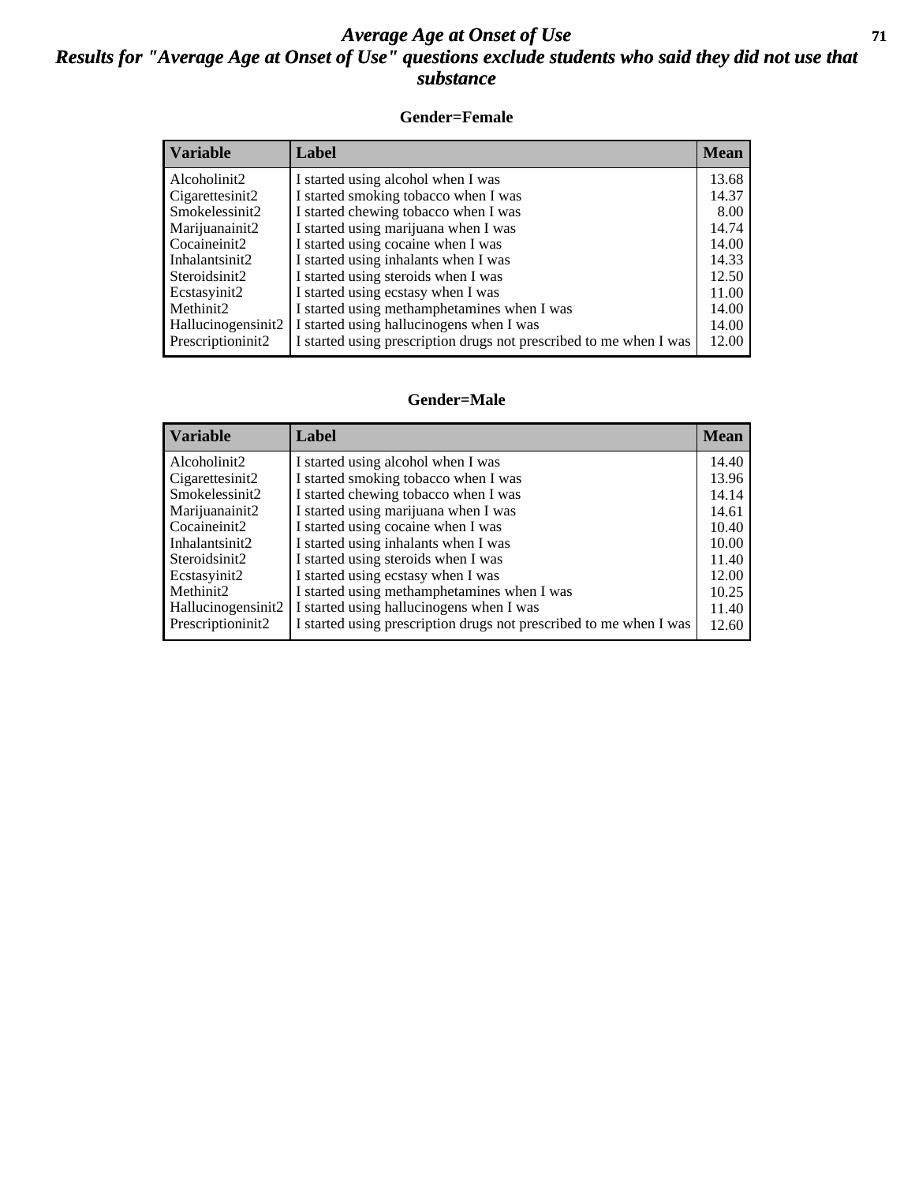# *Average Age at Onset of Use*

## *Results for "Average Age at Onset of Use" questions exclude students who said they did not use that substance*

### Gender=Female

| Variable | Label | Mean |
|---|---|---|
| Alcoholinit2 | I started using alcohol when I was | 13.68 |
| Cigarettesinit2 | I started smoking tobacco when I was | 14.37 |
| Smokelessinit2 | I started chewing tobacco when I was | 8.00 |
| Marijuanainit2 | I started using marijuana when I was | 14.74 |
| Cocaineinit2 | I started using cocaine when I was | 14.00 |
| Inhalantsinit2 | I started using inhalants when I was | 14.33 |
| Steroidsinit2 | I started using steroids when I was | 12.50 |
| Ecstasyinit2 | I started using ecstasy when I was | 11.00 |
| Methinit2 | I started using methamphetamines when I was | 14.00 |
| Hallucinogensinit2 | I started using hallucinogens when I was | 14.00 |
| Prescriptioninit2 | I started using prescription drugs not prescribed to me when I was | 12.00 |

### Gender=Male

| Variable | Label | Mean |
|---|---|---|
| Alcoholinit2 | I started using alcohol when I was | 14.40 |
| Cigarettesinit2 | I started smoking tobacco when I was | 13.96 |
| Smokelessinit2 | I started chewing tobacco when I was | 14.14 |
| Marijuanainit2 | I started using marijuana when I was | 14.61 |
| Cocaineinit2 | I started using cocaine when I was | 10.40 |
| Inhalantsinit2 | I started using inhalants when I was | 10.00 |
| Steroidsinit2 | I started using steroids when I was | 11.40 |
| Ecstasyinit2 | I started using ecstasy when I was | 12.00 |
| Methinit2 | I started using methamphetamines when I was | 10.25 |
| Hallucinogensinit2 | I started using hallucinogens when I was | 11.40 |
| Prescriptioninit2 | I started using prescription drugs not prescribed to me when I was | 12.60 |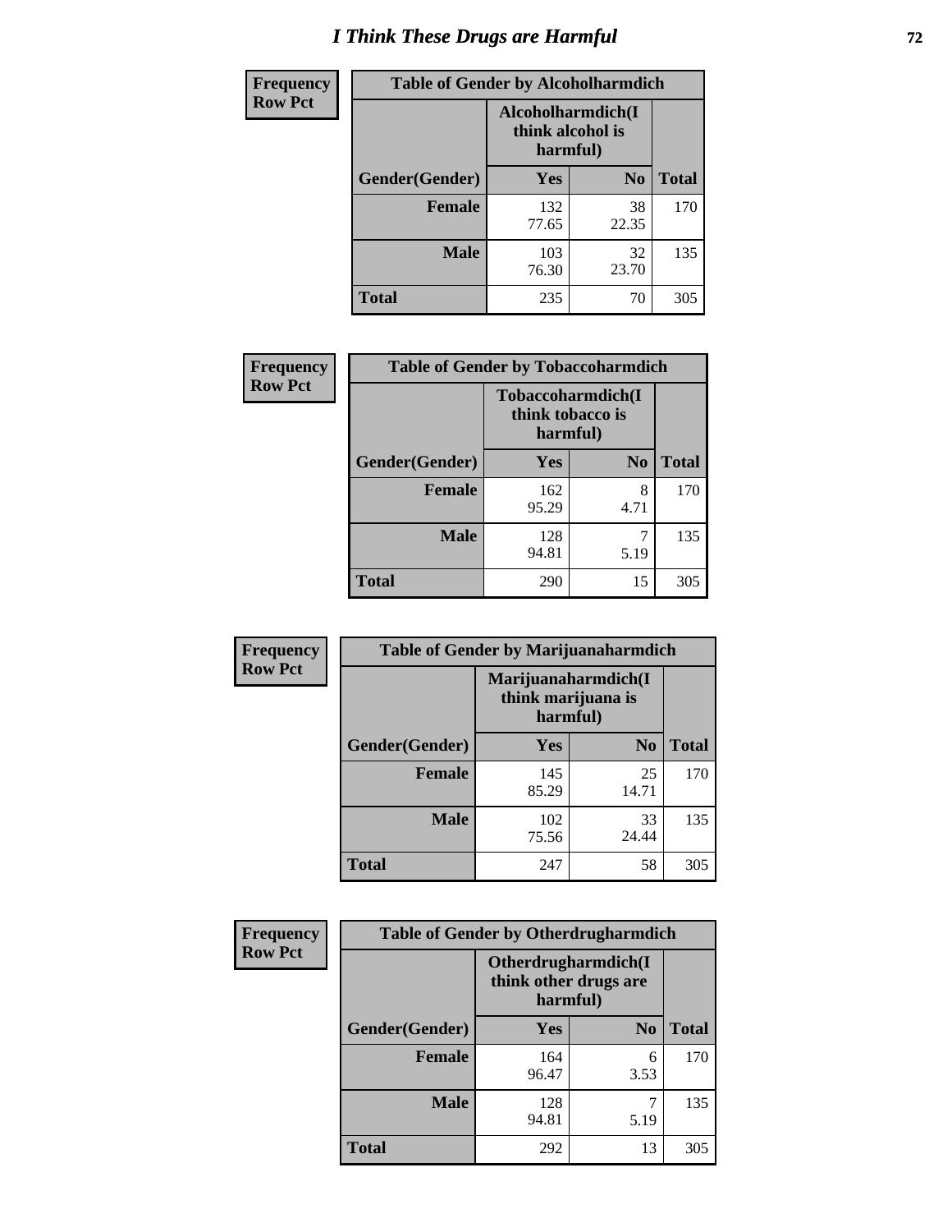# I Think These Drugs are Harmful

**Frequency**
**Row Pct**

| Table of Gender by Alcoholharmdich | | | |
|---|---|---|---|
| | Alcoholharmdich(I think alcohol is harmful) | | |
| Gender(Gender) | Yes | No | Total |
| Female | 132<br>77.65 | 38<br>22.35 | 170 |
| Male | 103<br>76.30 | 32<br>23.70 | 135 |
| Total | 235 | 70 | 305 |

**Frequency**
**Row Pct**

| Table of Gender by Tobaccoharmdich | | | |
|---|---|---|---|
| | Tobaccoharmdich(I think tobacco is harmful) | | |
| Gender(Gender) | Yes | No | Total |
| Female | 162<br>95.29 | 8<br>4.71 | 170 |
| Male | 128<br>94.81 | 7<br>5.19 | 135 |
| Total | 290 | 15 | 305 |

**Frequency**
**Row Pct**

| Table of Gender by Marijuanaharmdich | | | |
|---|---|---|---|
| | Marijuanaharmdich(I think marijuana is harmful) | | |
| Gender(Gender) | Yes | No | Total |
| Female | 145<br>85.29 | 25<br>14.71 | 170 |
| Male | 102<br>75.56 | 33<br>24.44 | 135 |
| Total | 247 | 58 | 305 |

**Frequency**
**Row Pct**

| Table of Gender by Otherdrugharmdich | | | |
|---|---|---|---|
| | Otherdrugharmdich(I think other drugs are harmful) | | |
| Gender(Gender) | Yes | No | Total |
| Female | 164<br>96.47 | 6<br>3.53 | 170 |
| Male | 128<br>94.81 | 7<br>5.19 | 135 |
| Total | 292 | 13 | 305 |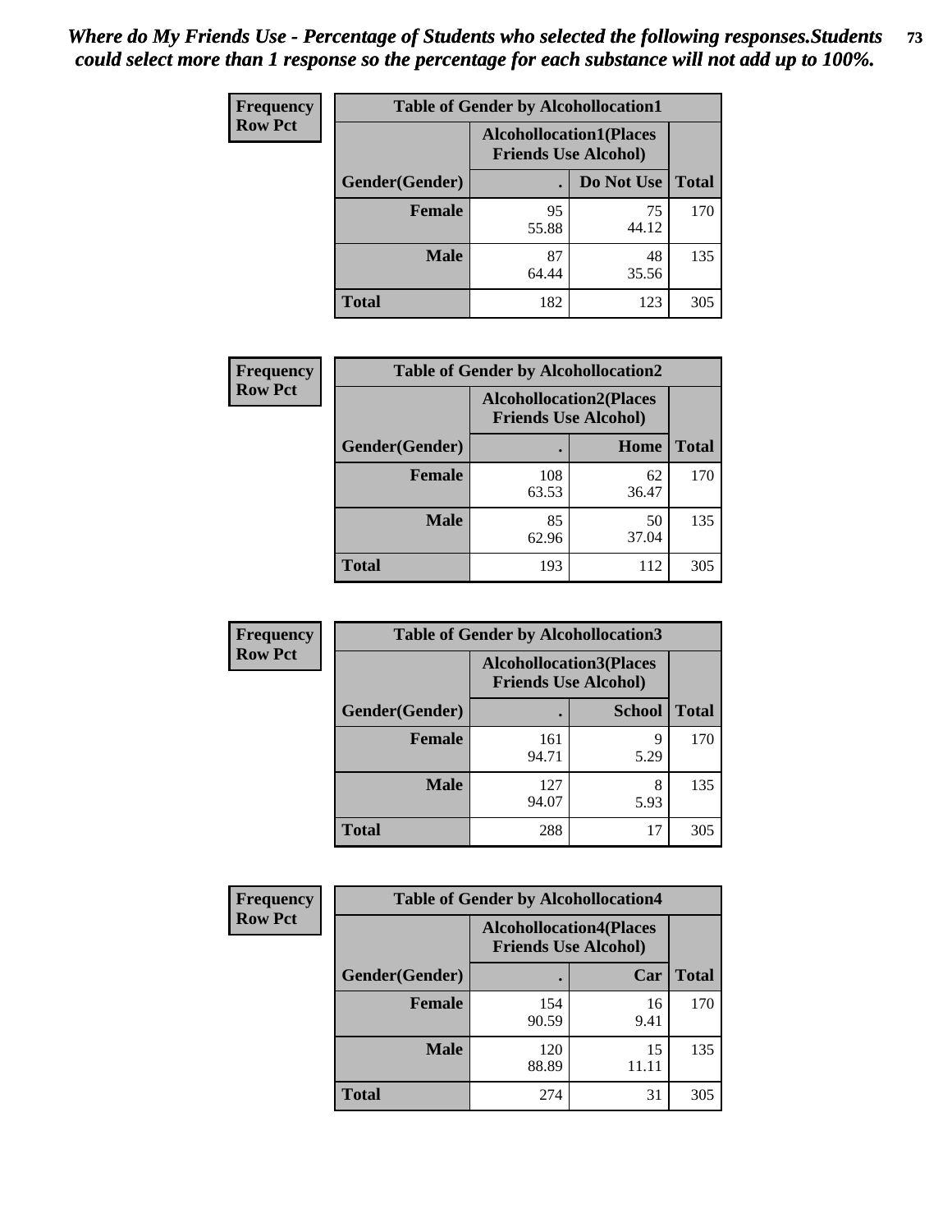*Where do My Friends Use - Percentage of Students who selected the following responses.Students could select more than 1 response so the percentage for each substance will not add up to 100%.*

**Frequency**
**Row Pct**

| Table of Gender by Alcohollocation1 | | | |
|---|---|---|---|
| | Alcohollocation1(Places Friends Use Alcohol) | | |
| Gender(Gender) | . | Do Not Use | Total |
| **Female** | 95<br>55.88 | 75<br>44.12 | 170 |
| **Male** | 87<br>64.44 | 48<br>35.56 | 135 |
| **Total** | 182 | 123 | 305 |

**Frequency**
**Row Pct**

| Table of Gender by Alcohollocation2 | | | |
|---|---|---|---|
| | Alcohollocation2(Places Friends Use Alcohol) | | |
| Gender(Gender) | . | Home | Total |
| **Female** | 108<br>63.53 | 62<br>36.47 | 170 |
| **Male** | 85<br>62.96 | 50<br>37.04 | 135 |
| **Total** | 193 | 112 | 305 |

**Frequency**
**Row Pct**

| Table of Gender by Alcohollocation3 | | | |
|---|---|---|---|
| | Alcohollocation3(Places Friends Use Alcohol) | | |
| Gender(Gender) | . | School | Total |
| **Female** | 161<br>94.71 | 9<br>5.29 | 170 |
| **Male** | 127<br>94.07 | 8<br>5.93 | 135 |
| **Total** | 288 | 17 | 305 |

**Frequency**
**Row Pct**

| Table of Gender by Alcohollocation4 | | | |
|---|---|---|---|
| | Alcohollocation4(Places Friends Use Alcohol) | | |
| Gender(Gender) | . | Car | Total |
| **Female** | 154<br>90.59 | 16<br>9.41 | 170 |
| **Male** | 120<br>88.89 | 15<br>11.11 | 135 |
| **Total** | 274 | 31 | 305 |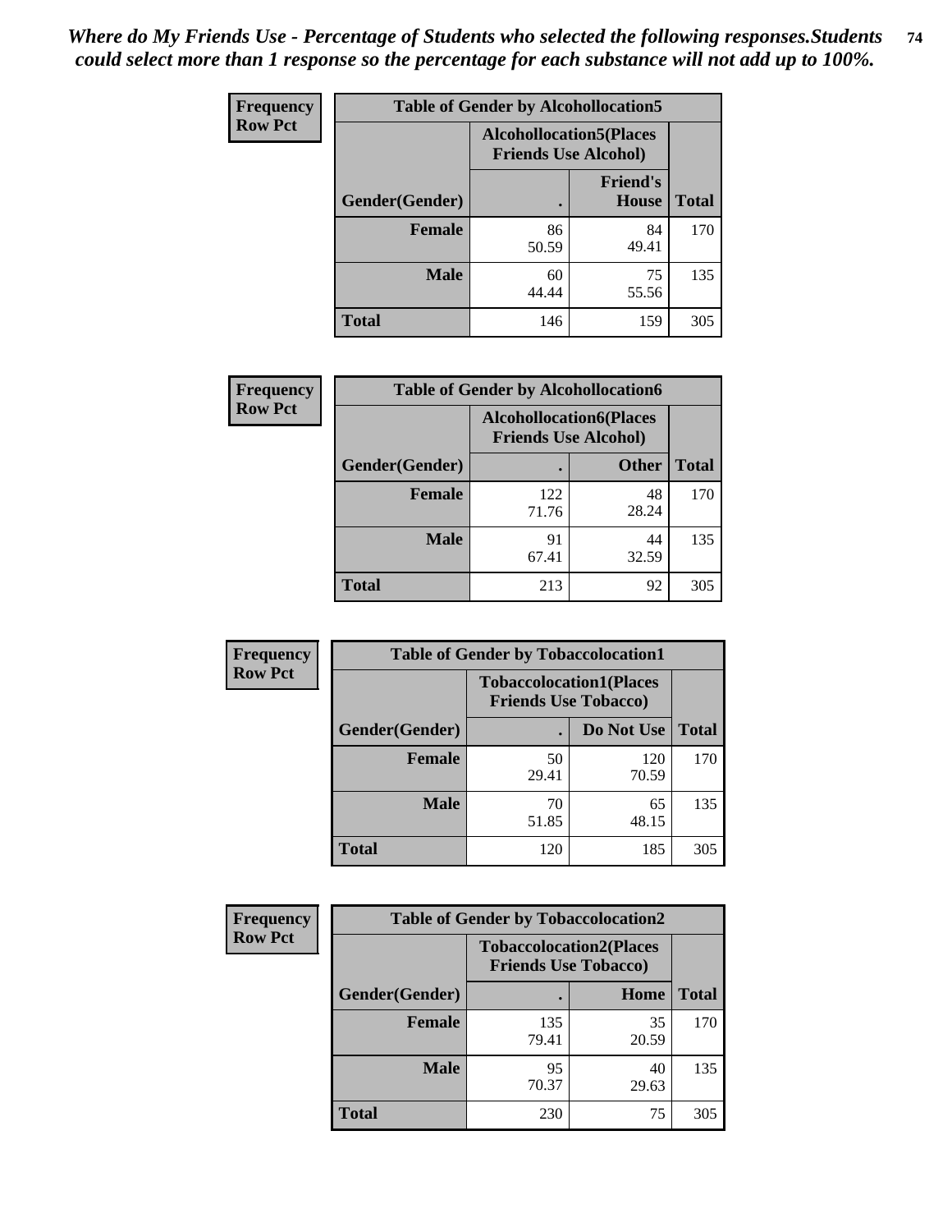*Where do My Friends Use - Percentage of Students who selected the following responses.Students could select more than 1 response so the percentage for each substance will not add up to 100%.*

**Frequency**
**Row Pct**

| Table of Gender by Alcohollocation5 | | | |
|---|---|---|---|
| | Alcohollocation5(Places Friends Use Alcohol) | | |
| Gender(Gender) | . | Friend's House | Total |
| **Female** | 86<br>50.59 | 84<br>49.41 | 170 |
| **Male** | 60<br>44.44 | 75<br>55.56 | 135 |
| **Total** | 146 | 159 | 305 |

**Frequency**
**Row Pct**

| Table of Gender by Alcohollocation6 | | | |
|---|---|---|---|
| | Alcohollocation6(Places Friends Use Alcohol) | | |
| Gender(Gender) | . | Other | Total |
| **Female** | 122<br>71.76 | 48<br>28.24 | 170 |
| **Male** | 91<br>67.41 | 44<br>32.59 | 135 |
| **Total** | 213 | 92 | 305 |

**Frequency**
**Row Pct**

| Table of Gender by Tobaccolocation1 | | | |
|---|---|---|---|
| | Tobaccolocation1(Places Friends Use Tobacco) | | |
| Gender(Gender) | . | Do Not Use | Total |
| **Female** | 50<br>29.41 | 120<br>70.59 | 170 |
| **Male** | 70<br>51.85 | 65<br>48.15 | 135 |
| **Total** | 120 | 185 | 305 |

**Frequency**
**Row Pct**

| Table of Gender by Tobaccolocation2 | | | |
|---|---|---|---|
| | Tobaccolocation2(Places Friends Use Tobacco) | | |
| Gender(Gender) | . | Home | Total |
| **Female** | 135<br>79.41 | 35<br>20.59 | 170 |
| **Male** | 95<br>70.37 | 40<br>29.63 | 135 |
| **Total** | 230 | 75 | 305 |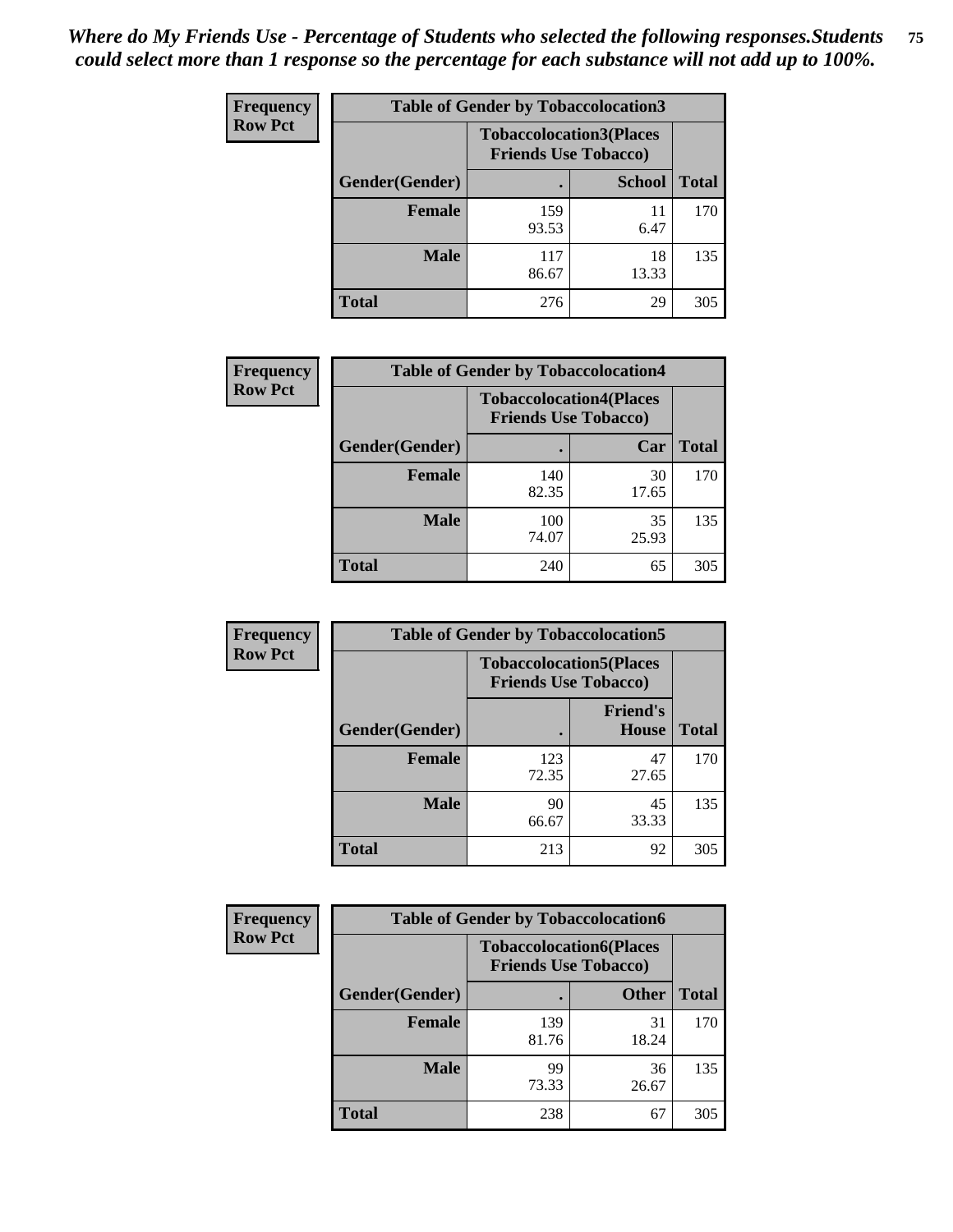*Where do My Friends Use - Percentage of Students who selected the following responses.Students could select more than 1 response so the percentage for each substance will not add up to 100%.*

**Frequency**
**Row Pct**

| Table of Gender by Tobaccolocation3 | | | |
|---|---|---|---|
| | Tobaccolocation3(Places Friends Use Tobacco) | | |
| Gender(Gender) | . | School | Total |
| Female | 159<br>93.53 | 11<br>6.47 | 170 |
| Male | 117<br>86.67 | 18<br>13.33 | 135 |
| Total | 276 | 29 | 305 |

**Frequency**
**Row Pct**

| Table of Gender by Tobaccolocation4 | | | |
|---|---|---|---|
| | Tobaccolocation4(Places Friends Use Tobacco) | | |
| Gender(Gender) | . | Car | Total |
| Female | 140<br>82.35 | 30<br>17.65 | 170 |
| Male | 100<br>74.07 | 35<br>25.93 | 135 |
| Total | 240 | 65 | 305 |

**Frequency**
**Row Pct**

| Table of Gender by Tobaccolocation5 | | | |
|---|---|---|---|
| | Tobaccolocation5(Places Friends Use Tobacco) | | |
| Gender(Gender) | . | Friend's House | Total |
| Female | 123<br>72.35 | 47<br>27.65 | 170 |
| Male | 90<br>66.67 | 45<br>33.33 | 135 |
| Total | 213 | 92 | 305 |

**Frequency**
**Row Pct**

| Table of Gender by Tobaccolocation6 | | | |
|---|---|---|---|
| | Tobaccolocation6(Places Friends Use Tobacco) | | |
| Gender(Gender) | . | Other | Total |
| Female | 139<br>81.76 | 31<br>18.24 | 170 |
| Male | 99<br>73.33 | 36<br>26.67 | 135 |
| Total | 238 | 67 | 305 |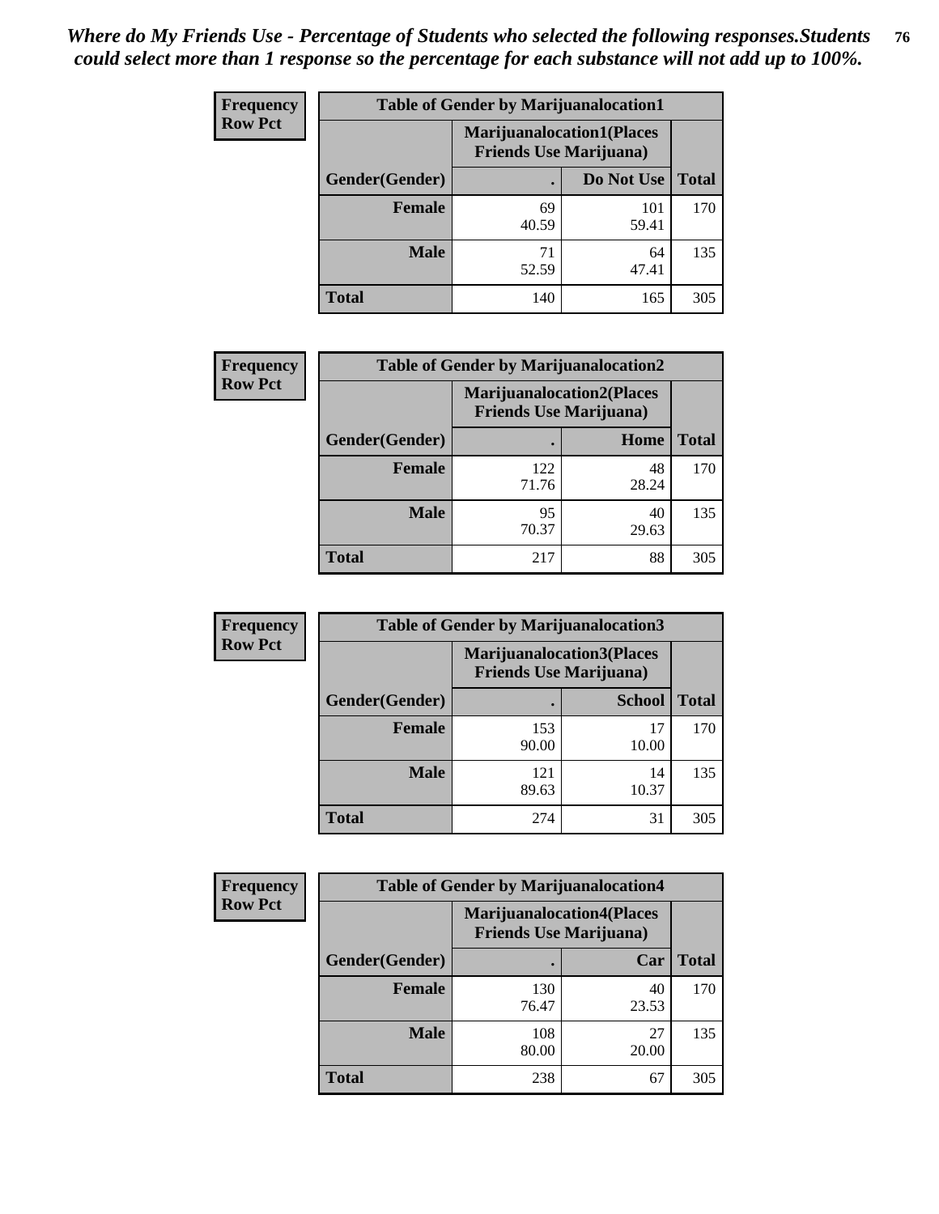*Where do My Friends Use - Percentage of Students who selected the following responses.Students could select more than 1 response so the percentage for each substance will not add up to 100%.*

**Frequency**
**Row Pct**

| Table of Gender by Marijuanalocation1 | | | |
|---|---|---|---|
| | Marijuanalocation1(Places Friends Use Marijuana) | | |
| Gender(Gender) | . | Do Not Use | Total |
| **Female** | 69<br>40.59 | 101<br>59.41 | 170 |
| **Male** | 71<br>52.59 | 64<br>47.41 | 135 |
| **Total** | 140 | 165 | 305 |

**Frequency**
**Row Pct**

| Table of Gender by Marijuanalocation2 | | | |
|---|---|---|---|
| | Marijuanalocation2(Places Friends Use Marijuana) | | |
| Gender(Gender) | . | Home | Total |
| **Female** | 122<br>71.76 | 48<br>28.24 | 170 |
| **Male** | 95<br>70.37 | 40<br>29.63 | 135 |
| **Total** | 217 | 88 | 305 |

**Frequency**
**Row Pct**

| Table of Gender by Marijuanalocation3 | | | |
|---|---|---|---|
| | Marijuanalocation3(Places Friends Use Marijuana) | | |
| Gender(Gender) | . | School | Total |
| **Female** | 153<br>90.00 | 17<br>10.00 | 170 |
| **Male** | 121<br>89.63 | 14<br>10.37 | 135 |
| **Total** | 274 | 31 | 305 |

**Frequency**
**Row Pct**

| Table of Gender by Marijuanalocation4 | | | |
|---|---|---|---|
| | Marijuanalocation4(Places Friends Use Marijuana) | | |
| Gender(Gender) | . | Car | Total |
| **Female** | 130<br>76.47 | 40<br>23.53 | 170 |
| **Male** | 108<br>80.00 | 27<br>20.00 | 135 |
| **Total** | 238 | 67 | 305 |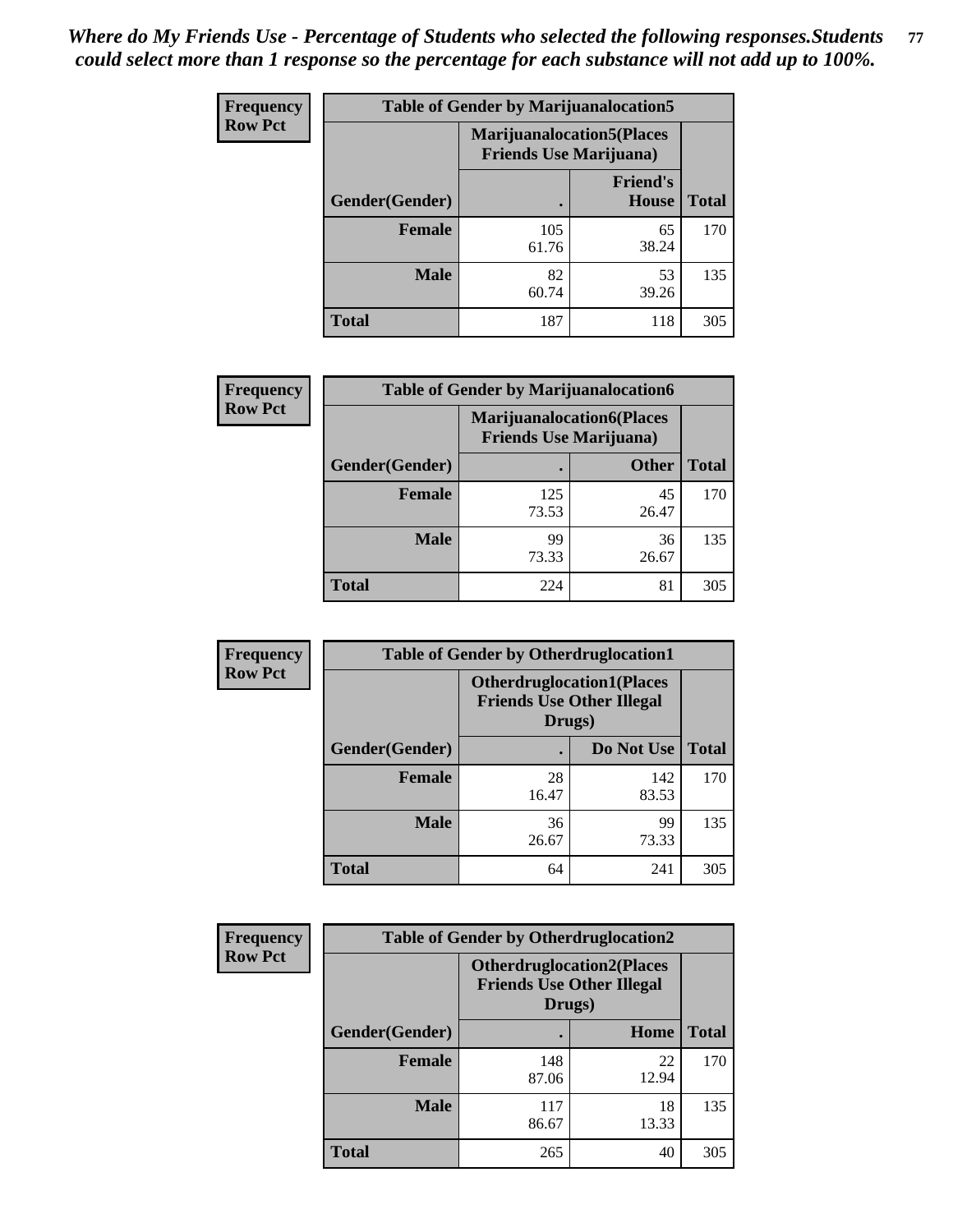*Where do My Friends Use - Percentage of Students who selected the following responses.Students could select more than 1 response so the percentage for each substance will not add up to 100%.*

**Frequency / Row Pct**

| Table of Gender by Marijuanalocation5 | | | |
|---|---|---|---|
| | Marijuanalocation5(Places Friends Use Marijuana) | | |
| Gender(Gender) | . | Friend's House | Total |
| **Female** | 105<br>61.76 | 65<br>38.24 | 170 |
| **Male** | 82<br>60.74 | 53<br>39.26 | 135 |
| **Total** | 187 | 118 | 305 |

**Frequency / Row Pct**

| Table of Gender by Marijuanalocation6 | | | |
|---|---|---|---|
| | Marijuanalocation6(Places Friends Use Marijuana) | | |
| Gender(Gender) | . | Other | Total |
| **Female** | 125<br>73.53 | 45<br>26.47 | 170 |
| **Male** | 99<br>73.33 | 36<br>26.67 | 135 |
| **Total** | 224 | 81 | 305 |

**Frequency / Row Pct**

| Table of Gender by Otherdruglocation1 | | | |
|---|---|---|---|
| | Otherdruglocation1(Places Friends Use Other Illegal Drugs) | | |
| Gender(Gender) | . | Do Not Use | Total |
| **Female** | 28<br>16.47 | 142<br>83.53 | 170 |
| **Male** | 36<br>26.67 | 99<br>73.33 | 135 |
| **Total** | 64 | 241 | 305 |

**Frequency / Row Pct**

| Table of Gender by Otherdruglocation2 | | | |
|---|---|---|---|
| | Otherdruglocation2(Places Friends Use Other Illegal Drugs) | | |
| Gender(Gender) | . | Home | Total |
| **Female** | 148<br>87.06 | 22<br>12.94 | 170 |
| **Male** | 117<br>86.67 | 18<br>13.33 | 135 |
| **Total** | 265 | 40 | 305 |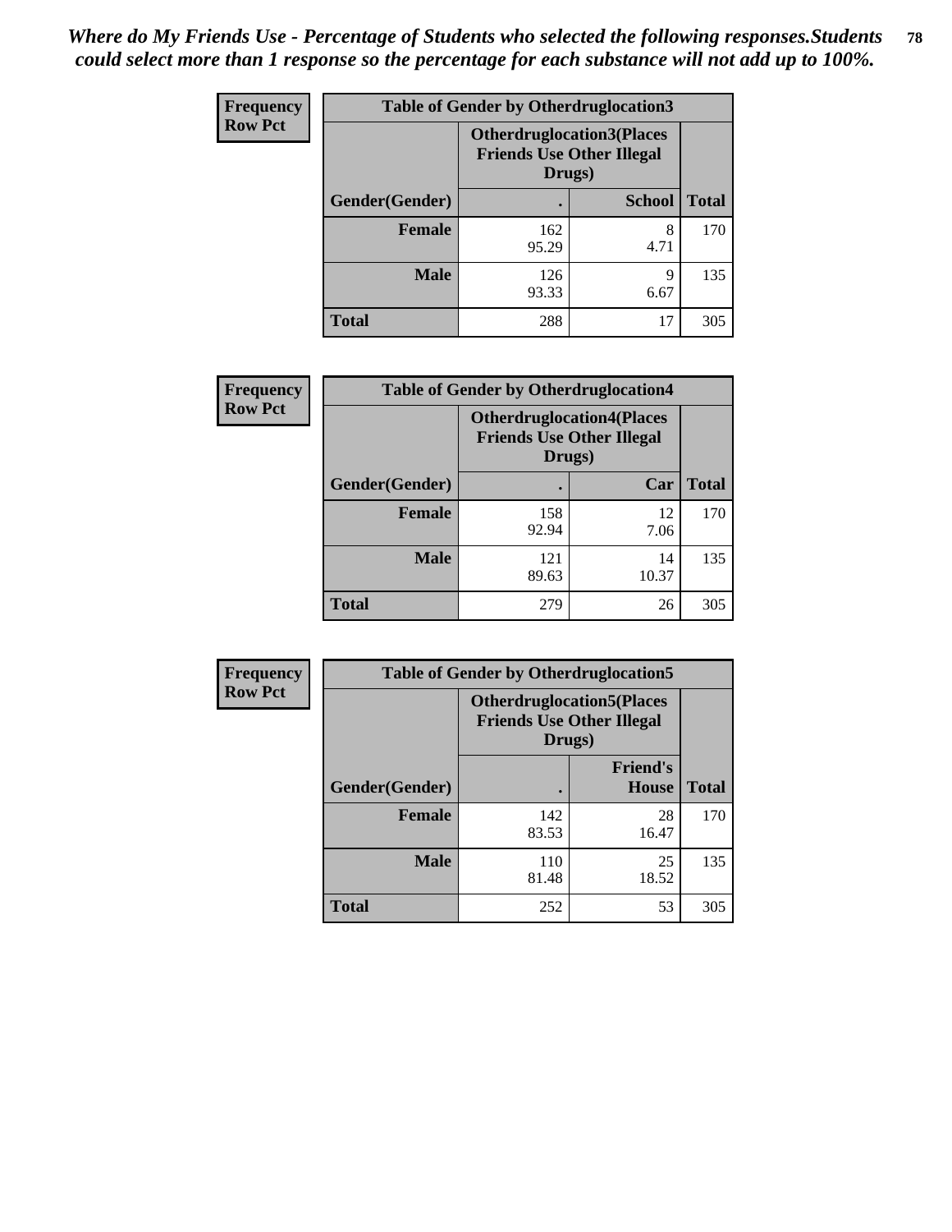*Where do My Friends Use - Percentage of Students who selected the following responses.Students could select more than 1 response so the percentage for each substance will not add up to 100%.*

**Frequency**
**Row Pct**

| Table of Gender by Otherdruglocation3 | | | |
|---|---|---|---|
| | Otherdruglocation3(Places Friends Use Other Illegal Drugs) | | |
| Gender(Gender) | . | School | Total |
| Female | 162<br>95.29 | 8<br>4.71 | 170 |
| Male | 126<br>93.33 | 9<br>6.67 | 135 |
| Total | 288 | 17 | 305 |

**Frequency**
**Row Pct**

| Table of Gender by Otherdruglocation4 | | | |
|---|---|---|---|
| | Otherdruglocation4(Places Friends Use Other Illegal Drugs) | | |
| Gender(Gender) | . | Car | Total |
| Female | 158<br>92.94 | 12<br>7.06 | 170 |
| Male | 121<br>89.63 | 14<br>10.37 | 135 |
| Total | 279 | 26 | 305 |

**Frequency**
**Row Pct**

| Table of Gender by Otherdruglocation5 | | | |
|---|---|---|---|
| | Otherdruglocation5(Places Friends Use Other Illegal Drugs) | | |
| Gender(Gender) | . | Friend's House | Total |
| Female | 142<br>83.53 | 28<br>16.47 | 170 |
| Male | 110<br>81.48 | 25<br>18.52 | 135 |
| Total | 252 | 53 | 305 |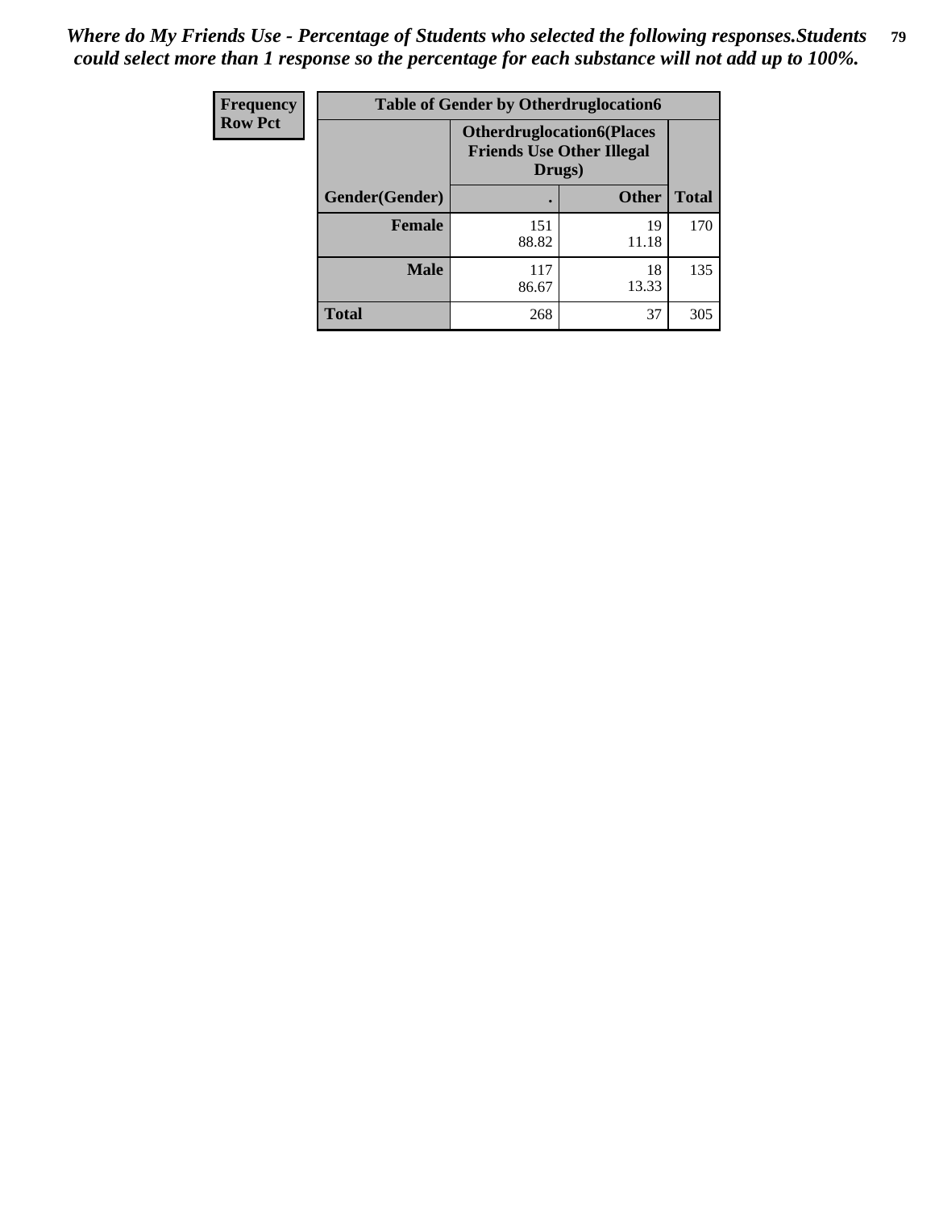*Where do My Friends Use - Percentage of Students who selected the following responses.Students could select more than 1 response so the percentage for each substance will not add up to 100%.*

| Frequency Row Pct | Table of Gender by Otherdruglocation6 | | |
|---|---|---|---|
| | Otherdruglocation6(Places Friends Use Other Illegal Drugs) | | |
| Gender(Gender) | . | Other | Total |
| **Female** | 151<br>88.82 | 19<br>11.18 | 170 |
| **Male** | 117<br>86.67 | 18<br>13.33 | 135 |
| **Total** | 268 | 37 | 305 |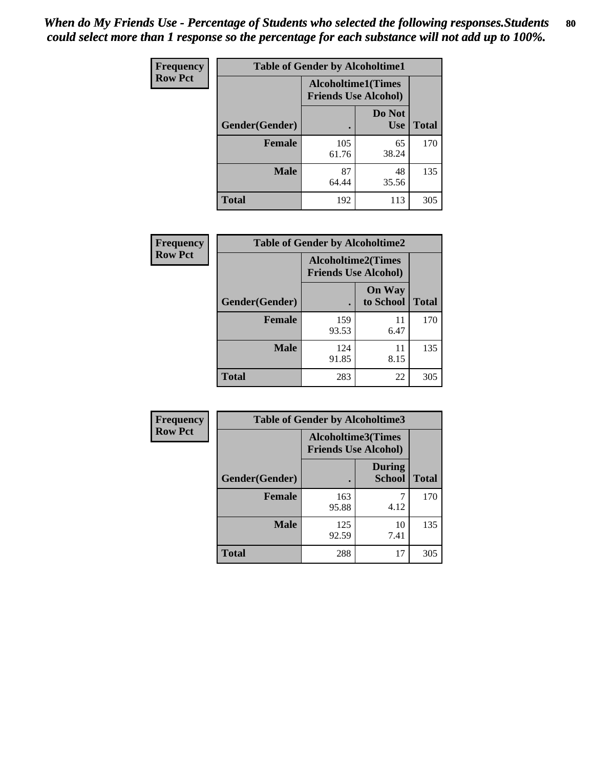*When do My Friends Use - Percentage of Students who selected the following responses.Students could select more than 1 response so the percentage for each substance will not add up to 100%.*

| Frequency Row Pct | Table of Gender by Alcoholtime1 | | |
|---|---|---|---|
| | Alcoholtime1(Times Friends Use Alcohol) | | |
| Gender(Gender) | . | Do Not Use | Total |
| Female | 105<br>61.76 | 65<br>38.24 | 170 |
| Male | 87<br>64.44 | 48<br>35.56 | 135 |
| Total | 192 | 113 | 305 |

| Frequency Row Pct | Table of Gender by Alcoholtime2 | | |
|---|---|---|---|
| | Alcoholtime2(Times Friends Use Alcohol) | | |
| Gender(Gender) | . | On Way to School | Total |
| Female | 159<br>93.53 | 11<br>6.47 | 170 |
| Male | 124<br>91.85 | 11<br>8.15 | 135 |
| Total | 283 | 22 | 305 |

| Frequency Row Pct | Table of Gender by Alcoholtime3 | | |
|---|---|---|---|
| | Alcoholtime3(Times Friends Use Alcohol) | | |
| Gender(Gender) | . | During School | Total |
| Female | 163<br>95.88 | 7<br>4.12 | 170 |
| Male | 125<br>92.59 | 10<br>7.41 | 135 |
| Total | 288 | 17 | 305 |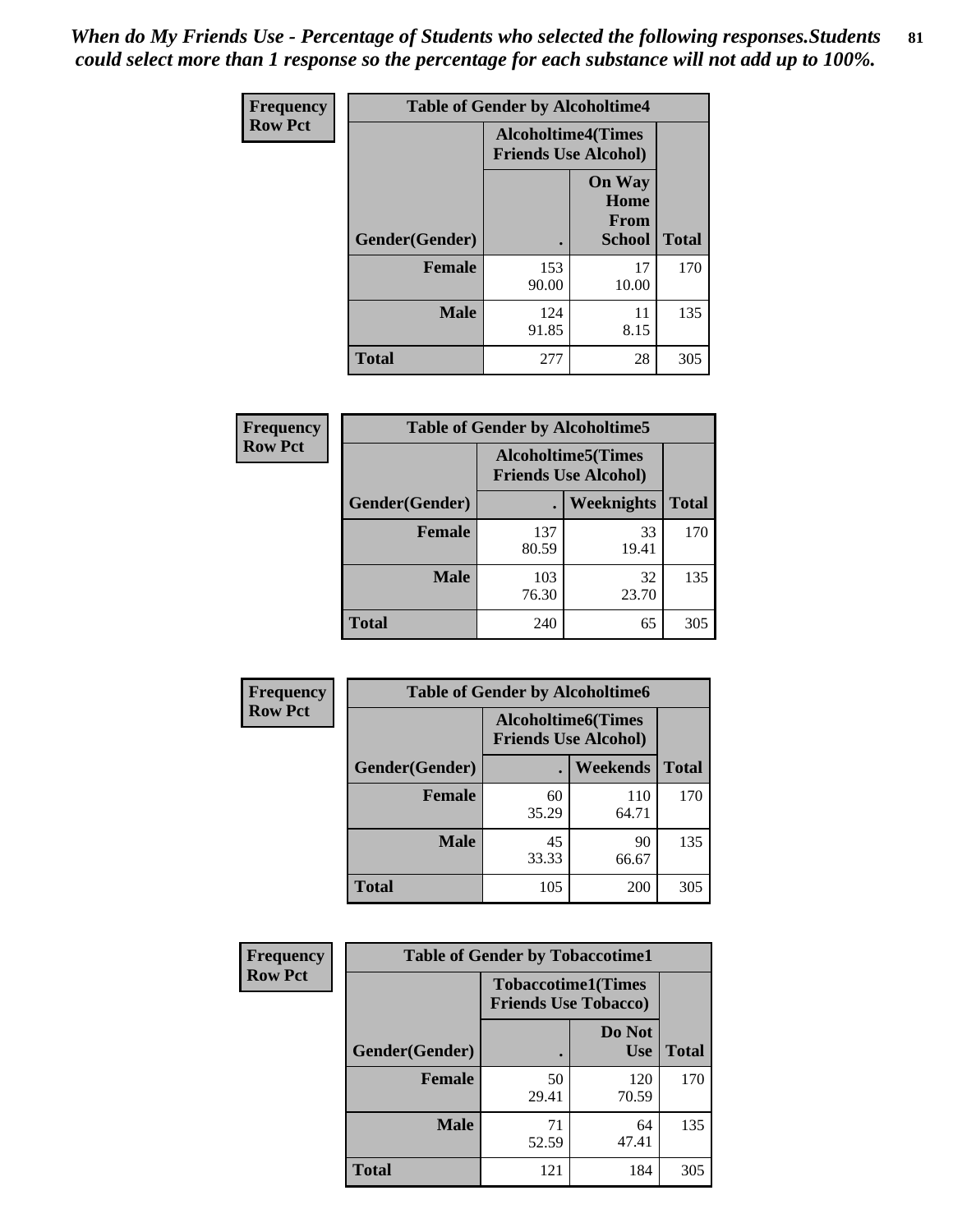*When do My Friends Use - Percentage of Students who selected the following responses.Students could select more than 1 response so the percentage for each substance will not add up to 100%.*

**Frequency**
**Row Pct**

| Table of Gender by Alcoholtime4 | | | |
|---|---|---|---|
| | Alcoholtime4(Times Friends Use Alcohol) | | |
| Gender(Gender) | . | On Way Home From School | Total |
| **Female** | 153<br>90.00 | 17<br>10.00 | 170 |
| **Male** | 124<br>91.85 | 11<br>8.15 | 135 |
| **Total** | 277 | 28 | 305 |

**Frequency**
**Row Pct**

| Table of Gender by Alcoholtime5 | | | |
|---|---|---|---|
| | Alcoholtime5(Times Friends Use Alcohol) | | |
| Gender(Gender) | . | Weeknights | Total |
| **Female** | 137<br>80.59 | 33<br>19.41 | 170 |
| **Male** | 103<br>76.30 | 32<br>23.70 | 135 |
| **Total** | 240 | 65 | 305 |

**Frequency**
**Row Pct**

| Table of Gender by Alcoholtime6 | | | |
|---|---|---|---|
| | Alcoholtime6(Times Friends Use Alcohol) | | |
| Gender(Gender) | . | Weekends | Total |
| **Female** | 60<br>35.29 | 110<br>64.71 | 170 |
| **Male** | 45<br>33.33 | 90<br>66.67 | 135 |
| **Total** | 105 | 200 | 305 |

**Frequency**
**Row Pct**

| Table of Gender by Tobaccotime1 | | | |
|---|---|---|---|
| | Tobaccotime1(Times Friends Use Tobacco) | | |
| Gender(Gender) | . | Do Not Use | Total |
| **Female** | 50<br>29.41 | 120<br>70.59 | 170 |
| **Male** | 71<br>52.59 | 64<br>47.41 | 135 |
| **Total** | 121 | 184 | 305 |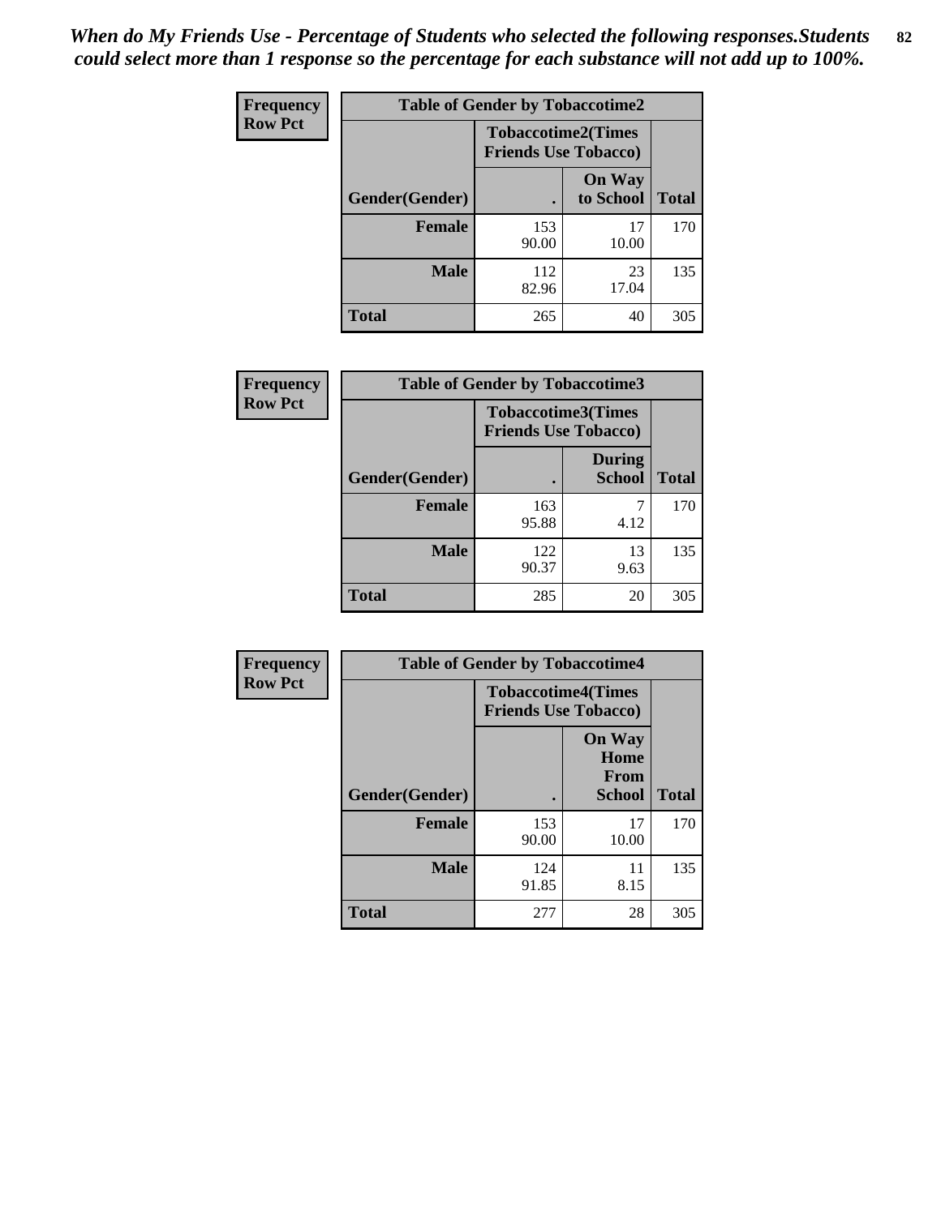*When do My Friends Use - Percentage of Students who selected the following responses.Students could select more than 1 response so the percentage for each substance will not add up to 100%.*

**Frequency**
**Row Pct**

**Table of Gender by Tobaccotime2**

| Gender(Gender) | Tobaccotime2(Times Friends Use Tobacco) . | On Way to School | Total |
|---|---|---|---|
| **Female** | 153<br>90.00 | 17<br>10.00 | 170 |
| **Male** | 112<br>82.96 | 23<br>17.04 | 135 |
| **Total** | 265 | 40 | 305 |

**Frequency**
**Row Pct**

**Table of Gender by Tobaccotime3**

| Gender(Gender) | Tobaccotime3(Times Friends Use Tobacco) . | During School | Total |
|---|---|---|---|
| **Female** | 163<br>95.88 | 7<br>4.12 | 170 |
| **Male** | 122<br>90.37 | 13<br>9.63 | 135 |
| **Total** | 285 | 20 | 305 |

**Frequency**
**Row Pct**

**Table of Gender by Tobaccotime4**

| Gender(Gender) | Tobaccotime4(Times Friends Use Tobacco) . | On Way Home From School | Total |
|---|---|---|---|
| **Female** | 153<br>90.00 | 17<br>10.00 | 170 |
| **Male** | 124<br>91.85 | 11<br>8.15 | 135 |
| **Total** | 277 | 28 | 305 |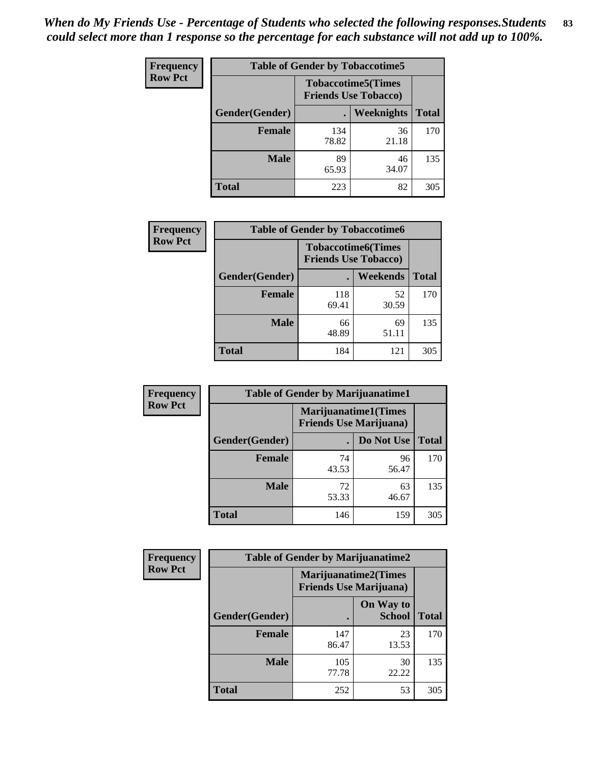*When do My Friends Use - Percentage of Students who selected the following responses.Students could select more than 1 response so the percentage for each substance will not add up to 100%.*

**Frequency**
**Row Pct**

| Table of Gender by Tobaccotime5 | | | |
|---|---|---|---|
| | Tobaccotime5(Times Friends Use Tobacco) | | |
| Gender(Gender) | . | Weeknights | Total |
| Female | 134<br>78.82 | 36<br>21.18 | 170 |
| Male | 89<br>65.93 | 46<br>34.07 | 135 |
| Total | 223 | 82 | 305 |

**Frequency**
**Row Pct**

| Table of Gender by Tobaccotime6 | | | |
|---|---|---|---|
| | Tobaccotime6(Times Friends Use Tobacco) | | |
| Gender(Gender) | . | Weekends | Total |
| Female | 118<br>69.41 | 52<br>30.59 | 170 |
| Male | 66<br>48.89 | 69<br>51.11 | 135 |
| Total | 184 | 121 | 305 |

**Frequency**
**Row Pct**

| Table of Gender by Marijuanatime1 | | | |
|---|---|---|---|
| | Marijuanatime1(Times Friends Use Marijuana) | | |
| Gender(Gender) | . | Do Not Use | Total |
| Female | 74<br>43.53 | 96<br>56.47 | 170 |
| Male | 72<br>53.33 | 63<br>46.67 | 135 |
| Total | 146 | 159 | 305 |

**Frequency**
**Row Pct**

| Table of Gender by Marijuanatime2 | | | |
|---|---|---|---|
| | Marijuanatime2(Times Friends Use Marijuana) | | |
| Gender(Gender) | . | On Way to School | Total |
| Female | 147<br>86.47 | 23<br>13.53 | 170 |
| Male | 105<br>77.78 | 30<br>22.22 | 135 |
| Total | 252 | 53 | 305 |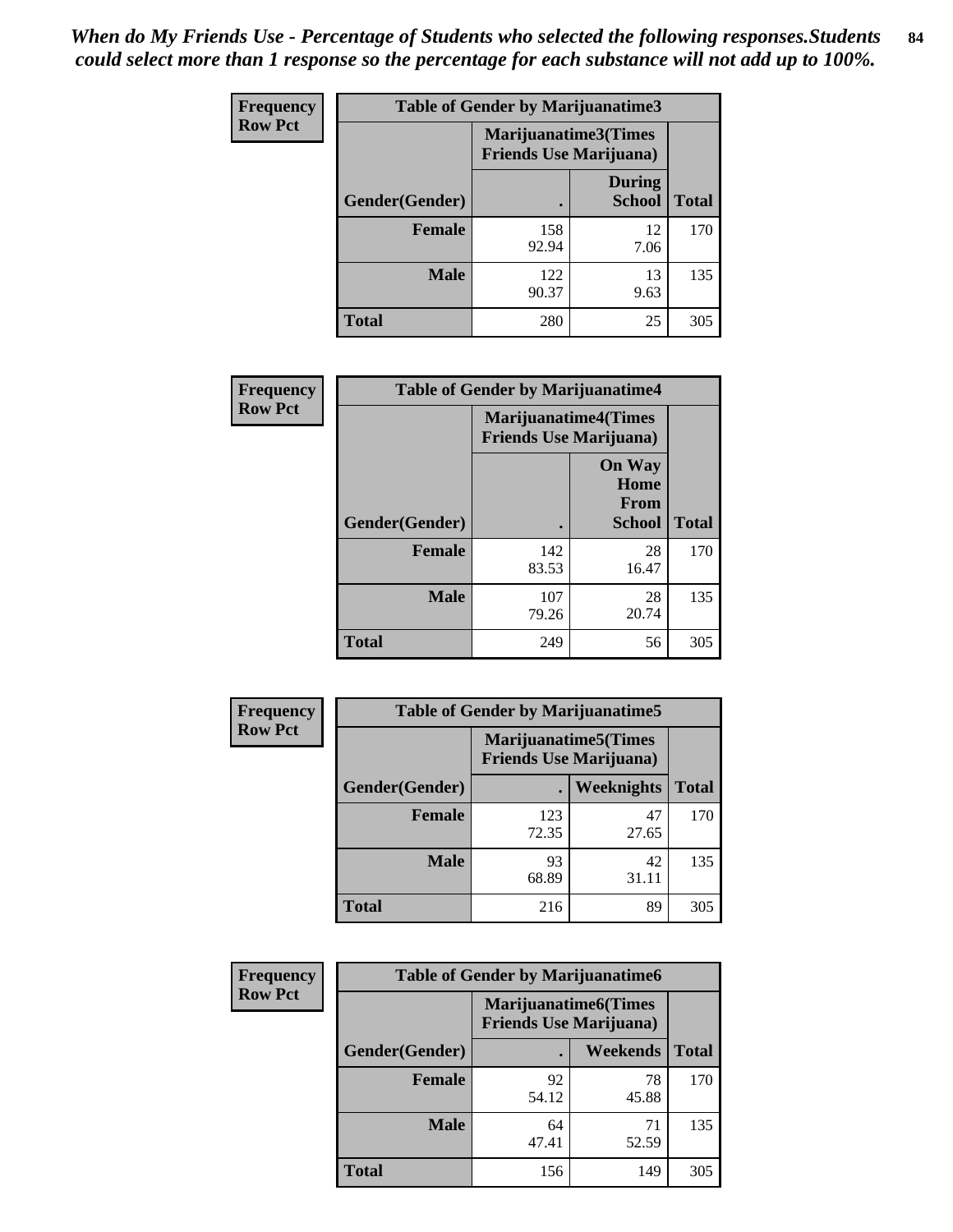*When do My Friends Use - Percentage of Students who selected the following responses.Students could select more than 1 response so the percentage for each substance will not add up to 100%.*

**Frequency Row Pct**

| Table of Gender by Marijuanatime3 | | | |
|---|---|---|---|
| | Marijuanatime3(Times Friends Use Marijuana) | | |
| Gender(Gender) | . | During School | Total |
| Female | 158<br>92.94 | 12<br>7.06 | 170 |
| Male | 122<br>90.37 | 13<br>9.63 | 135 |
| Total | 280 | 25 | 305 |

**Frequency Row Pct**

| Table of Gender by Marijuanatime4 | | | |
|---|---|---|---|
| | Marijuanatime4(Times Friends Use Marijuana) | | |
| Gender(Gender) | . | On Way Home From School | Total |
| Female | 142<br>83.53 | 28<br>16.47 | 170 |
| Male | 107<br>79.26 | 28<br>20.74 | 135 |
| Total | 249 | 56 | 305 |

**Frequency Row Pct**

| Table of Gender by Marijuanatime5 | | | |
|---|---|---|---|
| | Marijuanatime5(Times Friends Use Marijuana) | | |
| Gender(Gender) | . | Weeknights | Total |
| Female | 123<br>72.35 | 47<br>27.65 | 170 |
| Male | 93<br>68.89 | 42<br>31.11 | 135 |
| Total | 216 | 89 | 305 |

**Frequency Row Pct**

| Table of Gender by Marijuanatime6 | | | |
|---|---|---|---|
| | Marijuanatime6(Times Friends Use Marijuana) | | |
| Gender(Gender) | . | Weekends | Total |
| Female | 92<br>54.12 | 78<br>45.88 | 170 |
| Male | 64<br>47.41 | 71<br>52.59 | 135 |
| Total | 156 | 149 | 305 |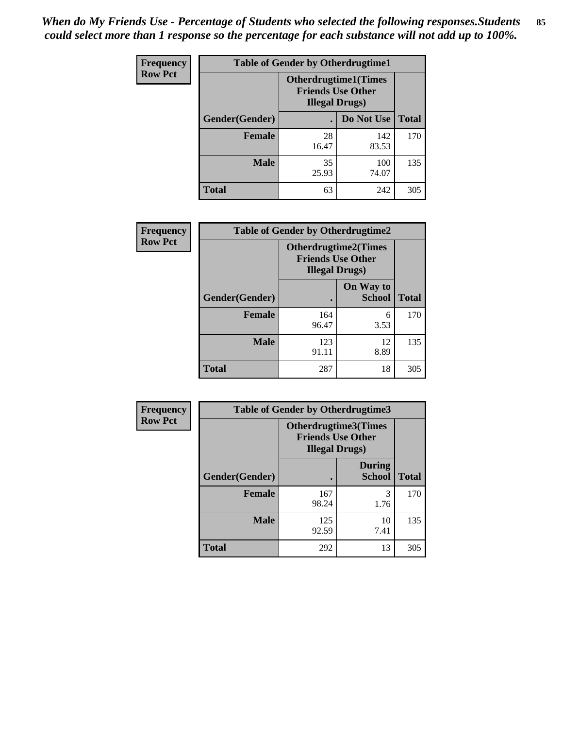*When do My Friends Use - Percentage of Students who selected the following responses.Students could select more than 1 response so the percentage for each substance will not add up to 100%.*

**Frequency**
**Row Pct**

| Table of Gender by Otherdrugtime1 | | | |
|---|---|---|---|
| | Otherdrugtime1(Times Friends Use Other Illegal Drugs) | | |
| Gender(Gender) | . | Do Not Use | Total |
| **Female** | 28<br>16.47 | 142<br>83.53 | 170 |
| **Male** | 35<br>25.93 | 100<br>74.07 | 135 |
| **Total** | 63 | 242 | 305 |

**Frequency**
**Row Pct**

| Table of Gender by Otherdrugtime2 | | | |
|---|---|---|---|
| | Otherdrugtime2(Times Friends Use Other Illegal Drugs) | | |
| Gender(Gender) | . | On Way to School | Total |
| **Female** | 164<br>96.47 | 6<br>3.53 | 170 |
| **Male** | 123<br>91.11 | 12<br>8.89 | 135 |
| **Total** | 287 | 18 | 305 |

**Frequency**
**Row Pct**

| Table of Gender by Otherdrugtime3 | | | |
|---|---|---|---|
| | Otherdrugtime3(Times Friends Use Other Illegal Drugs) | | |
| Gender(Gender) | . | During School | Total |
| **Female** | 167<br>98.24 | 3<br>1.76 | 170 |
| **Male** | 125<br>92.59 | 10<br>7.41 | 135 |
| **Total** | 292 | 13 | 305 |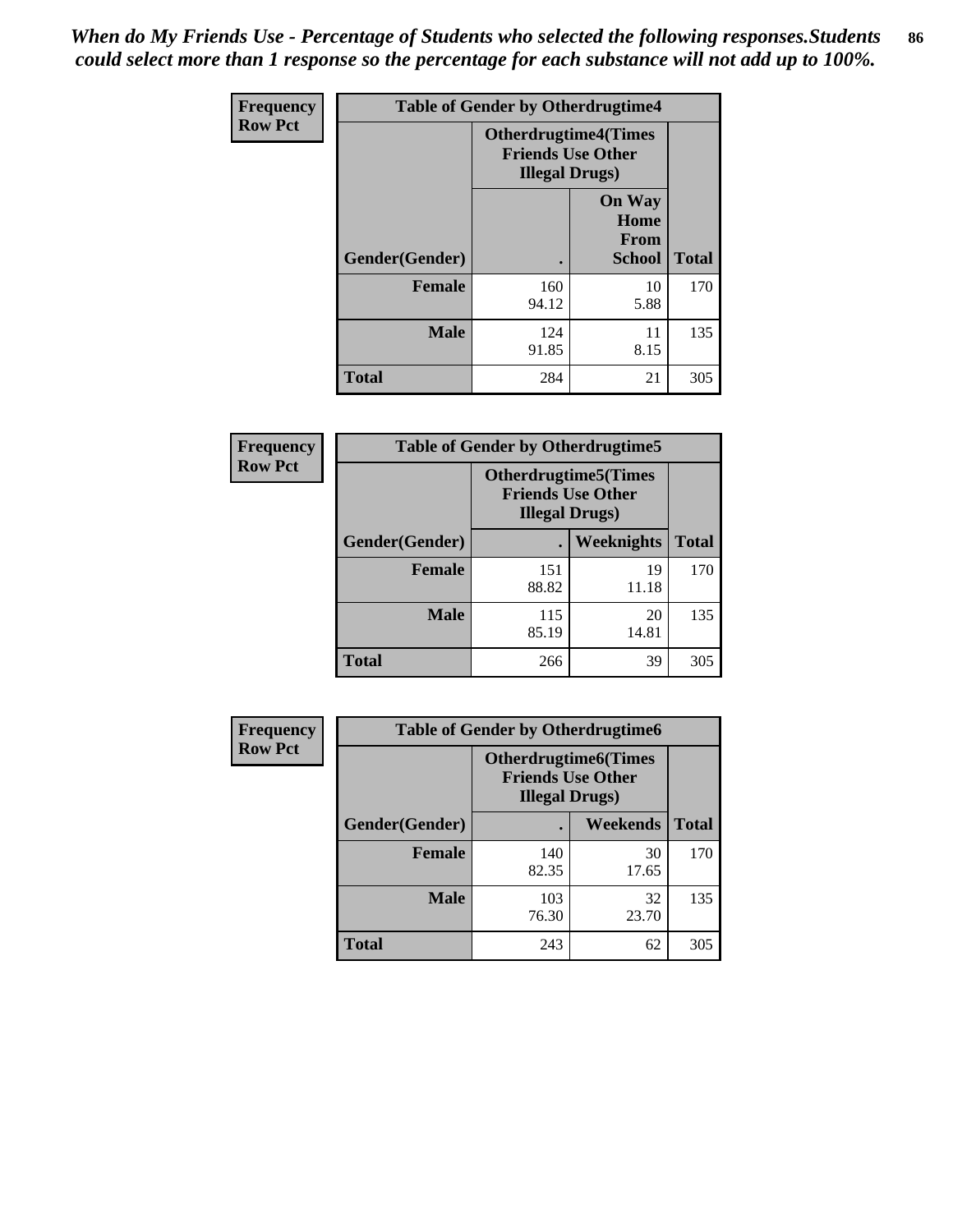*When do My Friends Use - Percentage of Students who selected the following responses.Students could select more than 1 response so the percentage for each substance will not add up to 100%.*

| Frequency Row Pct | Table of Gender by Otherdrugtime4 | | |
|---|---|---|---|
| | Otherdrugtime4(Times Friends Use Other Illegal Drugs) | | |
| Gender(Gender) | . | On Way Home From School | Total |
| Female | 160<br>94.12 | 10<br>5.88 | 170 |
| Male | 124<br>91.85 | 11<br>8.15 | 135 |
| Total | 284 | 21 | 305 |

| Frequency Row Pct | Table of Gender by Otherdrugtime5 | | |
|---|---|---|---|
| | Otherdrugtime5(Times Friends Use Other Illegal Drugs) | | |
| Gender(Gender) | . | Weeknights | Total |
| Female | 151<br>88.82 | 19<br>11.18 | 170 |
| Male | 115<br>85.19 | 20<br>14.81 | 135 |
| Total | 266 | 39 | 305 |

| Frequency Row Pct | Table of Gender by Otherdrugtime6 | | |
|---|---|---|---|
| | Otherdrugtime6(Times Friends Use Other Illegal Drugs) | | |
| Gender(Gender) | . | Weekends | Total |
| Female | 140<br>82.35 | 30<br>17.65 | 170 |
| Male | 103<br>76.30 | 32<br>23.70 | 135 |
| Total | 243 | 62 | 305 |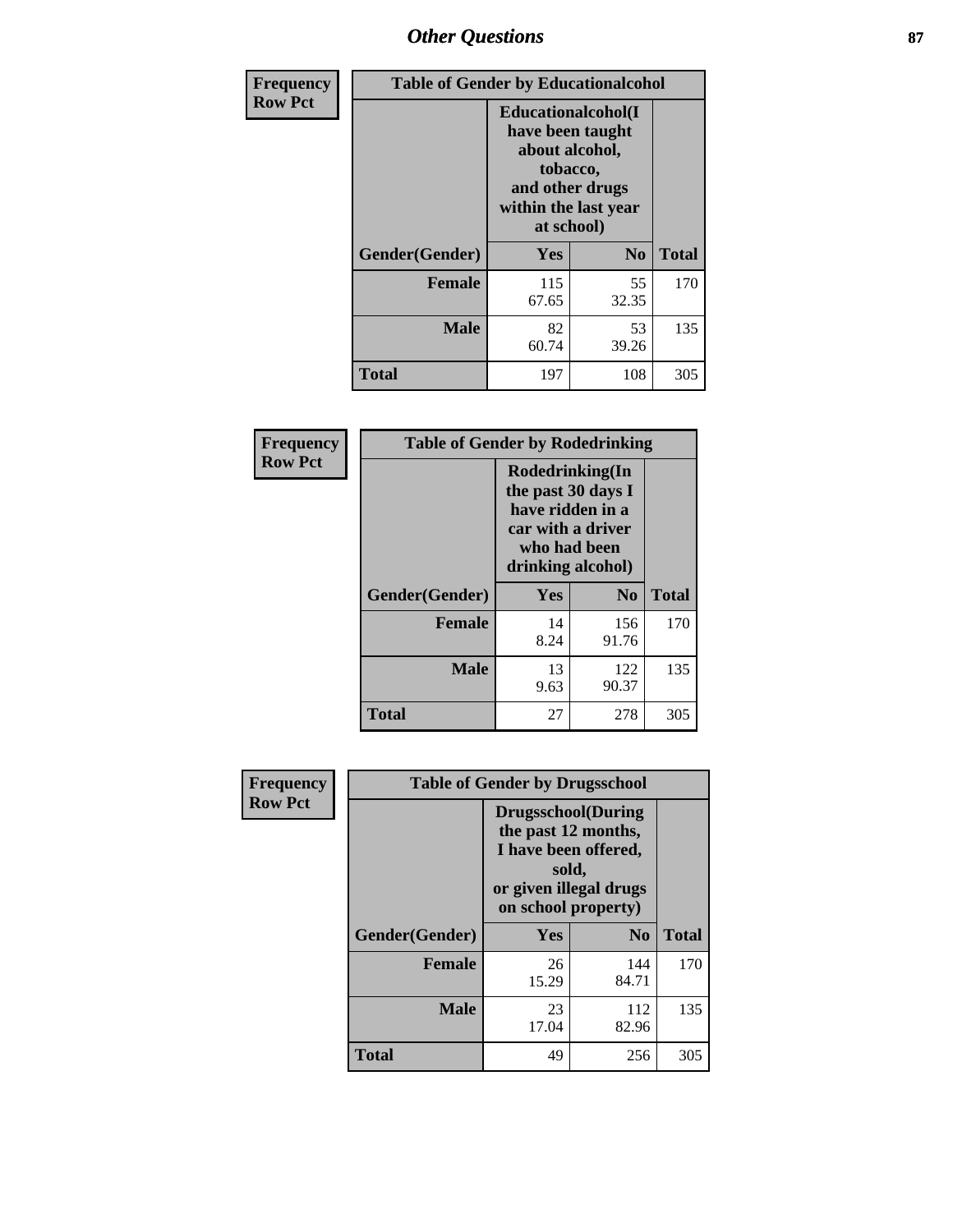| Frequency<br>Row Pct | Table of Gender by Educationalcohol | | |
|---|---|---|---|
| | Educationalcohol(I have been taught about alcohol, tobacco, and other drugs within the last year at school) | | |
| Gender(Gender) | Yes | No | Total |
| Female | 115<br>67.65 | 55<br>32.35 | 170 |
| Male | 82<br>60.74 | 53<br>39.26 | 135 |
| Total | 197 | 108 | 305 |

| Frequency<br>Row Pct | Table of Gender by Rodedrinking | | |
|---|---|---|---|
| | Rodedrinking(In the past 30 days I have ridden in a car with a driver who had been drinking alcohol) | | |
| Gender(Gender) | Yes | No | Total |
| Female | 14<br>8.24 | 156<br>91.76 | 170 |
| Male | 13<br>9.63 | 122<br>90.37 | 135 |
| Total | 27 | 278 | 305 |

| Frequency<br>Row Pct | Table of Gender by Drugsschool | | |
|---|---|---|---|
| | Drugsschool(During the past 12 months, I have been offered, sold, or given illegal drugs on school property) | | |
| Gender(Gender) | Yes | No | Total |
| Female | 26<br>15.29 | 144<br>84.71 | 170 |
| Male | 23<br>17.04 | 112<br>82.96 | 135 |
| Total | 49 | 256 | 305 |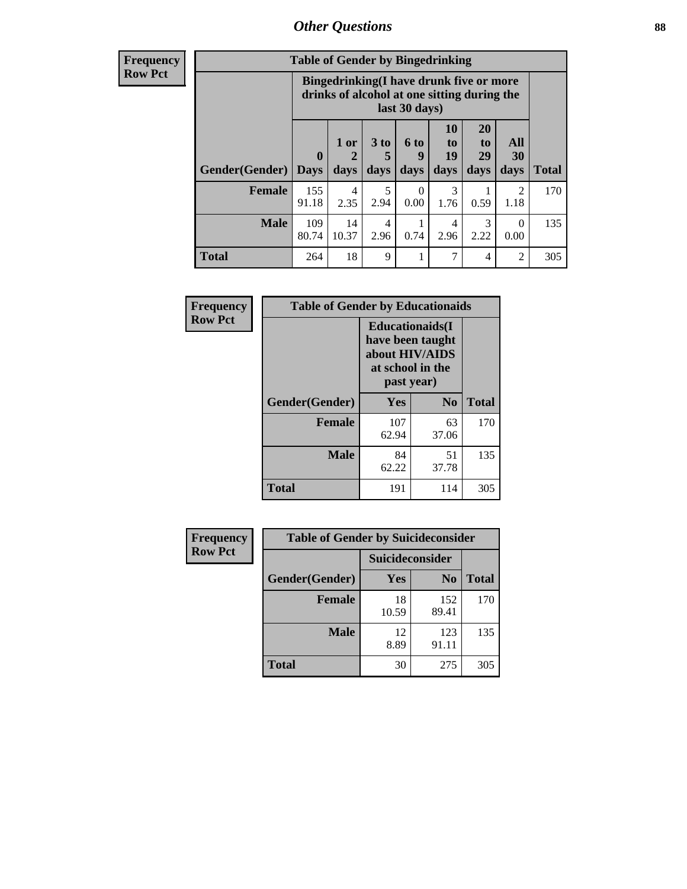**Frequency**
**Row Pct**

| Table of Gender by Bingedrinking | | | | | | | | |
|---|---|---|---|---|---|---|---|---|
| | Bingedrinking(I have drunk five or more drinks of alcohol at one sitting during the last 30 days) | | | | | | | |
| Gender(Gender) | 0 Days | 1 or 2 days | 3 to 5 days | 6 to 9 days | 10 to 19 days | 20 to 29 days | All 30 days | Total |
| **Female** | 155<br>91.18 | 4<br>2.35 | 5<br>2.94 | 0<br>0.00 | 3<br>1.76 | 1<br>0.59 | 2<br>1.18 | 170 |
| **Male** | 109<br>80.74 | 14<br>10.37 | 4<br>2.96 | 1<br>0.74 | 4<br>2.96 | 3<br>2.22 | 0<br>0.00 | 135 |
| **Total** | 264 | 18 | 9 | 1 | 7 | 4 | 2 | 305 |

**Frequency**
**Row Pct**

| Table of Gender by Educationaids | | | |
|---|---|---|---|
| | Educationaids(I have been taught about HIV/AIDS at school in the past year) | | |
| Gender(Gender) | Yes | No | Total |
| **Female** | 107<br>62.94 | 63<br>37.06 | 170 |
| **Male** | 84<br>62.22 | 51<br>37.78 | 135 |
| **Total** | 191 | 114 | 305 |

**Frequency**
**Row Pct**

| Table of Gender by Suicideconsider | | | |
|---|---|---|---|
| | Suicideconsider | | |
| Gender(Gender) | Yes | No | Total |
| **Female** | 18<br>10.59 | 152<br>89.41 | 170 |
| **Male** | 12<br>8.89 | 123<br>91.11 | 135 |
| **Total** | 30 | 275 | 305 |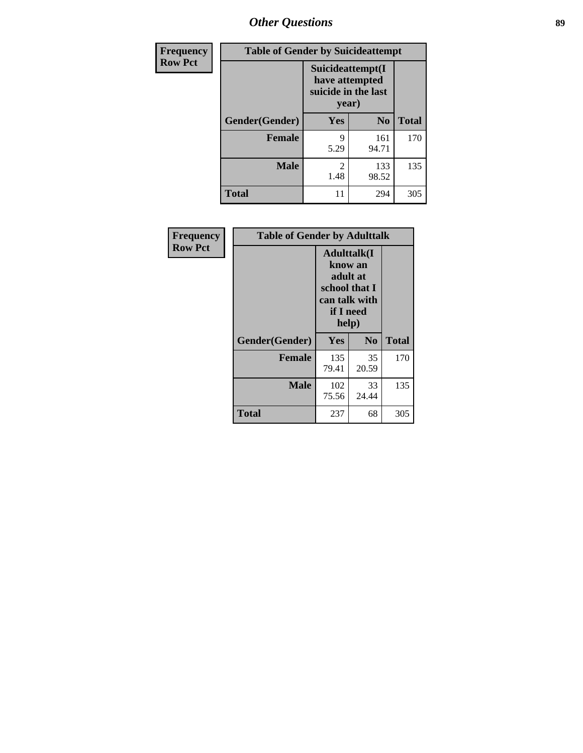| Frequency Row Pct | Table of Gender by Suicideattempt | | |
|---|---|---|---|
| | Suicideattempt(I have attempted suicide in the last year) | | |
| Gender(Gender) | Yes | No | Total |
| Female | 9<br>5.29 | 161<br>94.71 | 170 |
| Male | 2<br>1.48 | 133<br>98.52 | 135 |
| Total | 11 | 294 | 305 |

| Frequency Row Pct | Table of Gender by Adulttalk | | |
|---|---|---|---|
| | Adulttalk(I know an adult at school that I can talk with if I need help) | | |
| Gender(Gender) | Yes | No | Total |
| Female | 135<br>79.41 | 35<br>20.59 | 170 |
| Male | 102<br>75.56 | 33<br>24.44 | 135 |
| Total | 237 | 68 | 305 |